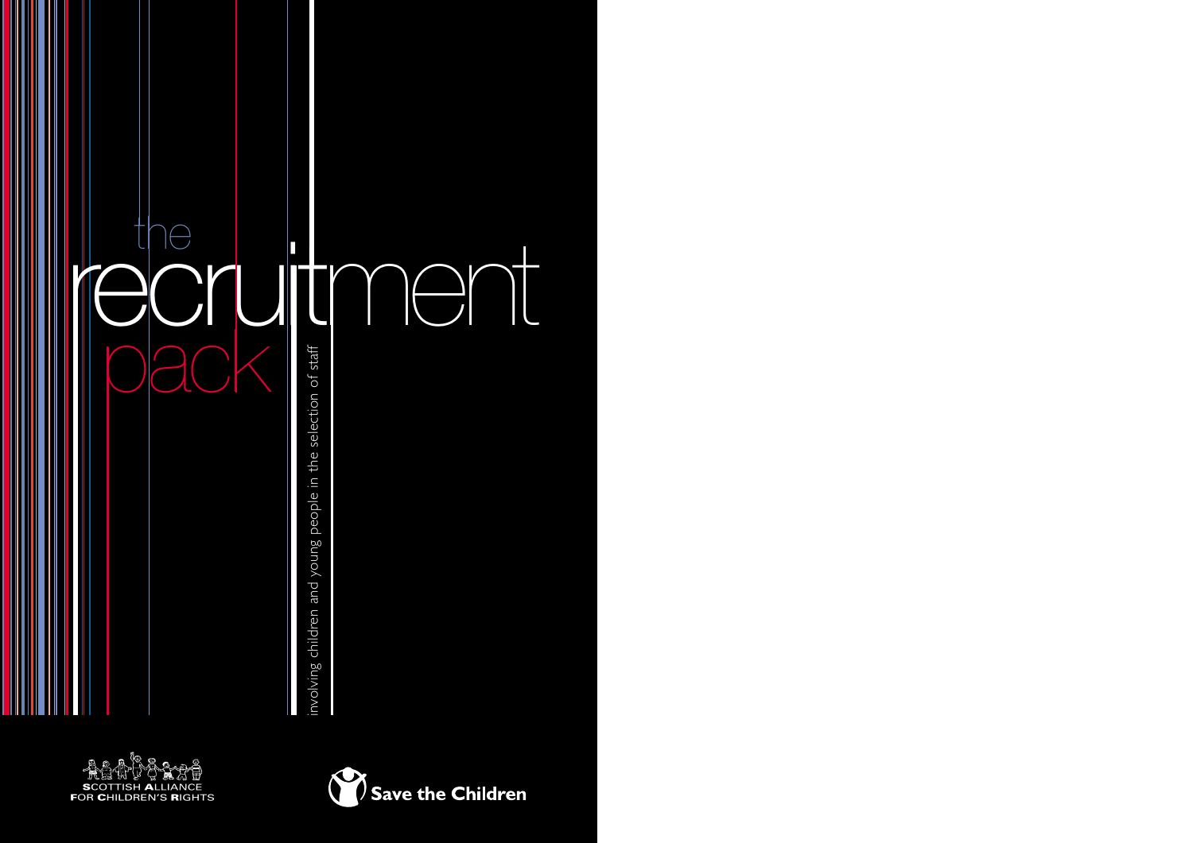# the recruitment pack

involving children and young people in the selection of staff

SCOTTISH ALLIANCE FOR CHILDREN'S RIGHTS

Save the Children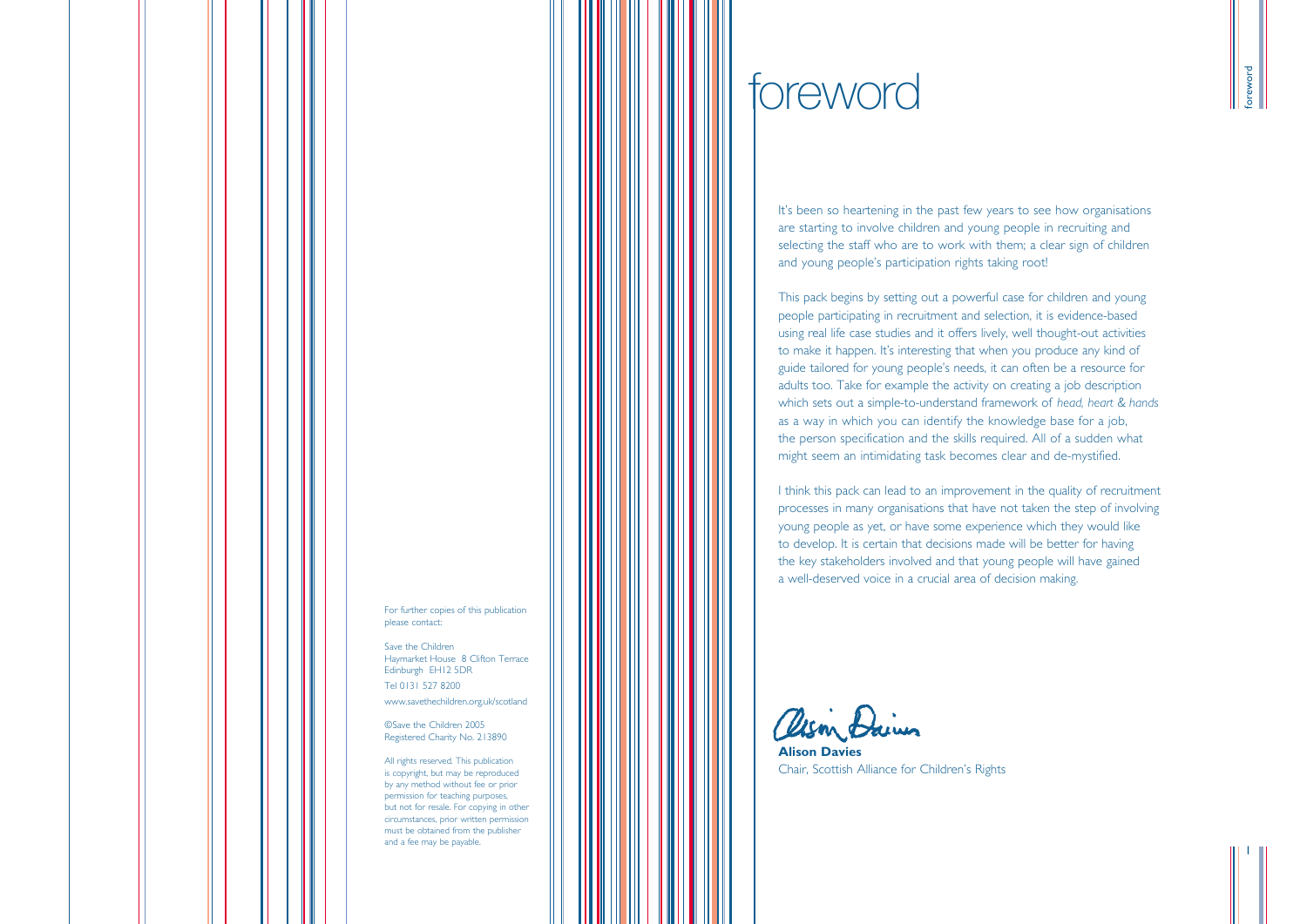For further copies of this publication please contact:

Save the Children
Haymarket House 8 Clifton Terrace
Edinburgh EH12 5DR
Tel 0131 527 8200
www.savethechildren.org.uk/scotland

©Save the Children 2005
Registered Charity No. 213890

All rights reserved. This publication is copyright, but may be reproduced by any method without fee or prior permission for teaching purposes, but not for resale. For copying in other circumstances, prior written permission must be obtained from the publisher and a fee may be payable.

# foreword

It's been so heartening in the past few years to see how organisations are starting to involve children and young people in recruiting and selecting the staff who are to work with them; a clear sign of children and young people's participation rights taking root!

This pack begins by setting out a powerful case for children and young people participating in recruitment and selection, it is evidence-based using real life case studies and it offers lively, well thought-out activities to make it happen. It's interesting that when you produce any kind of guide tailored for young people's needs, it can often be a resource for adults too. Take for example the activity on creating a job description which sets out a simple-to-understand framework of *head, heart & hands* as a way in which you can identify the knowledge base for a job, the person specification and the skills required. All of a sudden what might seem an intimidating task becomes clear and de-mystified.

I think this pack can lead to an improvement in the quality of recruitment processes in many organisations that have not taken the step of involving young people as yet, or have some experience which they would like to develop. It is certain that decisions made will be better for having the key stakeholders involved and that young people will have gained a well-deserved voice in a crucial area of decision making.

**Alison Davies**
Chair, Scottish Alliance for Children's Rights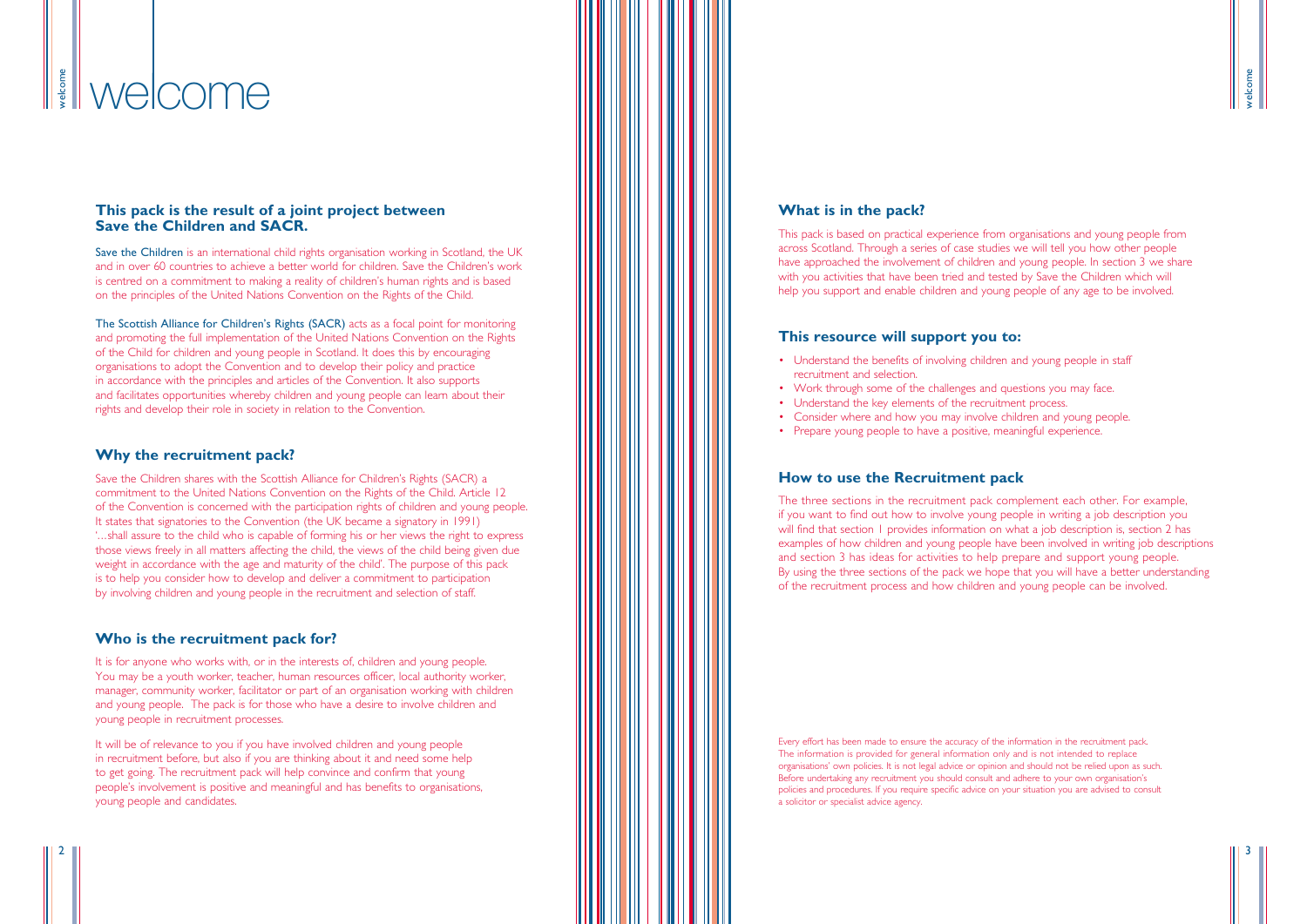# welcome

## This pack is the result of a joint project between Save the Children and SACR.

Save the Children is an international child rights organisation working in Scotland, the UK and in over 60 countries to achieve a better world for children. Save the Children's work is centred on a commitment to making a reality of children's human rights and is based on the principles of the United Nations Convention on the Rights of the Child.

The Scottish Alliance for Children's Rights (SACR) acts as a focal point for monitoring and promoting the full implementation of the United Nations Convention on the Rights of the Child for children and young people in Scotland. It does this by encouraging organisations to adopt the Convention and to develop their policy and practice in accordance with the principles and articles of the Convention. It also supports and facilitates opportunities whereby children and young people can learn about their rights and develop their role in society in relation to the Convention.

## Why the recruitment pack?

Save the Children shares with the Scottish Alliance for Children's Rights (SACR) a commitment to the United Nations Convention on the Rights of the Child. Article 12 of the Convention is concerned with the participation rights of children and young people. It states that signatories to the Convention (the UK became a signatory in 1991) '...shall assure to the child who is capable of forming his or her views the right to express those views freely in all matters affecting the child, the views of the child being given due weight in accordance with the age and maturity of the child'. The purpose of this pack is to help you consider how to develop and deliver a commitment to participation by involving children and young people in the recruitment and selection of staff.

## Who is the recruitment pack for?

It is for anyone who works with, or in the interests of, children and young people. You may be a youth worker, teacher, human resources officer, local authority worker, manager, community worker, facilitator or part of an organisation working with children and young people. The pack is for those who have a desire to involve children and young people in recruitment processes.

It will be of relevance to you if you have involved children and young people in recruitment before, but also if you are thinking about it and need some help to get going. The recruitment pack will help convince and confirm that young people's involvement is positive and meaningful and has benefits to organisations, young people and candidates.

## What is in the pack?

This pack is based on practical experience from organisations and young people from across Scotland. Through a series of case studies we will tell you how other people have approached the involvement of children and young people. In section 3 we share with you activities that have been tried and tested by Save the Children which will help you support and enable children and young people of any age to be involved.

## This resource will support you to:

- Understand the benefits of involving children and young people in staff recruitment and selection.
- Work through some of the challenges and questions you may face.
- Understand the key elements of the recruitment process.
- Consider where and how you may involve children and young people.
- Prepare young people to have a positive, meaningful experience.

## How to use the Recruitment pack

The three sections in the recruitment pack complement each other. For example, if you want to find out how to involve young people in writing a job description you will find that section 1 provides information on what a job description is, section 2 has examples of how children and young people have been involved in writing job descriptions and section 3 has ideas for activities to help prepare and support young people. By using the three sections of the pack we hope that you will have a better understanding of the recruitment process and how children and young people can be involved.

Every effort has been made to ensure the accuracy of the information in the recruitment pack. The information is provided for general information only and is not intended to replace organisations' own policies. It is not legal advice or opinion and should not be relied upon as such. Before undertaking any recruitment you should consult and adhere to your own organisation's policies and procedures. If you require specific advice on your situation you are advised to consult a solicitor or specialist advice agency.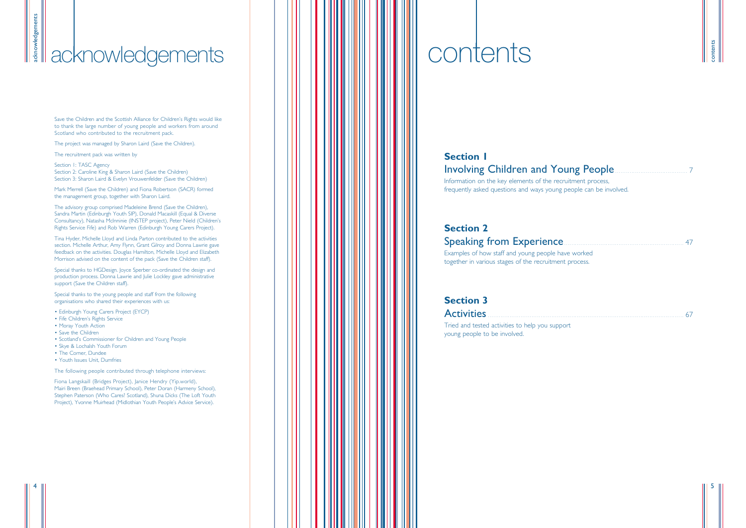# acknowledgements

Save the Children and the Scottish Alliance for Children's Rights would like to thank the large number of young people and workers from around Scotland who contributed to the recruitment pack.

The project was managed by Sharon Laird (Save the Children).

The recruitment pack was written by

Section 1: TASC Agency
Section 2: Caroline King & Sharon Laird (Save the Children)
Section 3: Sharon Laird & Evelyn Vrouwenfelder (Save the Children)

Mark Merrell (Save the Children) and Fiona Robertson (SACR) formed the management group, together with Sharon Laird.

The advisory group comprised Madeleine Brend (Save the Children), Sandra Martin (Edinburgh Youth SIP), Donald Macaskill (Equal & Diverse Consultancy), Natasha McInninie (INSTEP project), Peter Nield (Children's Rights Service Fife) and Rob Warren (Edinburgh Young Carers Project).

Tina Hyder, Michelle Lloyd and Linda Parton contributed to the activities section. Michelle Arthur, Amy Flynn, Grant Gilroy and Donna Lawrie gave feedback on the activities. Douglas Hamilton, Michelle Lloyd and Elizabeth Morrison advised on the content of the pack (Save the Children staff).

Special thanks to HGDesign. Joyce Sperber co-ordinated the design and production process. Donna Lawrie and Julie Lockley gave administrative support (Save the Children staff).

Special thanks to the young people and staff from the following organisations who shared their experiences with us:

- Edinburgh Young Carers Project (EYCP)
- Fife Children's Rights Service
- Moray Youth Action
- Save the Children
- Scotland's Commissioner for Children and Young People
- Skye & Lochalsh Youth Forum
- The Corner, Dundee
- Youth Issues Unit, Dumfries

The following people contributed through telephone interviews:

Fiona Langskaill (Bridges Project), Janice Hendry (Yip.world), Mairi Breen (Braehead Primary School), Peter Doran (Harmeny School), Stephen Paterson (Who Cares? Scotland), Shuna Dicks (The Loft Youth Project), Yvonne Muirhead (Midlothian Youth People's Advice Service).

# contents

## Section 1
### Involving Children and Young People ........ 7

Information on the key elements of the recruitment process, frequently asked questions and ways young people can be involved.

## Section 2
### Speaking from Experience ........ 47

Examples of how staff and young people have worked together in various stages of the recruitment process.

## Section 3
### Activities ........ 67

Tried and tested activities to help you support young people to be involved.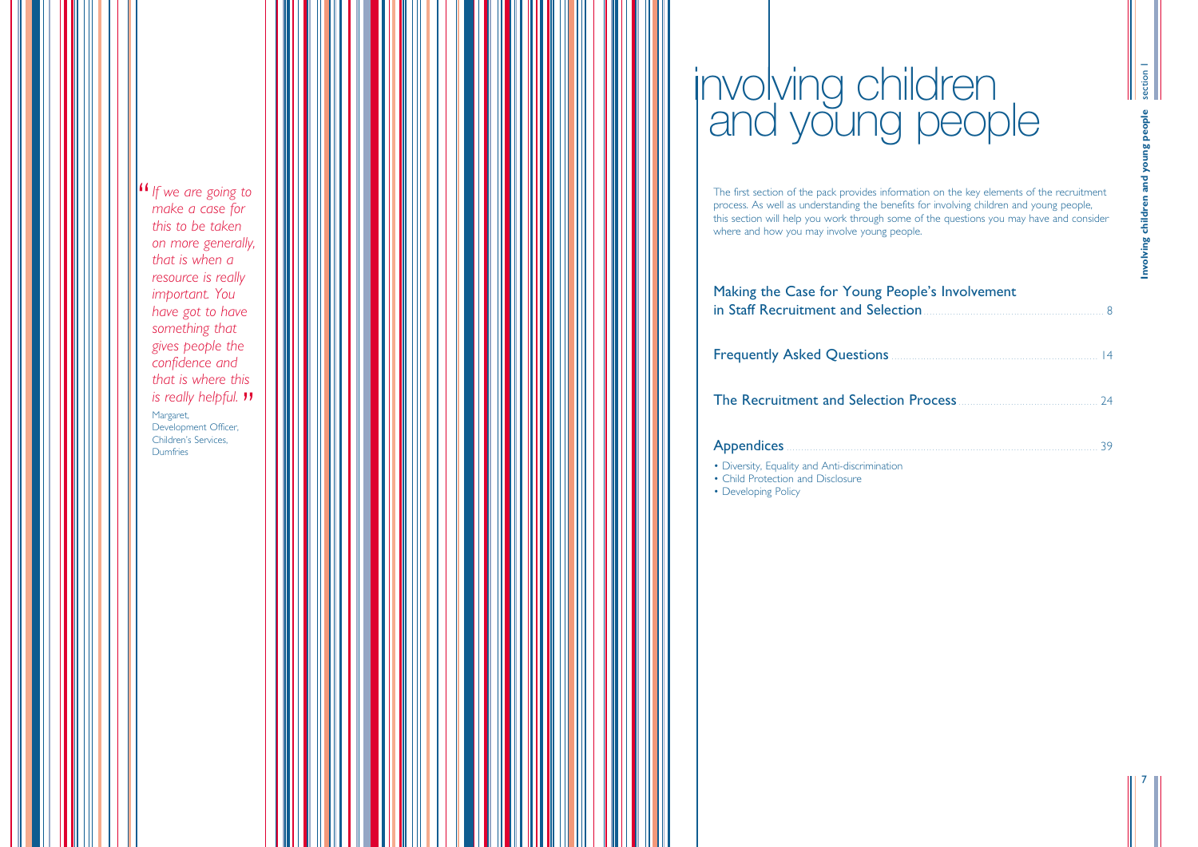> *"If we are going to make a case for this to be taken on more generally, that is when a resource is really important. You have got to have something that gives people the confidence and that is where this is really helpful."*
>
> Margaret, Development Officer, Children's Services, Dumfries

# involving children and young people

The first section of the pack provides information on the key elements of the recruitment process. As well as understanding the benefits for involving children and young people, this section will help you work through some of the questions you may have and consider where and how you may involve young people.

Making the Case for Young People's Involvement in Staff Recruitment and Selection ........ 8

Frequently Asked Questions ........ 14

The Recruitment and Selection Process ........ 24

Appendices ........ 39

- Diversity, Equality and Anti-discrimination
- Child Protection and Disclosure
- Developing Policy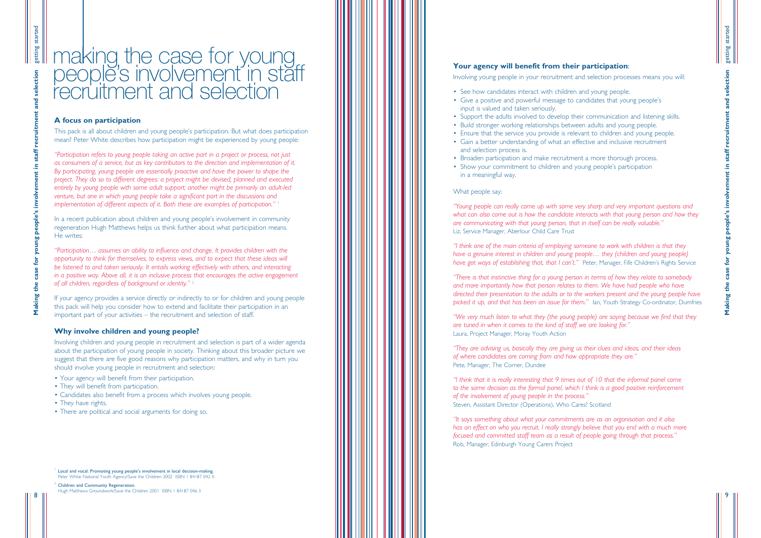# making the case for young people's involvement in staff recruitment and selection

## A focus on participation

This pack is all about children and young people's participation. But what does participation mean? Peter White describes how participation might be experienced by young people:

*"Participation refers to young people taking an active part in a project or process, not just as consumers of a service, but as key contributors to the direction and implementation of it. By participating, young people are essentially proactive and have the power to shape the project. They do so to different degrees: a project might be devised, planned and executed entirely by young people with some adult support; another might be primarily an adult-led venture, but one in which young people take a significant part in the discussions and implementation of different aspects of it. Both these are examples of participation."* [1]

In a recent publication about children and young people's involvement in community regeneration Hugh Matthews helps us think further about what participation means. He writes:

*"Participation… assumes an ability to influence and change. It provides children with the opportunity to think for themselves, to express views, and to expect that these ideas will be listened to and taken seriously. It entails working effectively with others, and interacting in a positive way. Above all, it is an inclusive process that encourages the active engagement of all children, regardless of background or identity."* [2]

If your agency provides a service directly or indirectly to or for children and young people this pack will help you consider how to extend and facilitate their participation in an important part of your activities – the recruitment and selection of staff.

## Why involve children and young people?

Involving children and young people in recruitment and selection is part of a wider agenda about the participation of young people in society. Thinking about this broader picture we suggest that there are five good reasons why participation matters, and why in turn you should involve young people in recruitment and selection:

- Your agency will benefit from their participation.
- They will benefit from participation.
- Candidates also benefit from a process which involves young people.
- They have rights.
- There are political and social arguments for doing so.

[1] **Local and vocal: Promoting young people's involvement in local decision-making.** Peter White National Youth Agency/Save the Children 2002 ISBN 1 84187 042 0

[2] **Children and Community Regeneration.** Hugh Matthews Groundwork/Save the Children 2001 ISBN 1 84187 046 3

**Your agency will benefit from their participation**:

Involving young people in your recruitment and selection processes means you will:

- See how candidates interact with children and young people.
- Give a positive and powerful message to candidates that young people's input is valued and taken seriously.
- Support the adults involved to develop their communication and listening skills.
- Build stronger working relationships between adults and young people.
- Ensure that the service you provide is relevant to children and young people.
- Gain a better understanding of what an effective and inclusive recruitment and selection process is.
- Broaden participation and make recruitment a more thorough process.
- Show your commitment to children and young people's participation in a meaningful way.

What people say:

*"Young people can really come up with some very sharp and very important questions and what can also come out is how the candidate interacts with that young person and how they are communicating with that young person, that in itself can be really valuable."*
Liz, Service Manager, Aberlour Child Care Trust

*"I think one of the main criteria of employing someone to work with children is that they have a genuine interest in children and young people… they (children and young people) have got ways of establishing that, that I can't."* Peter, Manager, Fife Children's Rights Service

*"There is that instinctive thing for a young person in terms of how they relate to somebody and more importantly how that person relates to them. We have had people who have directed their presentation to the adults or to the workers present and the young people have picked it up, and that has been an issue for them."* Ian, Youth Strategy Co-ordinator, Dumfries

*"We very much listen to what they (the young people) are saying because we find that they are tuned in when it comes to the kind of staff we are looking for."*
Laura, Project Manager, Moray Youth Action

*"They are advising us, basically they are giving us their clues and ideas, and their ideas of where candidates are coming from and how appropriate they are."*
Pete, Manager, The Corner, Dundee

*"I think that it is really interesting that 9 times out of 10 that the informal panel come to the same decision as the formal panel, which I think is a good positive reinforcement of the involvement of young people in the process."*
Steven, Assistant Director (Operations), Who Cares? Scotland

*"It says something about what your commitments are as an organisation and it also has an effect on who you recruit. I really strongly believe that you end with a much more focused and committed staff team as a result of people going through that process."*
Rob, Manager, Edinburgh Young Carers Project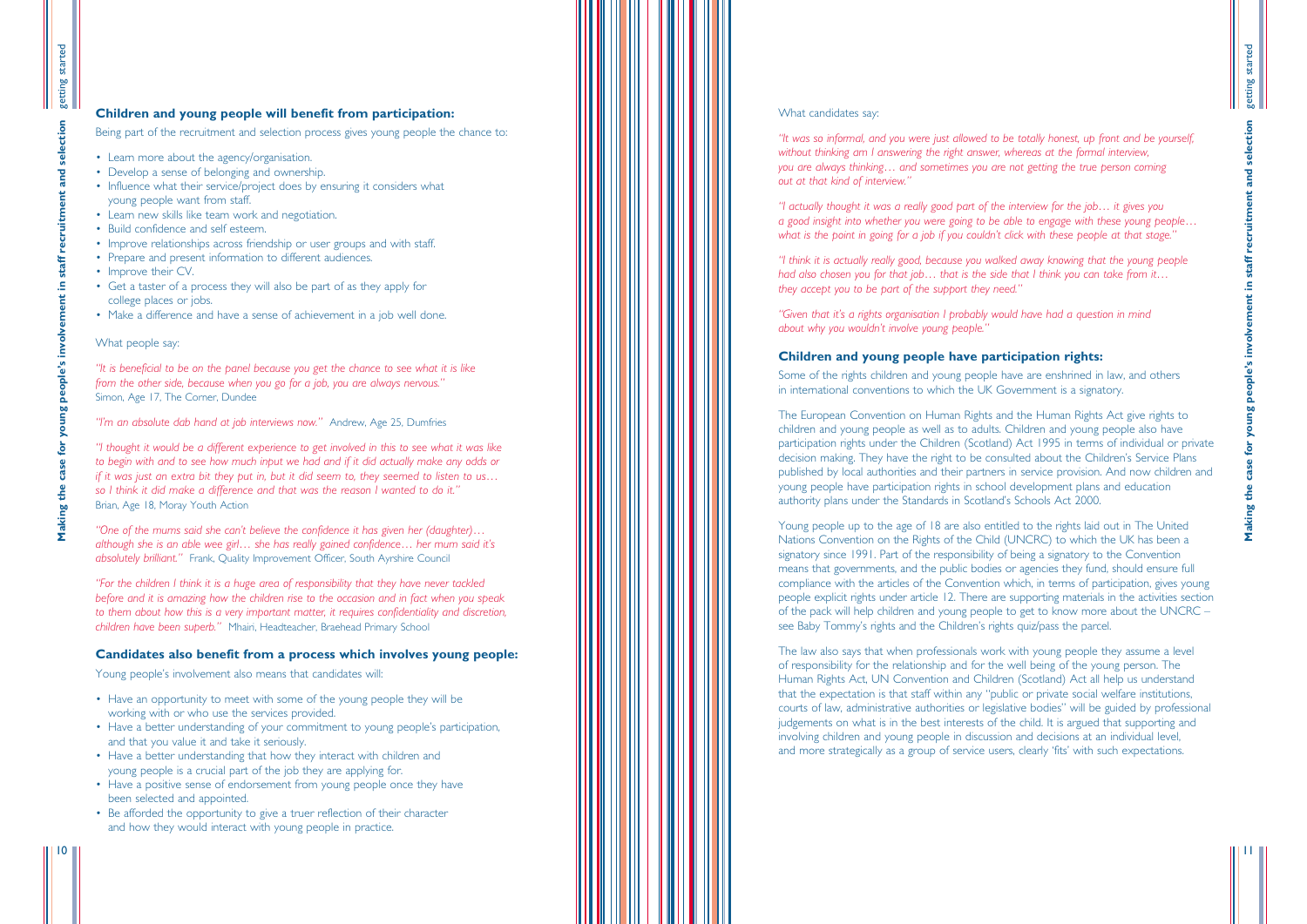## Children and young people will benefit from participation:

Being part of the recruitment and selection process gives young people the chance to:

- Learn more about the agency/organisation.
- Develop a sense of belonging and ownership.
- Influence what their service/project does by ensuring it considers what young people want from staff.
- Learn new skills like team work and negotiation.
- Build confidence and self esteem.
- Improve relationships across friendship or user groups and with staff.
- Prepare and present information to different audiences.
- Improve their CV.
- Get a taster of a process they will also be part of as they apply for college places or jobs.
- Make a difference and have a sense of achievement in a job well done.

What people say:

*"It is beneficial to be on the panel because you get the chance to see what it is like from the other side, because when you go for a job, you are always nervous."*
Simon, Age 17, The Corner, Dundee

*"I'm an absolute dab hand at job interviews now."* Andrew, Age 25, Dumfries

*"I thought it would be a different experience to get involved in this to see what it was like to begin with and to see how much input we had and if it did actually make any odds or if it was just an extra bit they put in, but it did seem to, they seemed to listen to us… so I think it did make a difference and that was the reason I wanted to do it."*
Brian, Age 18, Moray Youth Action

*"One of the mums said she can't believe the confidence it has given her (daughter)… although she is an able wee girl… she has really gained confidence… her mum said it's absolutely brilliant."* Frank, Quality Improvement Officer, South Ayrshire Council

*"For the children I think it is a huge area of responsibility that they have never tackled before and it is amazing how the children rise to the occasion and in fact when you speak to them about how this is a very important matter, it requires confidentiality and discretion, children have been superb."* Mhairi, Headteacher, Braehead Primary School

## Candidates also benefit from a process which involves young people:

Young people's involvement also means that candidates will:

- Have an opportunity to meet with some of the young people they will be working with or who use the services provided.
- Have a better understanding of your commitment to young people's participation, and that you value it and take it seriously.
- Have a better understanding that how they interact with children and young people is a crucial part of the job they are applying for.
- Have a positive sense of endorsement from young people once they have been selected and appointed.
- Be afforded the opportunity to give a truer reflection of their character and how they would interact with young people in practice.

What candidates say:

*"It was so informal, and you were just allowed to be totally honest, up front and be yourself, without thinking am I answering the right answer, whereas at the formal interview, you are always thinking… and sometimes you are not getting the true person coming out at that kind of interview."*

*"I actually thought it was a really good part of the interview for the job… it gives you a good insight into whether you were going to be able to engage with these young people… what is the point in going for a job if you couldn't click with these people at that stage."*

*"I think it is actually really good, because you walked away knowing that the young people had also chosen you for that job… that is the side that I think you can take from it… they accept you to be part of the support they need."*

*"Given that it's a rights organisation I probably would have had a question in mind about why you wouldn't involve young people."*

## Children and young people have participation rights:

Some of the rights children and young people have are enshrined in law, and others in international conventions to which the UK Government is a signatory.

The European Convention on Human Rights and the Human Rights Act give rights to children and young people as well as to adults. Children and young people also have participation rights under the Children (Scotland) Act 1995 in terms of individual or private decision making. They have the right to be consulted about the Children's Service Plans published by local authorities and their partners in service provision. And now children and young people have participation rights in school development plans and education authority plans under the Standards in Scotland's Schools Act 2000.

Young people up to the age of 18 are also entitled to the rights laid out in The United Nations Convention on the Rights of the Child (UNCRC) to which the UK has been a signatory since 1991. Part of the responsibility of being a signatory to the Convention means that governments, and the public bodies or agencies they fund, should ensure full compliance with the articles of the Convention which, in terms of participation, gives young people explicit rights under article 12. There are supporting materials in the activities section of the pack will help children and young people to get to know more about the UNCRC – see Baby Tommy's rights and the Children's rights quiz/pass the parcel.

The law also says that when professionals work with young people they assume a level of responsibility for the relationship and for the well being of the young person. The Human Rights Act, UN Convention and Children (Scotland) Act all help us understand that the expectation is that staff within any "public or private social welfare institutions, courts of law, administrative authorities or legislative bodies" will be guided by professional judgements on what is in the best interests of the child. It is argued that supporting and involving children and young people in discussion and decisions at an individual level, and more strategically as a group of service users, clearly 'fits' with such expectations.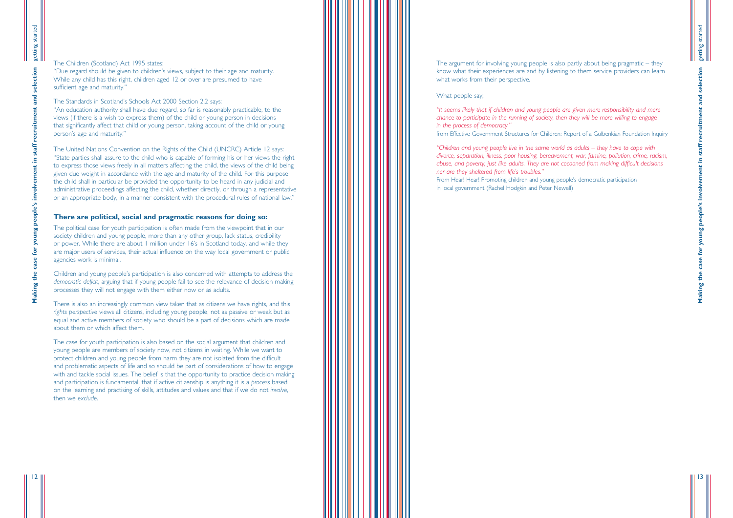The Children (Scotland) Act 1995 states:
"Due regard should be given to children's views, subject to their age and maturity. While any child has this right, children aged 12 or over are presumed to have sufficient age and maturity."

The Standards in Scotland's Schools Act 2000 Section 2.2 says:
"An education authority shall have due regard, so far is reasonably practicable, to the views (if there is a wish to express them) of the child or young person in decisions that significantly affect that child or young person, taking account of the child or young person's age and maturity."

The United Nations Convention on the Rights of the Child (UNCRC) Article 12 says:
"State parties shall assure to the child who is capable of forming his or her views the right to express those views freely in all matters affecting the child, the views of the child being given due weight in accordance with the age and maturity of the child. For this purpose the child shall in particular be provided the opportunity to be heard in any judicial and administrative proceedings affecting the child, whether directly, or through a representative or an appropriate body, in a manner consistent with the procedural rules of national law."

## There are political, social and pragmatic reasons for doing so:

The political case for youth participation is often made from the viewpoint that in our society children and young people, more than any other group, lack status, credibility or power. While there are about 1 million under 16's in Scotland today, and while they are major users of services, their actual influence on the way local government or public agencies work is minimal.

Children and young people's participation is also concerned with attempts to address the *democratic deficit*, arguing that if young people fail to see the relevance of decision making processes they will not engage with them either now or as adults.

There is also an increasingly common view taken that as citizens we have rights, and this *rights perspective* views all citizens, including young people, not as passive or weak but as equal and active members of society who should be a part of decisions which are made about them or which affect them.

The case for youth participation is also based on the social argument that children and young people are members of society now, not citizens in waiting. While we want to protect children and young people from harm they are not isolated from the difficult and problematic aspects of life and so should be part of considerations of how to engage with and tackle social issues. The belief is that the opportunity to practice decision making and participation is fundamental, that if active citizenship is anything it is a *process* based on the learning and practising of skills, attitudes and values and that if we do not *involve*, then we *exclude*.

The argument for involving young people is also partly about being pragmatic – they know what their experiences are and by listening to them service providers can learn what works from their perspective.

What people say;

*"It seems likely that if children and young people are given more responsibility and more chance to participate in the running of society, then they will be more willing to engage in the process of democracy."*
from Effective Government Structures for Children: Report of a Gulbenkian Foundation Inquiry

*"Children and young people live in the same world as adults – they have to cope with divorce, separation, illness, poor housing, bereavement, war, famine, pollution, crime, racism, abuse, and poverty, just like adults. They are not cocooned from making difficult decisions nor are they sheltered from life's troubles."*
From Hear! Hear! Promoting children and young people's democratic participation in local government (Rachel Hodgkin and Peter Newell)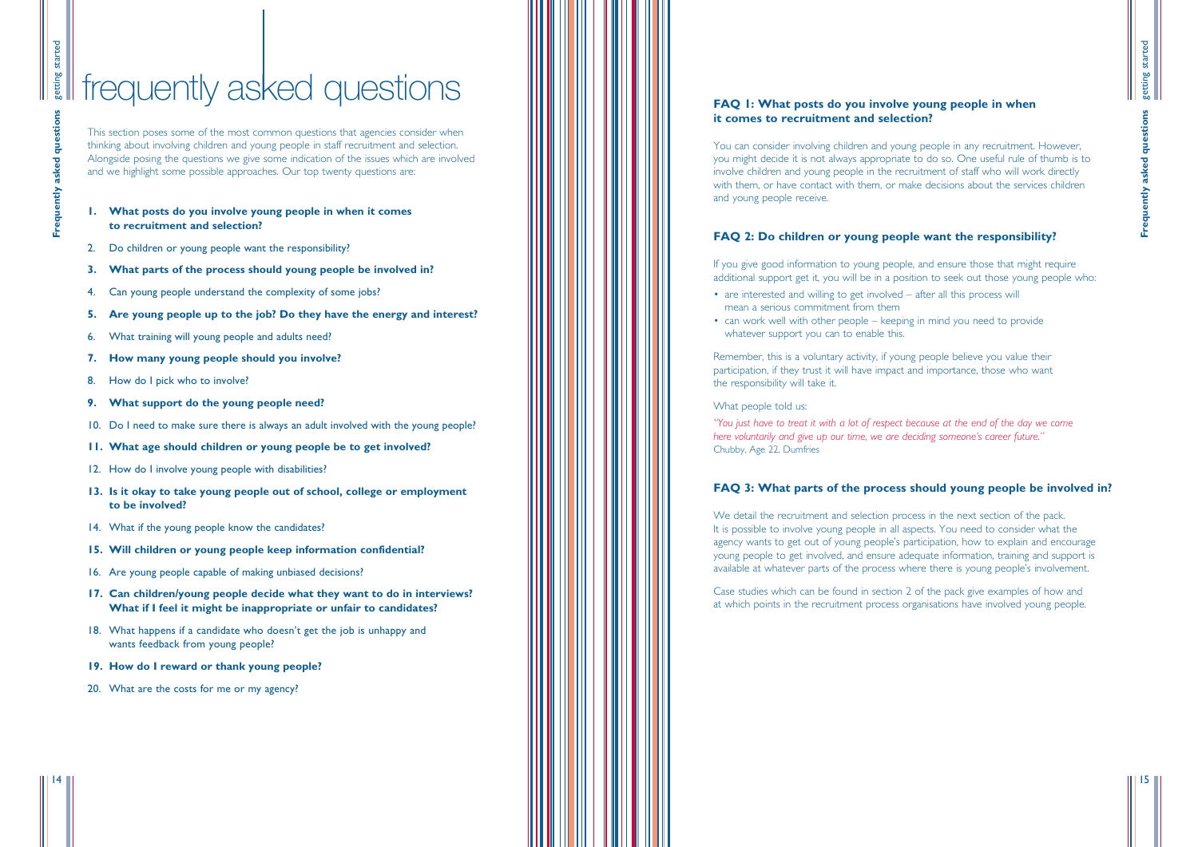# frequently asked questions

This section poses some of the most common questions that agencies consider when thinking about involving children and young people in staff recruitment and selection. Alongside posing the questions we give some indication of the issues which are involved and we highlight some possible approaches. Our top twenty questions are:

1. **What posts do you involve young people in when it comes to recruitment and selection?**
2. Do children or young people want the responsibility?
3. **What parts of the process should young people be involved in?**
4. Can young people understand the complexity of some jobs?
5. **Are young people up to the job? Do they have the energy and interest?**
6. What training will young people and adults need?
7. **How many young people should you involve?**
8. How do I pick who to involve?
9. **What support do the young people need?**
10. Do I need to make sure there is always an adult involved with the young people?
11. **What age should children or young people be to get involved?**
12. How do I involve young people with disabilities?
13. **Is it okay to take young people out of school, college or employment to be involved?**
14. What if the young people know the candidates?
15. **Will children or young people keep information confidential?**
16. Are young people capable of making unbiased decisions?
17. **Can children/young people decide what they want to do in interviews? What if I feel it might be inappropriate or unfair to candidates?**
18. What happens if a candidate who doesn't get the job is unhappy and wants feedback from young people?
19. **How do I reward or thank young people?**
20. What are the costs for me or my agency?

### FAQ 1: What posts do you involve young people in when it comes to recruitment and selection?

You can consider involving children and young people in any recruitment. However, you might decide it is not always appropriate to do so. One useful rule of thumb is to involve children and young people in the recruitment of staff who will work directly with them, or have contact with them, or make decisions about the services children and young people receive.

### FAQ 2: Do children or young people want the responsibility?

If you give good information to young people, and ensure those that might require additional support get it, you will be in a position to seek out those young people who:

- are interested and willing to get involved – after all this process will mean a serious commitment from them
- can work well with other people – keeping in mind you need to provide whatever support you can to enable this.

Remember, this is a voluntary activity, if young people believe you value their participation, if they trust it will have impact and importance, those who want the responsibility will take it.

What people told us:

*"You just have to treat it with a lot of respect because at the end of the day we come here voluntarily and give up our time, we are deciding someone's career future."*
Chubby, Age 22, Dumfries

### FAQ 3: What parts of the process should young people be involved in?

We detail the recruitment and selection process in the next section of the pack. It is possible to involve young people in all aspects. You need to consider what the agency wants to get out of young people's participation, how to explain and encourage young people to get involved, and ensure adequate information, training and support is available at whatever parts of the process where there is young people's involvement.

Case studies which can be found in section 2 of the pack give examples of how and at which points in the recruitment process organisations have involved young people.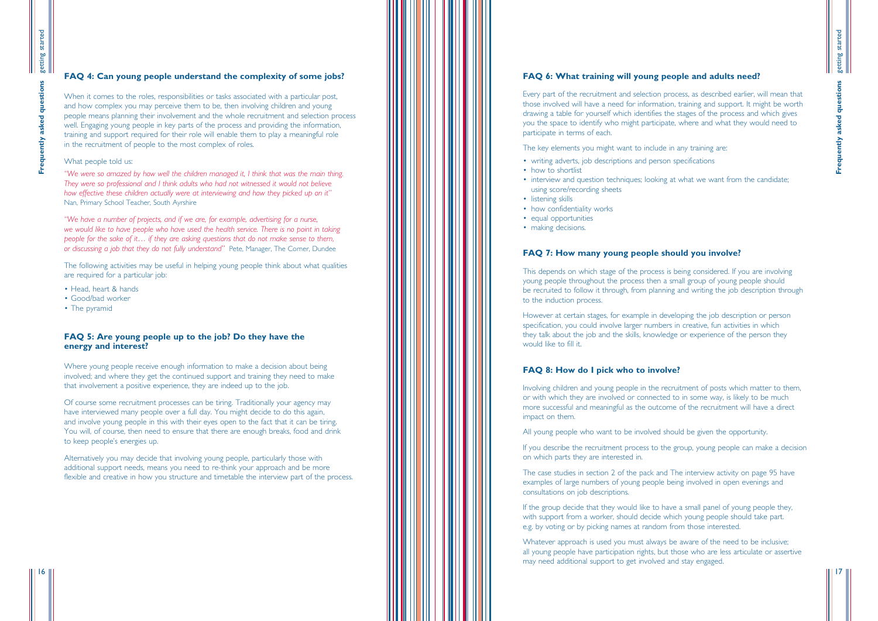## FAQ 4: Can young people understand the complexity of some jobs?

When it comes to the roles, responsibilities or tasks associated with a particular post, and how complex you may perceive them to be, then involving children and young people means planning their involvement and the whole recruitment and selection process well. Engaging young people in key parts of the process and providing the information, training and support required for their role will enable them to play a meaningful role in the recruitment of people to the most complex of roles.

What people told us:

*"We were so amazed by how well the children managed it, I think that was the main thing. They were so professional and I think adults who had not witnessed it would not believe how effective these children actually were at interviewing and how they picked up on it"* Nan, Primary School Teacher, South Ayrshire

*"We have a number of projects, and if we are, for example, advertising for a nurse, we would like to have people who have used the health service. There is no point in taking people for the sake of it… if they are asking questions that do not make sense to them, or discussing a job that they do not fully understand"* Pete, Manager, The Corner, Dundee

The following activities may be useful in helping young people think about what qualities are required for a particular job:

- Head, heart & hands
- Good/bad worker
- The pyramid

## FAQ 5: Are young people up to the job? Do they have the energy and interest?

Where young people receive enough information to make a decision about being involved; and where they get the continued support and training they need to make that involvement a positive experience, they are indeed up to the job.

Of course some recruitment processes can be tiring. Traditionally your agency may have interviewed many people over a full day. You might decide to do this again, and involve young people in this with their eyes open to the fact that it can be tiring. You will, of course, then need to ensure that there are enough breaks, food and drink to keep people's energies up.

Alternatively you may decide that involving young people, particularly those with additional support needs, means you need to re-think your approach and be more flexible and creative in how you structure and timetable the interview part of the process.

## FAQ 6: What training will young people and adults need?

Every part of the recruitment and selection process, as described earlier, will mean that those involved will have a need for information, training and support. It might be worth drawing a table for yourself which identifies the stages of the process and which gives you the space to identify who might participate, where and what they would need to participate in terms of each.

The key elements you might want to include in any training are:

- writing adverts, job descriptions and person specifications
- how to shortlist
- interview and question techniques; looking at what we want from the candidate; using score/recording sheets
- listening skills
- how confidentiality works
- equal opportunities
- making decisions.

## FAQ 7: How many young people should you involve?

This depends on which stage of the process is being considered. If you are involving young people throughout the process then a small group of young people should be recruited to follow it through, from planning and writing the job description through to the induction process.

However at certain stages, for example in developing the job description or person specification, you could involve larger numbers in creative, fun activities in which they talk about the job and the skills, knowledge or experience of the person they would like to fill it.

## FAQ 8: How do I pick who to involve?

Involving children and young people in the recruitment of posts which matter to them, or with which they are involved or connected to in some way, is likely to be much more successful and meaningful as the outcome of the recruitment will have a direct impact on them.

All young people who want to be involved should be given the opportunity.

If you describe the recruitment process to the group, young people can make a decision on which parts they are interested in.

The case studies in section 2 of the pack and The interview activity on page 95 have examples of large numbers of young people being involved in open evenings and consultations on job descriptions.

If the group decide that they would like to have a small panel of young people they, with support from a worker, should decide which young people should take part. e.g. by voting or by picking names at random from those interested.

Whatever approach is used you must always be aware of the need to be inclusive; all young people have participation rights, but those who are less articulate or assertive may need additional support to get involved and stay engaged.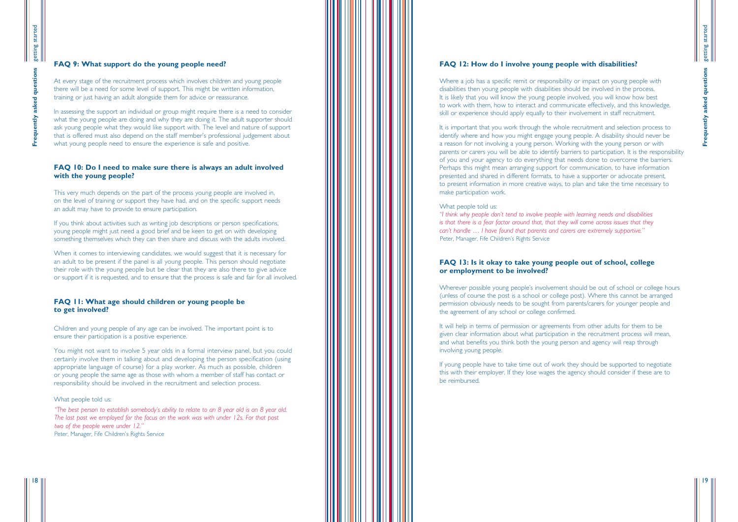## FAQ 9: What support do the young people need?

At every stage of the recruitment process which involves children and young people there will be a need for some level of support. This might be written information, training or just having an adult alongside them for advice or reassurance.

In assessing the support an individual or group might require there is a need to consider what the young people are doing and why they are doing it. The adult supporter should ask young people what they would like support with. The level and nature of support that is offered must also depend on the staff member's professional judgement about what young people need to ensure the experience is safe and positive.

## FAQ 10: Do I need to make sure there is always an adult involved with the young people?

This very much depends on the part of the process young people are involved in, on the level of training or support they have had, and on the specific support needs an adult may have to provide to ensure participation.

If you think about activities such as writing job descriptions or person specifications, young people might just need a good brief and be keen to get on with developing something themselves which they can then share and discuss with the adults involved.

When it comes to interviewing candidates, we would suggest that it is necessary for an adult to be present if the panel is all young people. This person should negotiate their role with the young people but be clear that they are also there to give advice or support if it is requested, and to ensure that the process is safe and fair for all involved.

## FAQ 11: What age should children or young people be to get involved?

Children and young people of any age can be involved. The important point is to ensure their participation is a positive experience.

You might not want to involve 5 year olds in a formal interview panel, but you could certainly involve them in talking about and developing the person specification (using appropriate language of course) for a play worker. As much as possible, children or young people the same age as those with whom a member of staff has contact or responsibility should be involved in the recruitment and selection process.

What people told us:

*"The best person to establish somebody's ability to relate to an 8 year old is an 8 year old. The last post we employed for the focus on the work was with under 12s. For that post two of the people were under 12."*
Peter, Manager, Fife Children's Rights Service

## FAQ 12: How do I involve young people with disabilities?

Where a job has a specific remit or responsibility or impact on young people with disabilities then young people with disabilities should be involved in the process. It is likely that you will know the young people involved, you will know how best to work with them, how to interact and communicate effectively, and this knowledge, skill or experience should apply equally to their involvement in staff recruitment.

It is important that you work through the whole recruitment and selection process to identify where and how you might engage young people. A disability should never be a reason for not involving a young person. Working with the young person or with parents or carers you will be able to identify barriers to participation. It is the responsibility of you and your agency to do everything that needs done to overcome the barriers. Perhaps this might mean arranging support for communication, to have information presented and shared in different formats, to have a supporter or advocate present, to present information in more creative ways, to plan and take the time necessary to make participation work.

What people told us:

*"I think why people don't tend to involve people with learning needs and disabilities is that there is a fear factor around that, that they will come across issues that they can't handle … I have found that parents and carers are extremely supportive."*
Peter, Manager, Fife Children's Rights Service

## FAQ 13: Is it okay to take young people out of school, college or employment to be involved?

Wherever possible young people's involvement should be out of school or college hours (unless of course the post is a school or college post). Where this cannot be arranged permission obviously needs to be sought from parents/carers for younger people and the agreement of any school or college confirmed.

It will help in terms of permission or agreements from other adults for them to be given clear information about what participation in the recruitment process will mean, and what benefits you think both the young person and agency will reap through involving young people.

If young people have to take time out of work they should be supported to negotiate this with their employer. If they lose wages the agency should consider if these are to be reimbursed.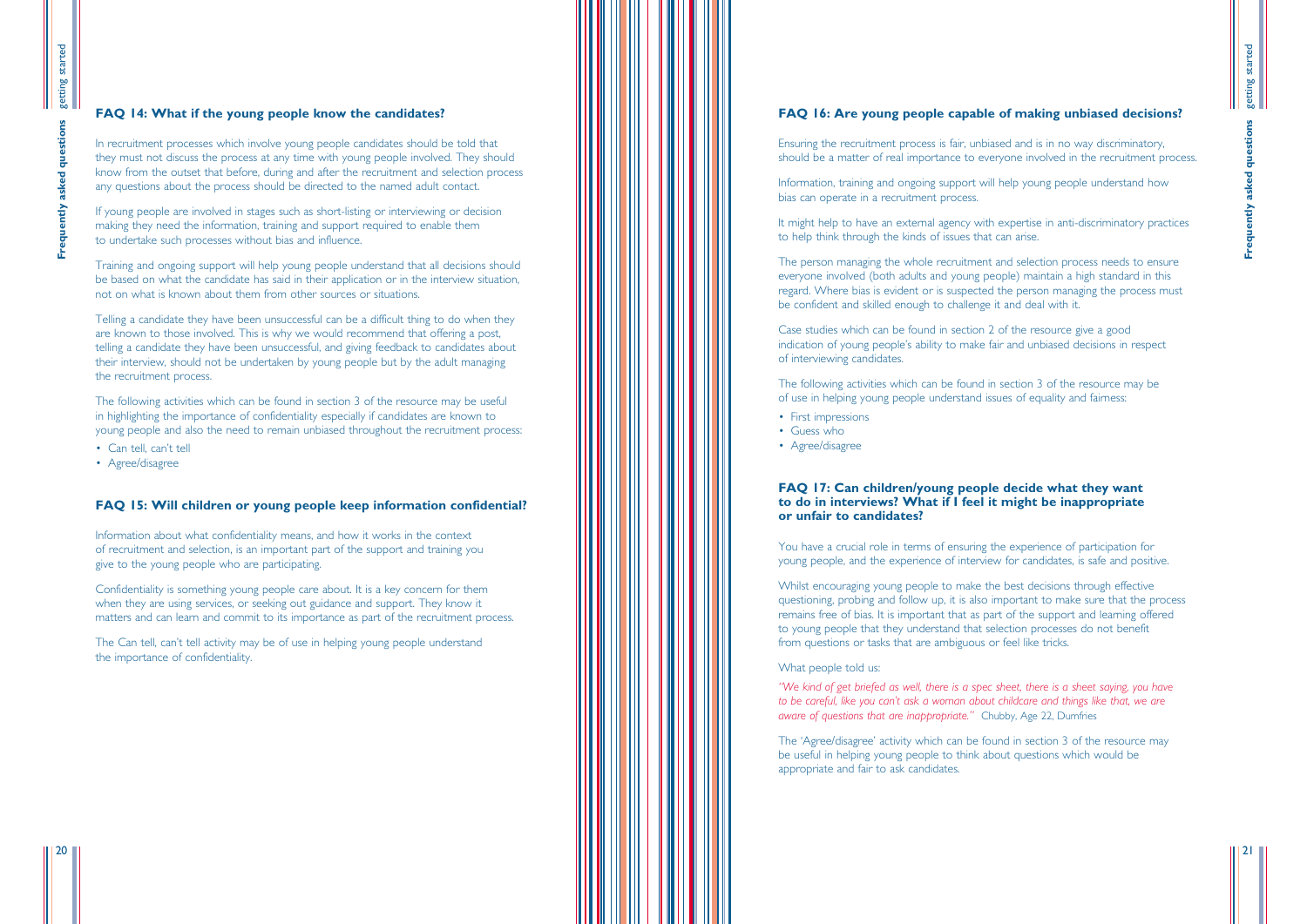## FAQ 14: What if the young people know the candidates?

In recruitment processes which involve young people candidates should be told that they must not discuss the process at any time with young people involved. They should know from the outset that before, during and after the recruitment and selection process any questions about the process should be directed to the named adult contact.

If young people are involved in stages such as short-listing or interviewing or decision making they need the information, training and support required to enable them to undertake such processes without bias and influence.

Training and ongoing support will help young people understand that all decisions should be based on what the candidate has said in their application or in the interview situation, not on what is known about them from other sources or situations.

Telling a candidate they have been unsuccessful can be a difficult thing to do when they are known to those involved. This is why we would recommend that offering a post, telling a candidate they have been unsuccessful, and giving feedback to candidates about their interview, should not be undertaken by young people but by the adult managing the recruitment process.

The following activities which can be found in section 3 of the resource may be useful in highlighting the importance of confidentiality especially if candidates are known to young people and also the need to remain unbiased throughout the recruitment process:

- Can tell, can't tell
- Agree/disagree

## FAQ 15: Will children or young people keep information confidential?

Information about what confidentiality means, and how it works in the context of recruitment and selection, is an important part of the support and training you give to the young people who are participating.

Confidentiality is something young people care about. It is a key concern for them when they are using services, or seeking out guidance and support. They know it matters and can learn and commit to its importance as part of the recruitment process.

The Can tell, can't tell activity may be of use in helping young people understand the importance of confidentiality.

## FAQ 16: Are young people capable of making unbiased decisions?

Ensuring the recruitment process is fair, unbiased and is in no way discriminatory, should be a matter of real importance to everyone involved in the recruitment process.

Information, training and ongoing support will help young people understand how bias can operate in a recruitment process.

It might help to have an external agency with expertise in anti-discriminatory practices to help think through the kinds of issues that can arise.

The person managing the whole recruitment and selection process needs to ensure everyone involved (both adults and young people) maintain a high standard in this regard. Where bias is evident or is suspected the person managing the process must be confident and skilled enough to challenge it and deal with it.

Case studies which can be found in section 2 of the resource give a good indication of young people's ability to make fair and unbiased decisions in respect of interviewing candidates.

The following activities which can be found in section 3 of the resource may be of use in helping young people understand issues of equality and fairness:

- First impressions
- Guess who
- Agree/disagree

## FAQ 17: Can children/young people decide what they want to do in interviews? What if I feel it might be inappropriate or unfair to candidates?

You have a crucial role in terms of ensuring the experience of participation for young people, and the experience of interview for candidates, is safe and positive.

Whilst encouraging young people to make the best decisions through effective questioning, probing and follow up, it is also important to make sure that the process remains free of bias. It is important that as part of the support and learning offered to young people that they understand that selection processes do not benefit from questions or tasks that are ambiguous or feel like tricks.

What people told us:

*"We kind of get briefed as well, there is a spec sheet, there is a sheet saying, you have to be careful, like you can't ask a woman about childcare and things like that, we are aware of questions that are inappropriate."* Chubby, Age 22, Dumfries

The 'Agree/disagree' activity which can be found in section 3 of the resource may be useful in helping young people to think about questions which would be appropriate and fair to ask candidates.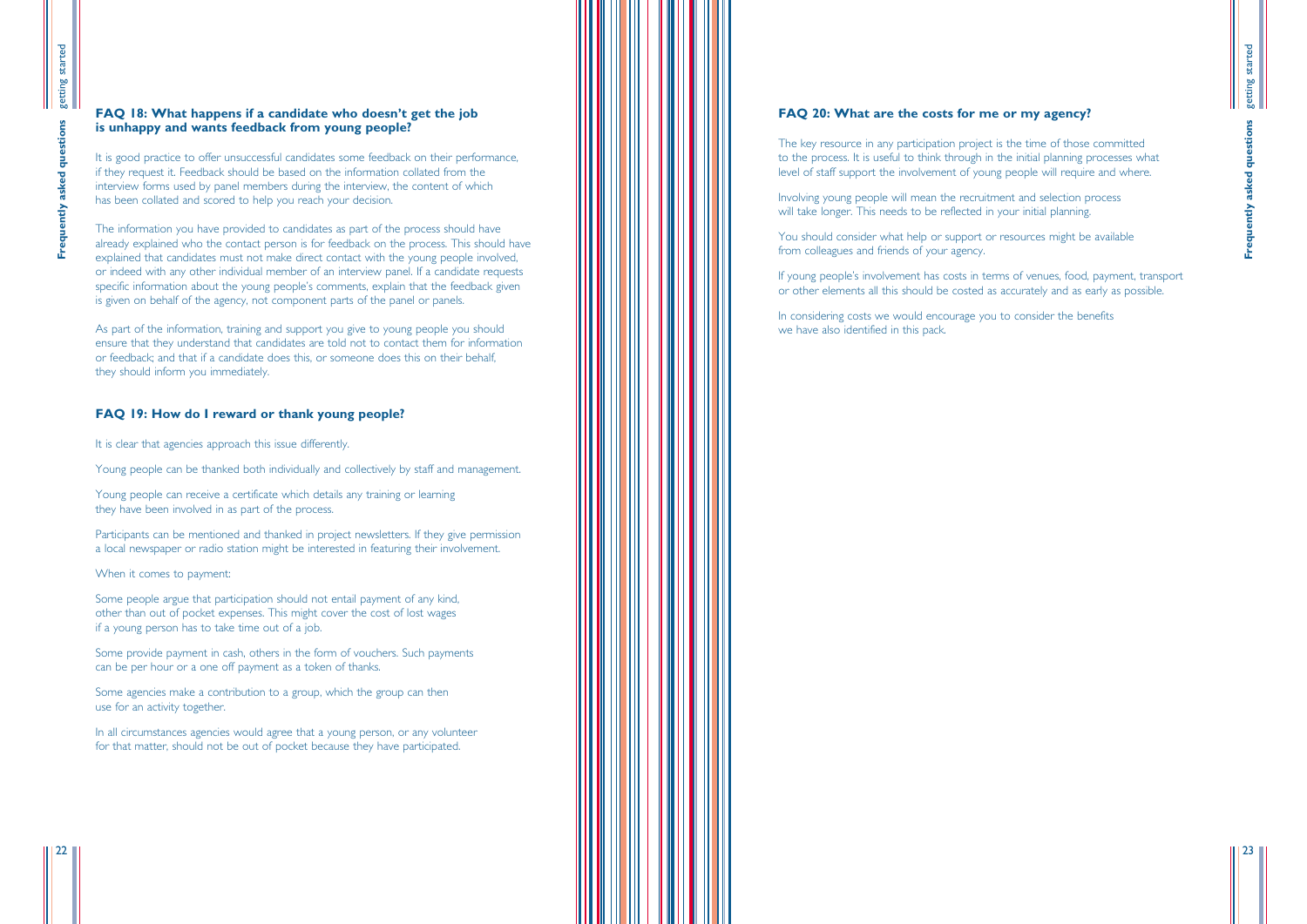## FAQ 18: What happens if a candidate who doesn't get the job is unhappy and wants feedback from young people?

It is good practice to offer unsuccessful candidates some feedback on their performance, if they request it. Feedback should be based on the information collated from the interview forms used by panel members during the interview, the content of which has been collated and scored to help you reach your decision.

The information you have provided to candidates as part of the process should have already explained who the contact person is for feedback on the process. This should have explained that candidates must not make direct contact with the young people involved, or indeed with any other individual member of an interview panel. If a candidate requests specific information about the young people's comments, explain that the feedback given is given on behalf of the agency, not component parts of the panel or panels.

As part of the information, training and support you give to young people you should ensure that they understand that candidates are told not to contact them for information or feedback; and that if a candidate does this, or someone does this on their behalf, they should inform you immediately.

## FAQ 19: How do I reward or thank young people?

It is clear that agencies approach this issue differently.

Young people can be thanked both individually and collectively by staff and management.

Young people can receive a certificate which details any training or learning they have been involved in as part of the process.

Participants can be mentioned and thanked in project newsletters. If they give permission a local newspaper or radio station might be interested in featuring their involvement.

When it comes to payment:

Some people argue that participation should not entail payment of any kind, other than out of pocket expenses. This might cover the cost of lost wages if a young person has to take time out of a job.

Some provide payment in cash, others in the form of vouchers. Such payments can be per hour or a one off payment as a token of thanks.

Some agencies make a contribution to a group, which the group can then use for an activity together.

In all circumstances agencies would agree that a young person, or any volunteer for that matter, should not be out of pocket because they have participated.

## FAQ 20: What are the costs for me or my agency?

The key resource in any participation project is the time of those committed to the process. It is useful to think through in the initial planning processes what level of staff support the involvement of young people will require and where.

Involving young people will mean the recruitment and selection process will take longer. This needs to be reflected in your initial planning.

You should consider what help or support or resources might be available from colleagues and friends of your agency.

If young people's involvement has costs in terms of venues, food, payment, transport or other elements all this should be costed as accurately and as early as possible.

In considering costs we would encourage you to consider the benefits we have also identified in this pack.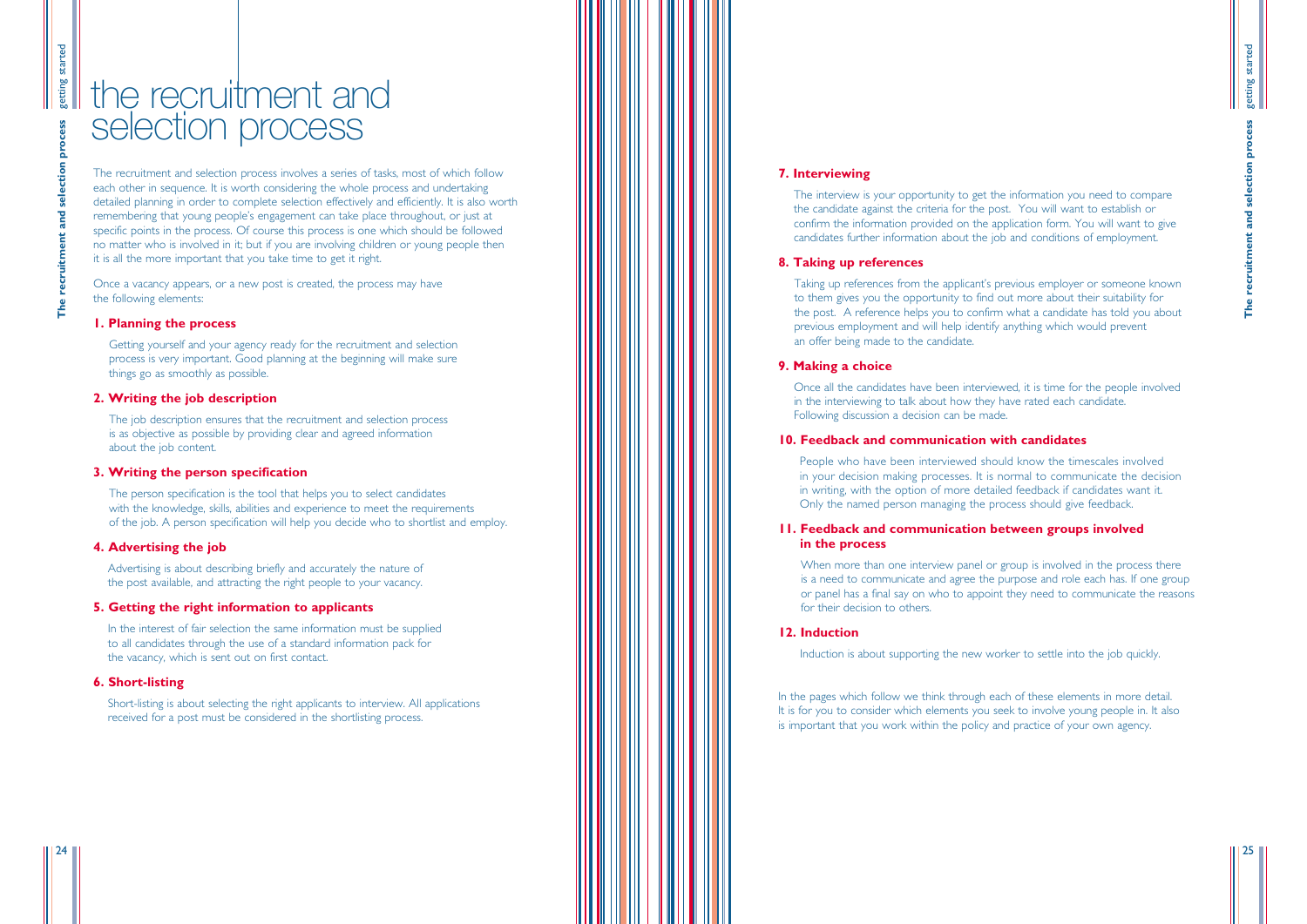# the recruitment and selection process

The recruitment and selection process involves a series of tasks, most of which follow each other in sequence. It is worth considering the whole process and undertaking detailed planning in order to complete selection effectively and efficiently. It is also worth remembering that young people's engagement can take place throughout, or just at specific points in the process. Of course this process is one which should be followed no matter who is involved in it; but if you are involving children or young people then it is all the more important that you take time to get it right.

Once a vacancy appears, or a new post is created, the process may have the following elements:

### 1. Planning the process

Getting yourself and your agency ready for the recruitment and selection process is very important. Good planning at the beginning will make sure things go as smoothly as possible.

### 2. Writing the job description

The job description ensures that the recruitment and selection process is as objective as possible by providing clear and agreed information about the job content.

### 3. Writing the person specification

The person specification is the tool that helps you to select candidates with the knowledge, skills, abilities and experience to meet the requirements of the job. A person specification will help you decide who to shortlist and employ.

### 4. Advertising the job

Advertising is about describing briefly and accurately the nature of the post available, and attracting the right people to your vacancy.

### 5. Getting the right information to applicants

In the interest of fair selection the same information must be supplied to all candidates through the use of a standard information pack for the vacancy, which is sent out on first contact.

### 6. Short-listing

Short-listing is about selecting the right applicants to interview. All applications received for a post must be considered in the shortlisting process.

### 7. Interviewing

The interview is your opportunity to get the information you need to compare the candidate against the criteria for the post. You will want to establish or confirm the information provided on the application form. You will want to give candidates further information about the job and conditions of employment.

### 8. Taking up references

Taking up references from the applicant's previous employer or someone known to them gives you the opportunity to find out more about their suitability for the post. A reference helps you to confirm what a candidate has told you about previous employment and will help identify anything which would prevent an offer being made to the candidate.

### 9. Making a choice

Once all the candidates have been interviewed, it is time for the people involved in the interviewing to talk about how they have rated each candidate. Following discussion a decision can be made.

### 10. Feedback and communication with candidates

People who have been interviewed should know the timescales involved in your decision making processes. It is normal to communicate the decision in writing, with the option of more detailed feedback if candidates want it. Only the named person managing the process should give feedback.

### 11. Feedback and communication between groups involved in the process

When more than one interview panel or group is involved in the process there is a need to communicate and agree the purpose and role each has. If one group or panel has a final say on who to appoint they need to communicate the reasons for their decision to others.

### 12. Induction

Induction is about supporting the new worker to settle into the job quickly.

In the pages which follow we think through each of these elements in more detail. It is for you to consider which elements you seek to involve young people in. It also is important that you work within the policy and practice of your own agency.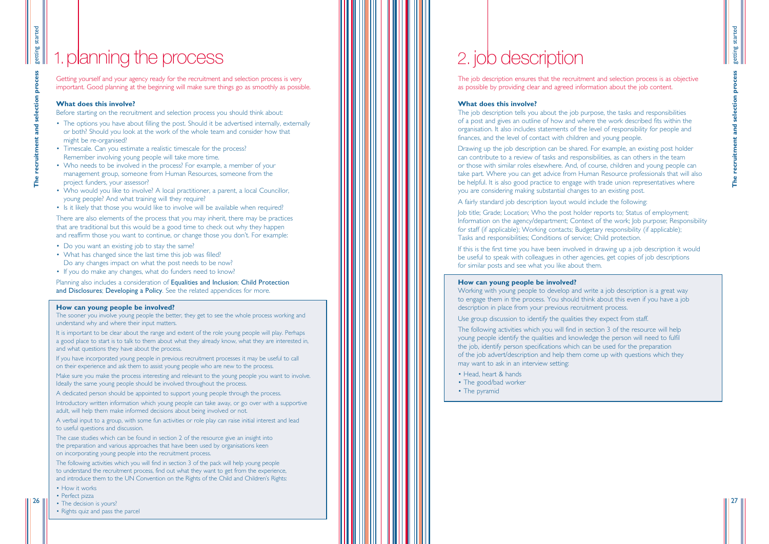# 1. planning the process

Getting yourself and your agency ready for the recruitment and selection process is very important. Good planning at the beginning will make sure things go as smoothly as possible.

### What does this involve?

Before starting on the recruitment and selection process you should think about:

- The options you have about filling the post. Should it be advertised internally, externally or both? Should you look at the work of the whole team and consider how that might be re-organised?
- Timescale. Can you estimate a realistic timescale for the process? Remember involving young people will take more time.
- Who needs to be involved in the process? For example, a member of your management group, someone from Human Resources, someone from the project funders, your assessor?
- Who would you like to involve? A local practitioner, a parent, a local Councillor, young people? And what training will they require?
- Is it likely that those you would like to involve will be available when required?

There are also elements of the process that you may inherit, there may be practices that are traditional but this would be a good time to check out why they happen and reaffirm those you want to continue, or change those you don't. For example:

- Do you want an existing job to stay the same?
- What has changed since the last time this job was filled? Do any changes impact on what the post needs to be now?
- If you do make any changes, what do funders need to know?

Planning also includes a consideration of **Equalities and Inclusion**; **Child Protection and Disclosures**; **Developing a Policy**. See the related appendices for more.

### How can young people be involved?

The sooner you involve young people the better, they get to see the whole process working and understand why and where their input matters.

It is important to be clear about the range and extent of the role young people will play. Perhaps a good place to start is to talk to them about what they already know, what they are interested in, and what questions they have about the process.

If you have incorporated young people in previous recruitment processes it may be useful to call on their experience and ask them to assist young people who are new to the process.

Make sure you make the process interesting and relevant to the young people you want to involve. Ideally the same young people should be involved throughout the process.

A dedicated person should be appointed to support young people through the process.

Introductory written information which young people can take away, or go over with a supportive adult, will help them make informed decisions about being involved or not.

A verbal input to a group, with some fun activities or role play can raise initial interest and lead to useful questions and discussion.

The case studies which can be found in section 2 of the resource give an insight into the preparation and various approaches that have been used by organisations keen on incorporating young people into the recruitment process.

The following activities which you will find in section 3 of the pack will help young people to understand the recruitment process, find out what they want to get from the experience, and introduce them to the UN Convention on the Rights of the Child and Children's Rights:

- How it works
- Perfect pizza
- The decision is yours?
- Rights quiz and pass the parcel

# 2. job description

The job description ensures that the recruitment and selection process is as objective as possible by providing clear and agreed information about the job content.

### What does this involve?

The job description tells you about the job purpose, the tasks and responsibilities of a post and gives an outline of how and where the work described fits within the organisation. It also includes statements of the level of responsibility for people and finances, and the level of contact with children and young people.

Drawing up the job description can be shared. For example, an existing post holder can contribute to a review of tasks and responsibilities, as can others in the team or those with similar roles elsewhere. And, of course, children and young people can take part. Where you can get advice from Human Resource professionals that will also be helpful. It is also good practice to engage with trade union representatives where you are considering making substantial changes to an existing post.

A fairly standard job description layout would include the following:

Job title; Grade; Location; Who the post holder reports to; Status of employment; Information on the agency/department; Context of the work; Job purpose; Responsibility for staff (if applicable); Working contacts; Budgetary responsibility (if applicable); Tasks and responsibilities; Conditions of service; Child protection.

If this is the first time you have been involved in drawing up a job description it would be useful to speak with colleagues in other agencies, get copies of job descriptions for similar posts and see what you like about them.

### How can young people be involved?

Working with young people to develop and write a job description is a great way to engage them in the process. You should think about this even if you have a job description in place from your previous recruitment process.

Use group discussion to identify the qualities they expect from staff.

The following activities which you will find in section 3 of the resource will help young people identify the qualities and knowledge the person will need to fulfil the job, identify person specifications which can be used for the preparation of the job advert/description and help them come up with questions which they may want to ask in an interview setting:

- Head, heart & hands
- The good/bad worker
- The pyramid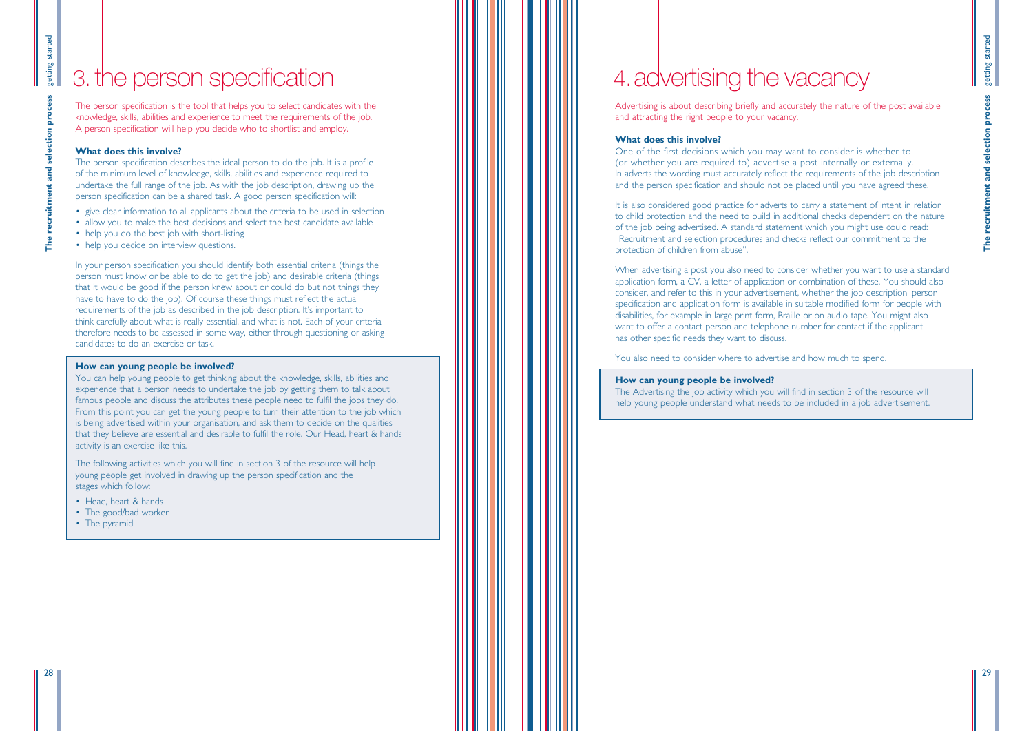# 3. the person specification

The person specification is the tool that helps you to select candidates with the knowledge, skills, abilities and experience to meet the requirements of the job. A person specification will help you decide who to shortlist and employ.

**What does this involve?**

The person specification describes the ideal person to do the job. It is a profile of the minimum level of knowledge, skills, abilities and experience required to undertake the full range of the job. As with the job description, drawing up the person specification can be a shared task. A good person specification will:

- give clear information to all applicants about the criteria to be used in selection
- allow you to make the best decisions and select the best candidate available
- help you do the best job with short-listing
- help you decide on interview questions.

In your person specification you should identify both essential criteria (things the person must know or be able to do to get the job) and desirable criteria (things that it would be good if the person knew about or could do but not things they have to have to do the job). Of course these things must reflect the actual requirements of the job as described in the job description. It's important to think carefully about what is really essential, and what is not. Each of your criteria therefore needs to be assessed in some way, either through questioning or asking candidates to do an exercise or task.

**How can young people be involved?**

You can help young people to get thinking about the knowledge, skills, abilities and experience that a person needs to undertake the job by getting them to talk about famous people and discuss the attributes these people need to fulfil the jobs they do. From this point you can get the young people to turn their attention to the job which is being advertised within your organisation, and ask them to decide on the qualities that they believe are essential and desirable to fulfil the role. Our Head, heart & hands activity is an exercise like this.

The following activities which you will find in section 3 of the resource will help young people get involved in drawing up the person specification and the stages which follow:

- Head, heart & hands
- The good/bad worker
- The pyramid

# 4. advertising the vacancy

Advertising is about describing briefly and accurately the nature of the post available and attracting the right people to your vacancy.

**What does this involve?**

One of the first decisions which you may want to consider is whether to (or whether you are required to) advertise a post internally or externally. In adverts the wording must accurately reflect the requirements of the job description and the person specification and should not be placed until you have agreed these.

It is also considered good practice for adverts to carry a statement of intent in relation to child protection and the need to build in additional checks dependent on the nature of the job being advertised. A standard statement which you might use could read: "Recruitment and selection procedures and checks reflect our commitment to the protection of children from abuse".

When advertising a post you also need to consider whether you want to use a standard application form, a CV, a letter of application or combination of these. You should also consider, and refer to this in your advertisement, whether the job description, person specification and application form is available in suitable modified form for people with disabilities, for example in large print form, Braille or on audio tape. You might also want to offer a contact person and telephone number for contact if the applicant has other specific needs they want to discuss.

You also need to consider where to advertise and how much to spend.

**How can young people be involved?**

The Advertising the job activity which you will find in section 3 of the resource will help young people understand what needs to be included in a job advertisement.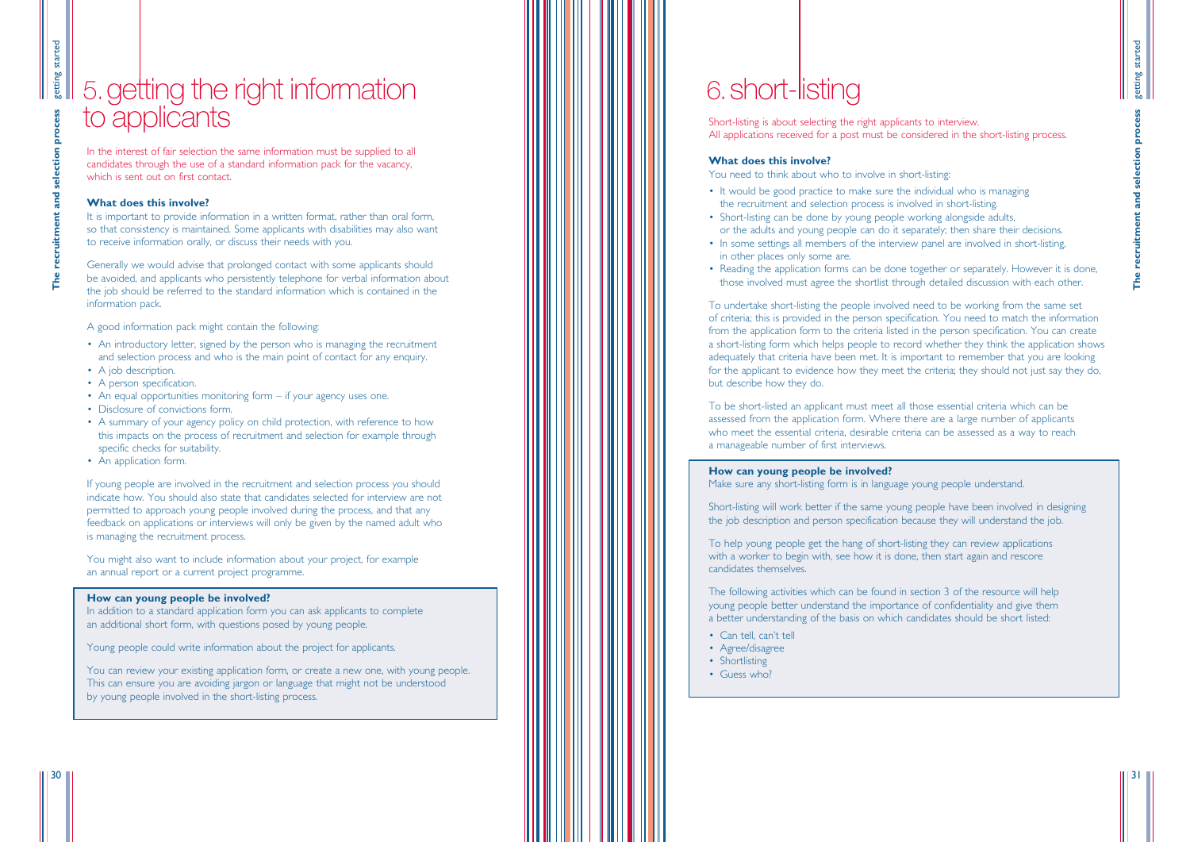# 5. getting the right information to applicants

In the interest of fair selection the same information must be supplied to all candidates through the use of a standard information pack for the vacancy, which is sent out on first contact.

**What does this involve?**

It is important to provide information in a written format, rather than oral form, so that consistency is maintained. Some applicants with disabilities may also want to receive information orally, or discuss their needs with you.

Generally we would advise that prolonged contact with some applicants should be avoided, and applicants who persistently telephone for verbal information about the job should be referred to the standard information which is contained in the information pack.

A good information pack might contain the following:

- An introductory letter, signed by the person who is managing the recruitment and selection process and who is the main point of contact for any enquiry.
- A job description.
- A person specification.
- An equal opportunities monitoring form – if your agency uses one.
- Disclosure of convictions form.
- A summary of your agency policy on child protection, with reference to how this impacts on the process of recruitment and selection for example through specific checks for suitability.
- An application form.

If young people are involved in the recruitment and selection process you should indicate how. You should also state that candidates selected for interview are not permitted to approach young people involved during the process, and that any feedback on applications or interviews will only be given by the named adult who is managing the recruitment process.

You might also want to include information about your project, for example an annual report or a current project programme.

**How can young people be involved?**

In addition to a standard application form you can ask applicants to complete an additional short form, with questions posed by young people.

Young people could write information about the project for applicants.

You can review your existing application form, or create a new one, with young people. This can ensure you are avoiding jargon or language that might not be understood by young people involved in the short-listing process.

# 6. short-listing

Short-listing is about selecting the right applicants to interview. All applications received for a post must be considered in the short-listing process.

**What does this involve?**

You need to think about who to involve in short-listing:

- It would be good practice to make sure the individual who is managing the recruitment and selection process is involved in short-listing.
- Short-listing can be done by young people working alongside adults, or the adults and young people can do it separately; then share their decisions.
- In some settings all members of the interview panel are involved in short-listing, in other places only some are.
- Reading the application forms can be done together or separately. However it is done, those involved must agree the shortlist through detailed discussion with each other.

To undertake short-listing the people involved need to be working from the same set of criteria; this is provided in the person specification. You need to match the information from the application form to the criteria listed in the person specification. You can create a short-listing form which helps people to record whether they think the application shows adequately that criteria have been met. It is important to remember that you are looking for the applicant to evidence how they meet the criteria; they should not just say they do, but describe how they do.

To be short-listed an applicant must meet all those essential criteria which can be assessed from the application form. Where there are a large number of applicants who meet the essential criteria, desirable criteria can be assessed as a way to reach a manageable number of first interviews.

**How can young people be involved?**

Make sure any short-listing form is in language young people understand.

Short-listing will work better if the same young people have been involved in designing the job description and person specification because they will understand the job.

To help young people get the hang of short-listing they can review applications with a worker to begin with, see how it is done, then start again and rescore candidates themselves.

The following activities which can be found in section 3 of the resource will help young people better understand the importance of confidentiality and give them a better understanding of the basis on which candidates should be short listed:

- Can tell, can't tell
- Agree/disagree
- Shortlisting
- Guess who?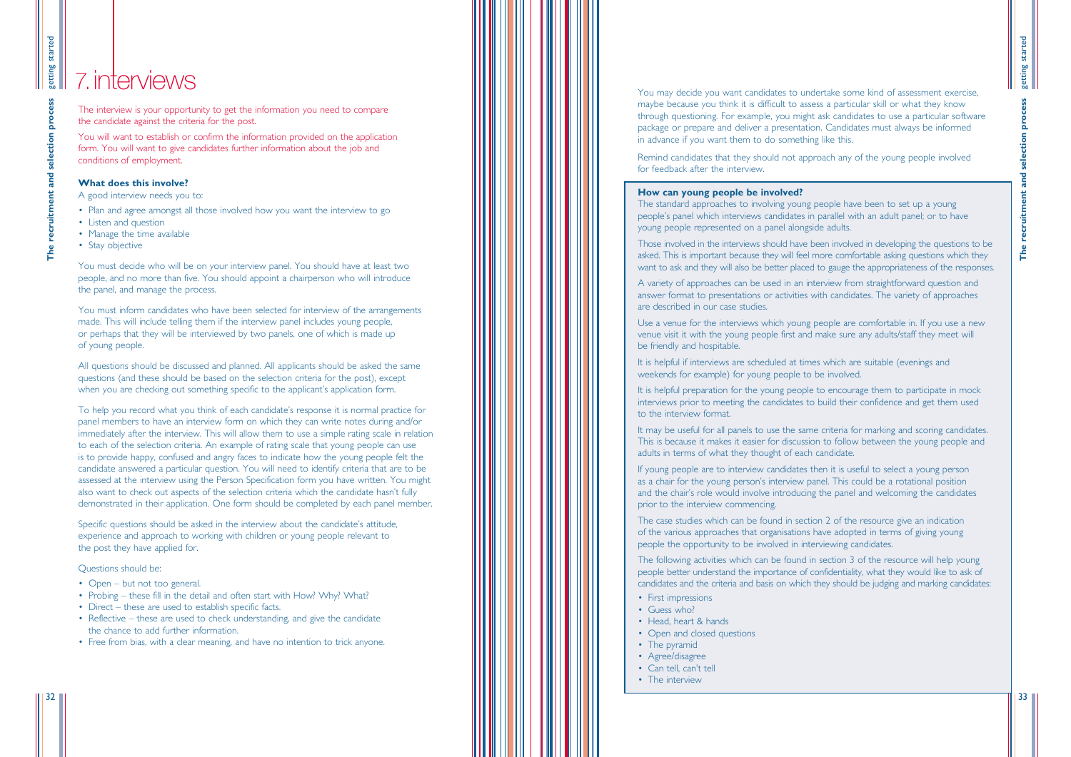# 7. interviews

The interview is your opportunity to get the information you need to compare the candidate against the criteria for the post.

You will want to establish or confirm the information provided on the application form. You will want to give candidates further information about the job and conditions of employment.

**What does this involve?**

A good interview needs you to:

- Plan and agree amongst all those involved how you want the interview to go
- Listen and question
- Manage the time available
- Stay objective

You must decide who will be on your interview panel. You should have at least two people, and no more than five. You should appoint a chairperson who will introduce the panel, and manage the process.

You must inform candidates who have been selected for interview of the arrangements made. This will include telling them if the interview panel includes young people, or perhaps that they will be interviewed by two panels, one of which is made up of young people.

All questions should be discussed and planned. All applicants should be asked the same questions (and these should be based on the selection criteria for the post), except when you are checking out something specific to the applicant's application form.

To help you record what you think of each candidate's response it is normal practice for panel members to have an interview form on which they can write notes during and/or immediately after the interview. This will allow them to use a simple rating scale in relation to each of the selection criteria. An example of rating scale that young people can use is to provide happy, confused and angry faces to indicate how the young people felt the candidate answered a particular question. You will need to identify criteria that are to be assessed at the interview using the Person Specification form you have written. You might also want to check out aspects of the selection criteria which the candidate hasn't fully demonstrated in their application. One form should be completed by each panel member.

Specific questions should be asked in the interview about the candidate's attitude, experience and approach to working with children or young people relevant to the post they have applied for.

Questions should be:

- Open – but not too general.
- Probing – these fill in the detail and often start with How? Why? What?
- Direct – these are used to establish specific facts.
- Reflective – these are used to check understanding, and give the candidate the chance to add further information.
- Free from bias, with a clear meaning, and have no intention to trick anyone.

You may decide you want candidates to undertake some kind of assessment exercise, maybe because you think it is difficult to assess a particular skill or what they know through questioning. For example, you might ask candidates to use a particular software package or prepare and deliver a presentation. Candidates must always be informed in advance if you want them to do something like this.

Remind candidates that they should not approach any of the young people involved for feedback after the interview.

**How can young people be involved?**

The standard approaches to involving young people have been to set up a young people's panel which interviews candidates in parallel with an adult panel; or to have young people represented on a panel alongside adults.

Those involved in the interviews should have been involved in developing the questions to be asked. This is important because they will feel more comfortable asking questions which they want to ask and they will also be better placed to gauge the appropriateness of the responses.

A variety of approaches can be used in an interview from straightforward question and answer format to presentations or activities with candidates. The variety of approaches are described in our case studies.

Use a venue for the interviews which young people are comfortable in. If you use a new venue visit it with the young people first and make sure any adults/staff they meet will be friendly and hospitable.

It is helpful if interviews are scheduled at times which are suitable (evenings and weekends for example) for young people to be involved.

It is helpful preparation for the young people to encourage them to participate in mock interviews prior to meeting the candidates to build their confidence and get them used to the interview format.

It may be useful for all panels to use the same criteria for marking and scoring candidates. This is because it makes it easier for discussion to follow between the young people and adults in terms of what they thought of each candidate.

If young people are to interview candidates then it is useful to select a young person as a chair for the young person's interview panel. This could be a rotational position and the chair's role would involve introducing the panel and welcoming the candidates prior to the interview commencing.

The case studies which can be found in section 2 of the resource give an indication of the various approaches that organisations have adopted in terms of giving young people the opportunity to be involved in interviewing candidates.

The following activities which can be found in section 3 of the resource will help young people better understand the importance of confidentiality, what they would like to ask of candidates and the criteria and basis on which they should be judging and marking candidates:

- First impressions
- Guess who?
- Head, heart & hands
- Open and closed questions
- The pyramid
- Agree/disagree
- Can tell, can't tell
- The interview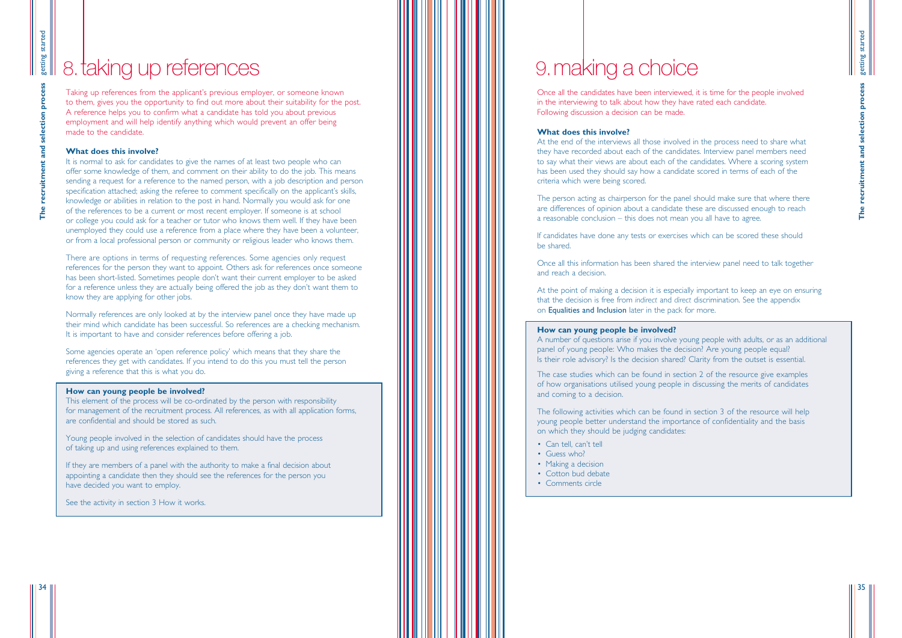# 8. taking up references

Taking up references from the applicant's previous employer, or someone known to them, gives you the opportunity to find out more about their suitability for the post. A reference helps you to confirm what a candidate has told you about previous employment and will help identify anything which would prevent an offer being made to the candidate.

### What does this involve?

It is normal to ask for candidates to give the names of at least two people who can offer some knowledge of them, and comment on their ability to do the job. This means sending a request for a reference to the named person, with a job description and person specification attached; asking the referee to comment specifically on the applicant's skills, knowledge or abilities in relation to the post in hand. Normally you would ask for one of the references to be a current or most recent employer. If someone is at school or college you could ask for a teacher or tutor who knows them well. If they have been unemployed they could use a reference from a place where they have been a volunteer, or from a local professional person or community or religious leader who knows them.

There are options in terms of requesting references. Some agencies only request references for the person they want to appoint. Others ask for references once someone has been short-listed. Sometimes people don't want their current employer to be asked for a reference unless they are actually being offered the job as they don't want them to know they are applying for other jobs.

Normally references are only looked at by the interview panel once they have made up their mind which candidate has been successful. So references are a checking mechanism. It is important to have and consider references before offering a job.

Some agencies operate an 'open reference policy' which means that they share the references they get with candidates. If you intend to do this you must tell the person giving a reference that this is what you do.

### How can young people be involved?

This element of the process will be co-ordinated by the person with responsibility for management of the recruitment process. All references, as with all application forms, are confidential and should be stored as such.

Young people involved in the selection of candidates should have the process of taking up and using references explained to them.

If they are members of a panel with the authority to make a final decision about appointing a candidate then they should see the references for the person you have decided you want to employ.

See the activity in section 3 How it works.

# 9. making a choice

Once all the candidates have been interviewed, it is time for the people involved in the interviewing to talk about how they have rated each candidate. Following discussion a decision can be made.

### What does this involve?

At the end of the interviews all those involved in the process need to share what they have recorded about each of the candidates. Interview panel members need to say what their views are about each of the candidates. Where a scoring system has been used they should say how a candidate scored in terms of each of the criteria which were being scored.

The person acting as chairperson for the panel should make sure that where there are differences of opinion about a candidate these are discussed enough to reach a reasonable conclusion – this does not mean you all have to agree.

If candidates have done any tests or exercises which can be scored these should be shared.

Once all this information has been shared the interview panel need to talk together and reach a decision.

At the point of making a decision it is especially important to keep an eye on ensuring that the decision is free from *indirect* and *direct* discrimination. See the appendix on **Equalities and Inclusion** later in the pack for more.

### How can young people be involved?

A number of questions arise if you involve young people with adults, or as an additional panel of young people: Who makes the decision? Are young people equal? Is their role advisory? Is the decision shared? Clarity from the outset is essential.

The case studies which can be found in section 2 of the resource give examples of how organisations utilised young people in discussing the merits of candidates and coming to a decision.

The following activities which can be found in section 3 of the resource will help young people better understand the importance of confidentiality and the basis on which they should be judging candidates:

- Can tell, can't tell
- Guess who?
- Making a decision
- Cotton bud debate
- Comments circle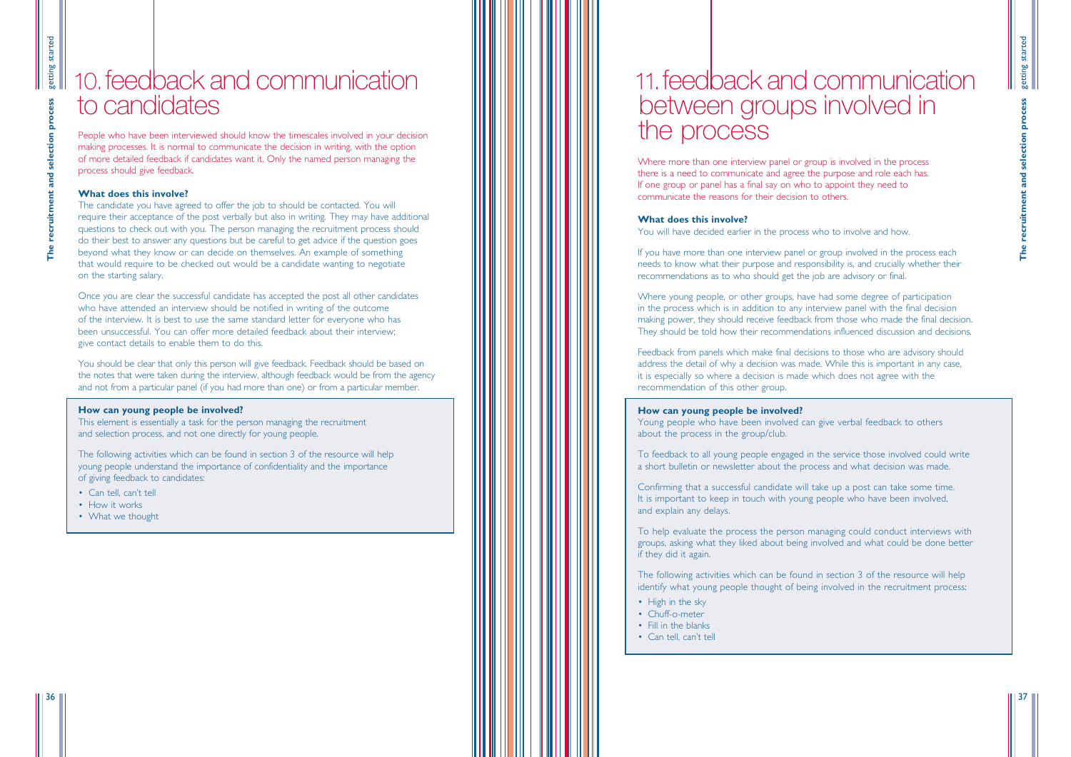# 10. feedback and communication to candidates

People who have been interviewed should know the timescales involved in your decision making processes. It is normal to communicate the decision in writing, with the option of more detailed feedback if candidates want it. Only the named person managing the process should give feedback.

**What does this involve?**

The candidate you have agreed to offer the job to should be contacted. You will require their acceptance of the post verbally but also in writing. They may have additional questions to check out with you. The person managing the recruitment process should do their best to answer any questions but be careful to get advice if the question goes beyond what they know or can decide on themselves. An example of something that would require to be checked out would be a candidate wanting to negotiate on the starting salary.

Once you are clear the successful candidate has accepted the post all other candidates who have attended an interview should be notified in writing of the outcome of the interview. It is best to use the same standard letter for everyone who has been unsuccessful. You can offer more detailed feedback about their interview; give contact details to enable them to do this.

You should be clear that only this person will give feedback. Feedback should be based on the notes that were taken during the interview, although feedback would be from the agency and not from a particular panel (if you had more than one) or from a particular member.

**How can young people be involved?**

This element is essentially a task for the person managing the recruitment and selection process, and not one directly for young people.

The following activities which can be found in section 3 of the resource will help young people understand the importance of confidentiality and the importance of giving feedback to candidates:

- Can tell, can't tell
- How it works
- What we thought

# 11. feedback and communication between groups involved in the process

Where more than one interview panel or group is involved in the process there is a need to communicate and agree the purpose and role each has. If one group or panel has a final say on who to appoint they need to communicate the reasons for their decision to others.

**What does this involve?**

You will have decided earlier in the process who to involve and how.

If you have more than one interview panel or group involved in the process each needs to know what their purpose and responsibility is, and crucially whether their recommendations as to who should get the job are advisory or final.

Where young people, or other groups, have had some degree of participation in the process which is in addition to any interview panel with the final decision making power, they should receive feedback from those who made the final decision. They should be told how their recommendations influenced discussion and decisions.

Feedback from panels which make final decisions to those who are advisory should address the detail of why a decision was made. While this is important in any case, it is especially so where a decision is made which does not agree with the recommendation of this other group.

**How can young people be involved?**

Young people who have been involved can give verbal feedback to others about the process in the group/club.

To feedback to all young people engaged in the service those involved could write a short bulletin or newsletter about the process and what decision was made.

Confirming that a successful candidate will take up a post can take some time. It is important to keep in touch with young people who have been involved, and explain any delays.

To help evaluate the process the person managing could conduct interviews with groups, asking what they liked about being involved and what could be done better if they did it again.

The following activities which can be found in section 3 of the resource will help identify what young people thought of being involved in the recruitment process:

- High in the sky
- Chuff-o-meter
- Fill in the blanks
- Can tell, can't tell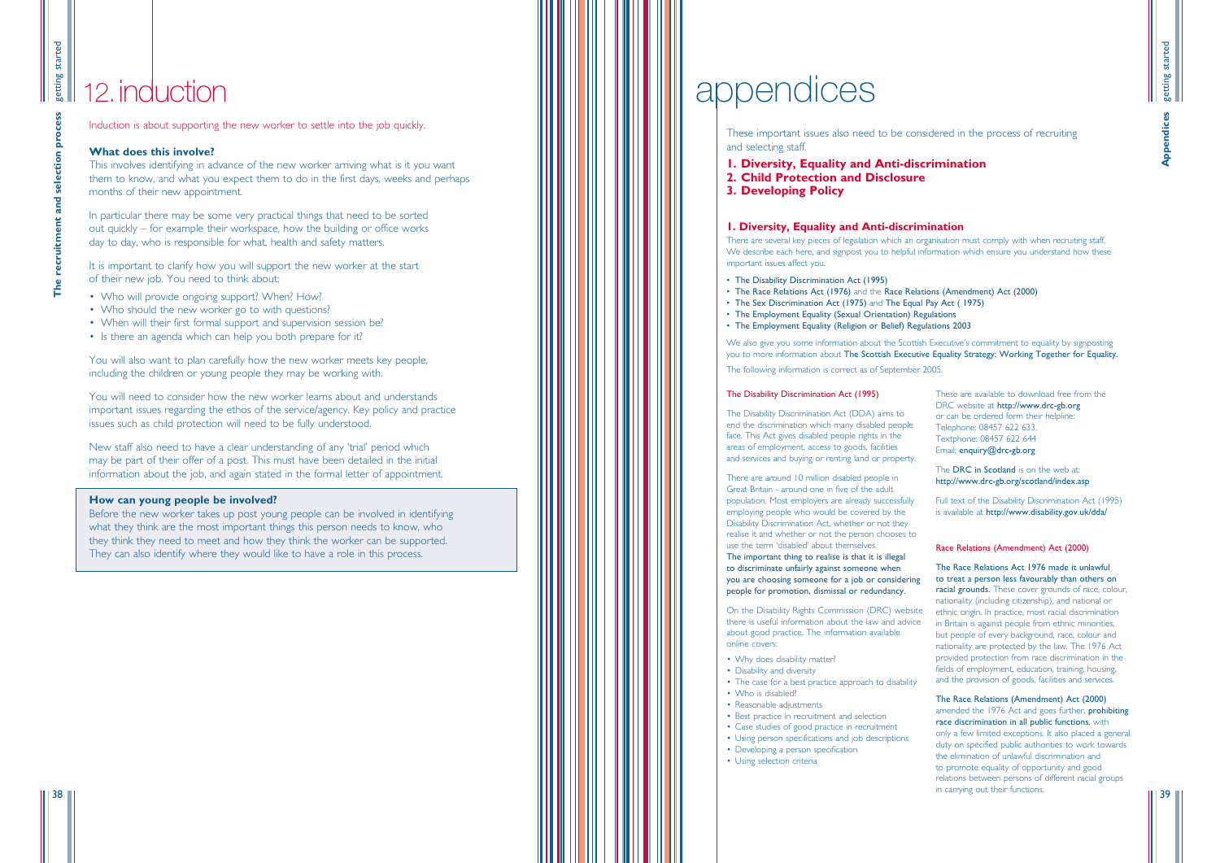# 12. induction

Induction is about supporting the new worker to settle into the job quickly.

### What does this involve?

This involves identifying in advance of the new worker arriving what is it you want them to know, and what you expect them to do in the first days, weeks and perhaps months of their new appointment.

In particular there may be some very practical things that need to be sorted out quickly – for example their workspace, how the building or office works day to day, who is responsible for what, health and safety matters.

It is important to clarify how you will support the new worker at the start of their new job. You need to think about:

- Who will provide ongoing support? When? How?
- Who should the new worker go to with questions?
- When will their first formal support and supervision session be?
- Is there an agenda which can help you both prepare for it?

You will also want to plan carefully how the new worker meets key people, including the children or young people they may be working with.

You will need to consider how the new worker learns about and understands important issues regarding the ethos of the service/agency. Key policy and practice issues such as child protection will need to be fully understood.

New staff also need to have a clear understanding of any 'trial' period which may be part of their offer of a post. This must have been detailed in the initial information about the job, and again stated in the formal letter of appointment.

### How can young people be involved?

Before the new worker takes up post young people can be involved in identifying what they think are the most important things this person needs to know, who they think they need to meet and how they think the worker can be supported. They can also identify where they would like to have a role in this process.

# appendices

These important issues also need to be considered in the process of recruiting and selecting staff.

**1. Diversity, Equality and Anti-discrimination**
**2. Child Protection and Disclosure**
**3. Developing Policy**

## 1. Diversity, Equality and Anti-discrimination

There are several key pieces of legislation which an organisation must comply with when recruiting staff. We describe each here, and signpost you to helpful information which ensure you understand how these important issues affect you.

- The Disability Discrimination Act (1995)
- The Race Relations Act (1976) and the Race Relations (Amendment) Act (2000)
- The Sex Discrimination Act (1975) and The Equal Pay Act ( 1975)
- The Employment Equality (Sexual Orientation) Regulations
- The Employment Equality (Religion or Belief) Regulations 2003

We also give you some information about the Scottish Executive's commitment to equality by signposting you to more information about The Scottish Executive Equality Strategy: Working Together for Equality.

The following information is correct as of September 2005.

### The Disability Discrimination Act (1995)

The Disability Discrimination Act (DDA) aims to end the discrimination which many disabled people face. This Act gives disabled people rights in the areas of employment, access to goods, facilities and services and buying or renting land or property.

There are around 10 million disabled people in Great Britain - around one in five of the adult population. Most employers are already successfully employing people who would be covered by the Disability Discrimination Act, whether or not they realise it and whether or not the person chooses to use the term 'disabled' about themselves. **The important thing to realise is that it is illegal to discriminate unfairly against someone when you are choosing someone for a job or considering people for promotion, dismissal or redundancy.**

On the Disability Rights Commission (DRC) website there is useful information about the law and advice about good practice. The information available online covers:

- Why does disability matter?
- Disability and diversity
- The case for a best practice approach to disability
- Who is disabled?
- Reasonable adjustments
- Best practice in recruitment and selection
- Case studies of good practice in recruitment
- Using person specifications and job descriptions
- Developing a person specification
- Using selection criteria

These are available to download free from the DRC website at http://www.drc-gb.org or can be ordered form their helpline:
Telephone: 08457 622 633.
Textphone: 08457 622 644
Email: enquiry@drc-gb.org

The DRC in Scotland is on the web at: http://www.drc-gb.org/scotland/index.asp

Full text of the Disability Discrimination Act (1995) is available at http://www.disability.gov.uk/dda/

### Race Relations (Amendment) Act (2000)

**The Race Relations Act 1976 made it unlawful to treat a person less favourably than others on racial grounds.** These cover grounds of race, colour, nationality (including citizenship), and national or ethnic origin. In practice, most racial discrimination in Britain is against people from ethnic minorities, but people of every background, race, colour and nationality are protected by the law. The 1976 Act provided protection from race discrimination in the fields of employment, education, training, housing, and the provision of goods, facilities and services.

The Race Relations (Amendment) Act (2000) amended the 1976 Act and goes further, **prohibiting race discrimination in all public functions**, with only a few limited exceptions. It also placed a general duty on specified public authorities to work towards the elimination of unlawful discrimination and to promote equality of opportunity and good relations between persons of different racial groups in carrying out their functions.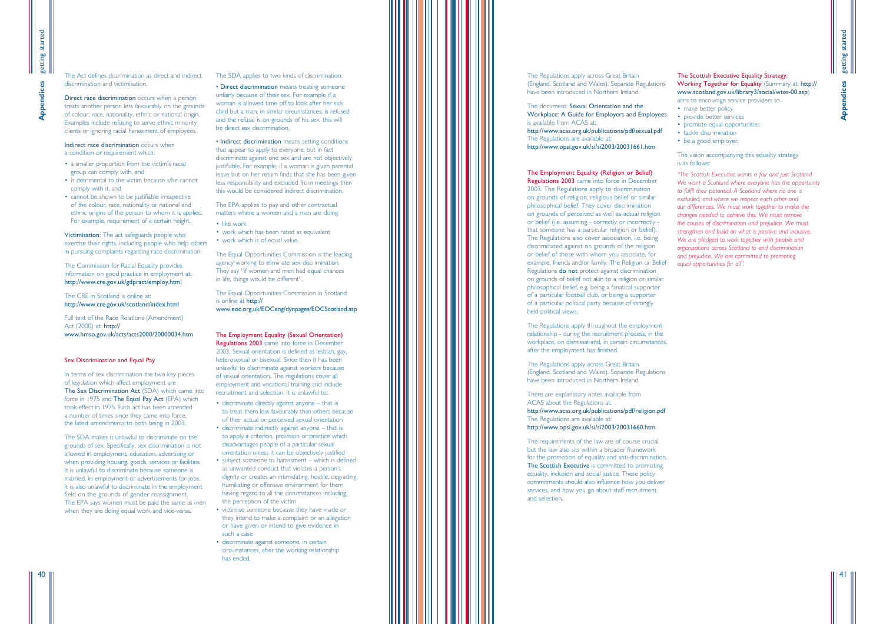The Act defines discrimination as direct and indirect discrimination and victimisation.

**Direct race discrimination** occurs when a person treats another person less favourably on the grounds of colour, race, nationality, ethnic or national origin. Examples include refusing to serve ethnic minority clients or ignoring racial harassment of employees.

**Indirect race discrimination** occurs when a condition or requirement which:

- a smaller proportion from the victim's racial group can comply with, and
- is detrimental to the victim because s/he cannot comply with it, and
- cannot be shown to be justifiable irrespective of the colour, race, nationality or national and ethnic origins of the person to whom it is applied. For example, requirement of a certain height.

**Victimisation:** The act safeguards people who exercise their rights, including people who help others in pursuing complaints regarding race discrimination.

The Commission for Racial Equality provides information on good practice in employment at: http://www.cre.gov.uk/gdpract/employ.html

The CRE in Scotland is online at: http://www.cre.gov.uk/scotland/index.html

Full text of the Race Relations (Amendment) Act (2000) at: http://www.hmso.gov.uk/acts/acts2000/20000034.htm

## Sex Discrimination and Equal Pay

In terms of sex discrimination the two key pieces of legislation which affect employment are **The Sex Discrimination Act** (SDA) which came into force in 1975 and **The Equal Pay Act** (EPA) which took effect in 1975. Each act has been amended a number of times since they came into force, the latest amendments to both being in 2003.

The SDA makes it unlawful to discriminate on the grounds of sex. Specifically, sex discrimination is not allowed in employment, education, advertising or when providing housing, goods, services or facilities. It is unlawful to discriminate because someone is married, in employment or advertisements for jobs. It is also unlawful to discriminate in the employment field on the grounds of gender reassignment. The EPA says women must be paid the same as men when they are doing equal work and vice-versa.

The SDA applies to two kinds of discrimination:

- **Direct discrimination** means treating someone unfairly because of their sex. For example if a woman is allowed time off to look after her sick child but a man, in similar circumstances, is refused and the refusal is on grounds of his sex, this will be direct sex discrimination.

- **Indirect discrimination** means setting conditions that appear to apply to everyone, but in fact discriminate against one sex and are not objectively justifiable. For example, if a woman is given parental leave but on her return finds that she has been given less responsibility and excluded from meetings then this would be considered indirect discrimination.

The EPA applies to pay and other contractual matters where a women and a man are doing

- like work
- work which has been rated as equivalent
- work which is of equal value.

The Equal Opportunities Commission is the leading agency working to eliminate sex discrimination. They say "if women and men had equal chances in life, things would be different".

The Equal Opportunities Commission in Scotland is online at http://www.eoc.org.uk/EOCeng/dynpages/EOCScotland.asp

## The Employment Equality (Sexual Orientation) Regulations 2003

**The Employment Equality (Sexual Orientation) Regulations 2003** came into force in December 2003. Sexual orientation is defined as lesbian, gay, heterosexual or bisexual. Since then it has been unlawful to discriminate against workers because of sexual orientation. The regulations cover all employment and vocational training and include recruitment and selection. It is unlawful to:

- discriminate directly against anyone – that is to treat them less favourably than others because of their actual or perceived sexual orientation
- discriminate indirectly against anyone – that is to apply a criterion, provision or practice which disadvantages people of a particular sexual orientation unless it can be objectively justified
- subject someone to harassment – which is defined as unwanted conduct that violates a person's dignity or creates an intimidating, hostile, degrading, humiliating or offensive environment for them having regard to all the circumstances including the perception of the victim
- victimise someone because they have made or they intend to make a complaint or an allegation or have given or intend to give evidence in such a case
- discriminate against someone, in certain circumstances, after the working relationship has ended.

The Regulations apply across Great Britain (England, Scotland and Wales). Separate Regulations have been introduced in Northern Ireland.

The document: **Sexual Orientation and the Workplace: A Guide for Employers and Employees** is available from ACAS at: http://www.acas.org.uk/publications/pdf/sexual.pdf
The Regulations are available at: http://www.opsi.gov.uk/si/si2003/20031661.htm

## The Employment Equality (Religion or Belief) Regulations 2003

**The Employment Equality (Religion or Belief) Regulations 2003** came into force in December 2003. The Regulations apply to discrimination on grounds of religion, religious belief or similar philosophical belief. They cover discrimination on grounds of perceived as well as actual religion or belief (i.e. assuming - correctly or incorrectly - that someone has a particular religion or belief). The Regulations also cover association, i.e. being discriminated against on grounds of the religion or belief of those with whom you associate, for example, friends and/or family. The Religion or Belief Regulations **do not** protect against discrimination on grounds of belief not akin to a religion or similar philosophical belief, e.g. being a fanatical supporter of a particular football club, or being a supporter of a particular political party because of strongly held political views.

The Regulations apply throughout the employment relationship - during the recruitment process, in the workplace, on dismissal and, in certain circumstances, after the employment has finished.

The Regulations apply across Great Britain (England, Scotland and Wales). Separate Regulations have been introduced in Northern Ireland.

There are explanatory notes available from ACAS about the Regulations at: http://www.acas.org.uk/publications/pdf/religion.pdf
The Regulations are available at: http://www.opsi.gov.uk/si/si2003/20031660.htm

The requirements of the law are of course crucial, but the law also sits within a broader framework for the promotion of equality and anti-discrimination. **The Scottish Executive** is committed to promoting equality, inclusion and social justice. These policy commitments should also influence how you deliver services, and how you go about staff recruitment and selection.

**The Scottish Executive Equality Strategy: Working Together for Equality** (Summary at: http://www.scotland.gov.uk/library3/social/wtes-00.asp) aims to encourage service providers to

- make better policy
- provide better services
- promote equal opportunities
- tackle discrimination
- be a good employer.

The vision accompanying this equality strategy is as follows:

*"The Scottish Executive wants a fair and just Scotland. We want a Scotland where everyone has the opportunity to fulfil their potential. A Scotland where no one is excluded, and where we respect each other and our differences. We must work together to make the changes needed to achieve this. We must remove the causes of discrimination and prejudice. We must strengthen and build on what is positive and inclusive. We are pledged to work together with people and organisations across Scotland to end discrimination and prejudice. We are committed to promoting equal opportunities for all".*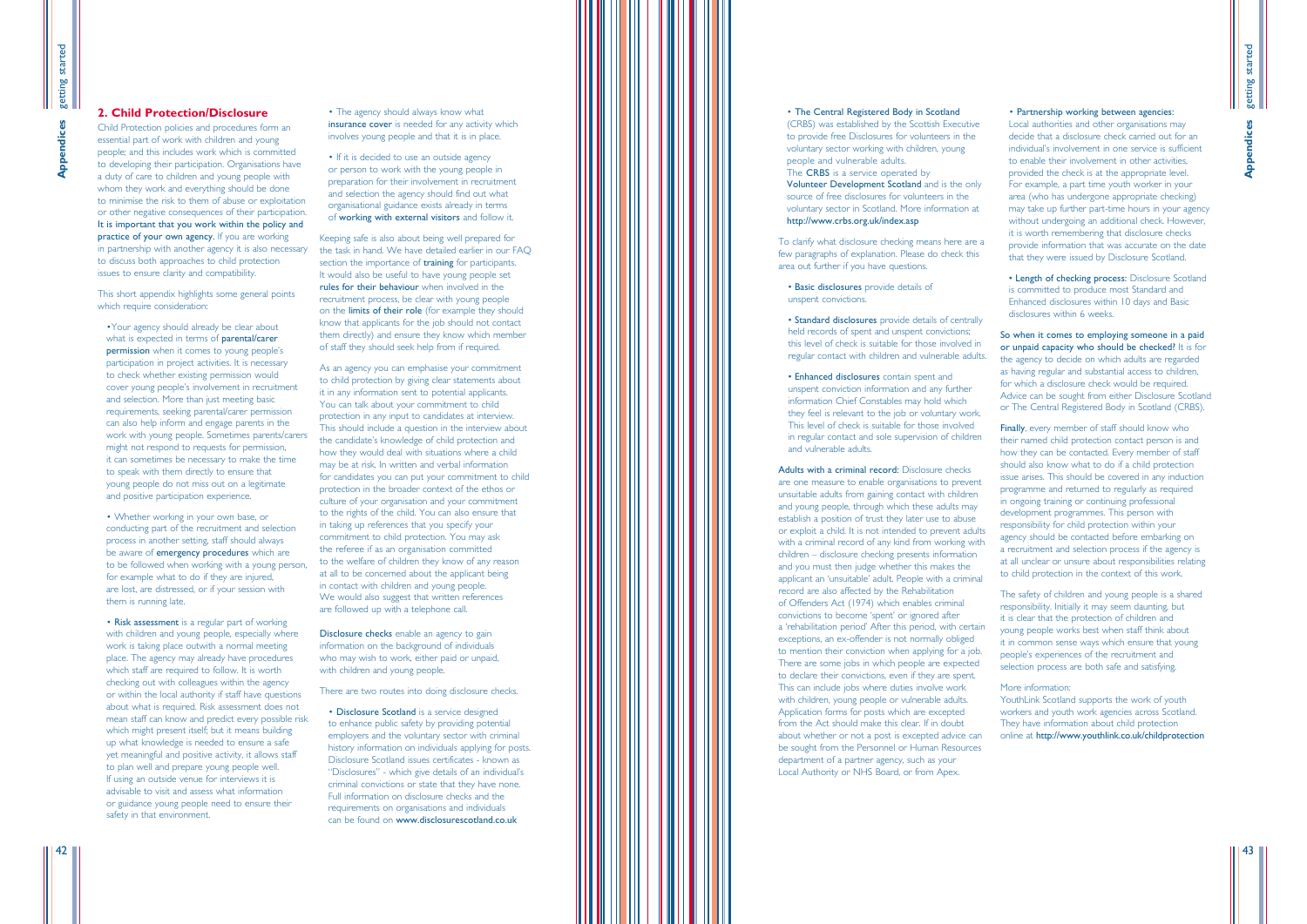## 2. Child Protection/Disclosure

Child Protection policies and procedures form an essential part of work with children and young people; and this includes work which is committed to developing their participation. Organisations have a duty of care to children and young people with whom they work and everything should be done to minimise the risk to them of abuse or exploitation or other negative consequences of their participation. **It is important that you work within the policy and practice of your own agency.** If you are working in partnership with another agency it is also necessary to discuss both approaches to child protection issues to ensure clarity and compatibility.

This short appendix highlights some general points which require consideration:

- Your agency should already be clear about what is expected in terms of **parental/carer permission** when it comes to young people's participation in project activities. It is necessary to check whether existing permission would cover young people's involvement in recruitment and selection. More than just meeting basic requirements, seeking parental/carer permission can also help inform and engage parents in the work with young people. Sometimes parents/carers might not respond to requests for permission, it can sometimes be necessary to make the time to speak with them directly to ensure that young people do not miss out on a legitimate and positive participation experience.

- Whether working in your own base, or conducting part of the recruitment and selection process in another setting, staff should always be aware of **emergency procedures** which are to be followed when working with a young person, for example what to do if they are injured, are lost, are distressed, or if your session with them is running late.

- **Risk assessment** is a regular part of working with children and young people, especially where work is taking place outwith a normal meeting place. The agency may already have procedures which staff are required to follow. It is worth checking out with colleagues within the agency or within the local authority if staff have questions about what is required. Risk assessment does not mean staff can know and predict every possible risk which might present itself; but it means building up what knowledge is needed to ensure a safe yet meaningful and positive activity, it allows staff to plan well and prepare young people well. If using an outside venue for interviews it is advisable to visit and assess what information or guidance young people need to ensure their safety in that environment.

- The agency should always know what **insurance cover** is needed for any activity which involves young people and that it is in place.

- If it is decided to use an outside agency or person to work with the young people in preparation for their involvement in recruitment and selection the agency should find out what organisational guidance exists already in terms of **working with external visitors** and follow it.

Keeping safe is also about being well prepared for the task in hand. We have detailed earlier in our FAQ section the importance of **training** for participants. It would also be useful to have young people set **rules for their behaviour** when involved in the recruitment process, be clear with young people on the **limits of their role** (for example they should know that applicants for the job should not contact them directly) and ensure they know which member of staff they should seek help from if required.

As an agency you can emphasise your commitment to child protection by giving clear statements about it in any information sent to potential applicants. You can talk about your commitment to child protection in any input to candidates at interview. This should include a question in the interview about the candidate's knowledge of child protection and how they would deal with situations where a child may be at risk. In written and verbal information for candidates you can put your commitment to child protection in the broader context of the ethos or culture of your organisation and your commitment to the rights of the child. You can also ensure that in taking up references that you specify your commitment to child protection. You may ask the referee if as an organisation committed to the welfare of children they know of any reason at all to be concerned about the applicant being in contact with children and young people. We would also suggest that written references are followed up with a telephone call.

**Disclosure checks** enable an agency to gain information on the background of individuals who may wish to work, either paid or unpaid, with children and young people.

There are two routes into doing disclosure checks.

- **Disclosure Scotland** is a service designed to enhance public safety by providing potential employers and the voluntary sector with criminal history information on individuals applying for posts. Disclosure Scotland issues certificates - known as "Disclosures" - which give details of an individual's criminal convictions or state that they have none. Full information on disclosure checks and the requirements on organisations and individuals can be found on **www.disclosurescotland.co.uk**

- **The Central Registered Body in Scotland** (CRBS) was established by the Scottish Executive to provide free Disclosures for volunteers in the voluntary sector working with children, young people and vulnerable adults. The **CRBS** is a service operated by **Volunteer Development Scotland** and is the only source of free disclosures for volunteers in the voluntary sector in Scotland. More information at **http://www.crbs.org.uk/index.asp**

To clarify what disclosure checking means here are a few paragraphs of explanation. Please do check this area out further if you have questions.

- **Basic disclosures** provide details of unspent convictions.

- **Standard disclosures** provide details of centrally held records of spent and unspent convictions; this level of check is suitable for those involved in regular contact with children and vulnerable adults.

- **Enhanced disclosures** contain spent and unspent conviction information and any further information Chief Constables may hold which they feel is relevant to the job or voluntary work. This level of check is suitable for those involved in regular contact and sole supervision of children and vulnerable adults.

**Adults with a criminal record:** Disclosure checks are one measure to enable organisations to prevent unsuitable adults from gaining contact with children and young people, through which these adults may establish a position of trust they later use to abuse or exploit a child. It is not intended to prevent adults with a criminal record of any kind from working with children – disclosure checking presents information and you must then judge whether this makes the applicant an 'unsuitable' adult. People with a criminal record are also affected by the Rehabilitation of Offenders Act (1974) which enables criminal convictions to become 'spent' or ignored after a 'rehabilitation period' After this period, with certain exceptions, an ex-offender is not normally obliged to mention their conviction when applying for a job. There are some jobs in which people are expected to declare their convictions, even if they are spent. This can include jobs where duties involve work with children, young people or vulnerable adults. Application forms for posts which are excepted from the Act should make this clear. If in doubt about whether or not a post is excepted advice can be sought from the Personnel or Human Resources department of a partner agency, such as your Local Authority or NHS Board, or from Apex.

- **Partnership working between agencies:** Local authorities and other organisations may decide that a disclosure check carried out for an individual's involvement in one service is sufficient to enable their involvement in other activities, provided the check is at the appropriate level. For example, a part time youth worker in your area (who has undergone appropriate checking) may take up further part-time hours in your agency without undergoing an additional check. However, it is worth remembering that disclosure checks provide information that was accurate on the date that they were issued by Disclosure Scotland.

- **Length of checking process:** Disclosure Scotland is committed to produce most Standard and Enhanced disclosures within 10 days and Basic disclosures within 6 weeks.

**So when it comes to employing someone in a paid or unpaid capacity who should be checked?** It is for the agency to decide on which adults are regarded as having regular and substantial access to children, for which a disclosure check would be required. Advice can be sought from either Disclosure Scotland or The Central Registered Body in Scotland (CRBS).

**Finally**, every member of staff should know who their named child protection contact person is and how they can be contacted. Every member of staff should also know what to do if a child protection issue arises. This should be covered in any induction programme and returned to regularly as required in ongoing training or continuing professional development programmes. This person with responsibility for child protection within your agency should be contacted before embarking on a recruitment and selection process if the agency is at all unclear or unsure about responsibilities relating to child protection in the context of this work.

The safety of children and young people is a shared responsibility. Initially it may seem daunting, but it is clear that the protection of children and young people works best when staff think about it in common sense ways which ensure that young people's experiences of the recruitment and selection process are both safe and satisfying.

More information:
YouthLink Scotland supports the work of youth workers and youth work agencies across Scotland. They have information about child protection online at **http://www.youthlink.co.uk/childprotection**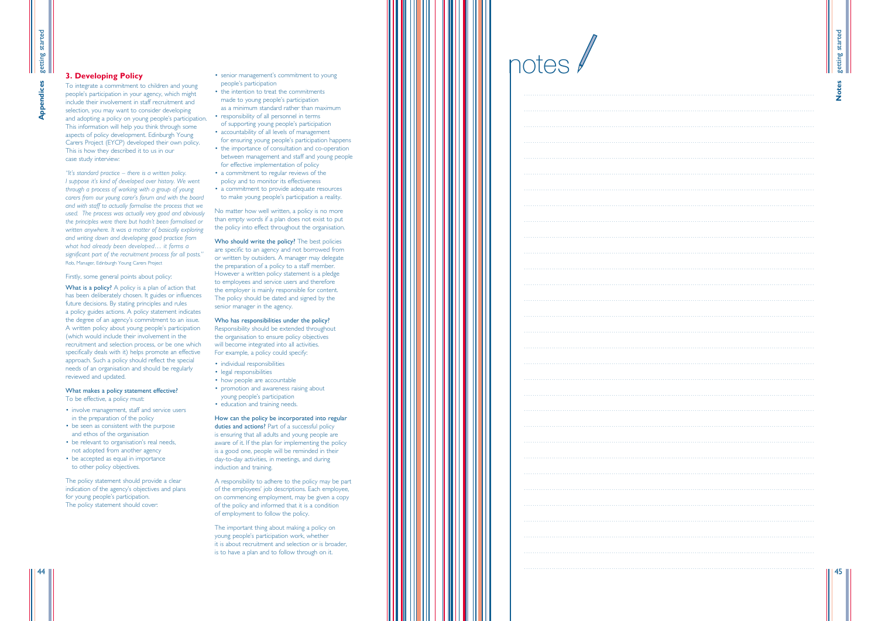## 3. Developing Policy

To integrate a commitment to children and young people's participation in your agency, which might include their involvement in staff recruitment and selection, you may want to consider developing and adopting a policy on young people's participation. This information will help you think through some aspects of policy development. Edinburgh Young Carers Project (EYCP) developed their own policy. This is how they described it to us in our case study interview:

*"It's standard practice – there is a written policy. I suppose it's kind of developed over history. We went through a process of working with a group of young carers from our young carer's forum and with the board and with staff to actually formalise the process that we used. The process was actually very good and obviously the principles were there but hadn't been formalised or written anywhere. It was a matter of basically exploring and writing down and developing good practice from what had already been developed… it forms a significant part of the recruitment process for all posts."*
Rob, Manager, Edinburgh Young Carers Project

Firstly, some general points about policy:

**What is a policy?** A policy is a plan of action that has been deliberately chosen. It guides or influences future decisions. By stating principles and rules a policy guides actions. A policy statement indicates the degree of an agency's commitment to an issue. A written policy about young people's participation (which would include their involvement in the recruitment and selection process, or be one which specifically deals with it) helps promote an effective approach. Such a policy should reflect the special needs of an organisation and should be regularly reviewed and updated.

**What makes a policy statement effective?**
To be effective, a policy must:

- involve management, staff and service users in the preparation of the policy
- be seen as consistent with the purpose and ethos of the organisation
- be relevant to organisation's real needs, not adopted from another agency
- be accepted as equal in importance to other policy objectives.

The policy statement should provide a clear indication of the agency's objectives and plans for young people's participation.
The policy statement should cover:

- senior management's commitment to young people's participation
- the intention to treat the commitments made to young people's participation as a minimum standard rather than maximum
- responsibility of all personnel in terms of supporting young people's participation
- accountability of all levels of management for ensuring young people's participation happens
- the importance of consultation and co-operation between management and staff and young people for effective implementation of policy
- a commitment to regular reviews of the policy and to monitor its effectiveness
- a commitment to provide adequate resources to make young people's participation a reality.

No matter how well written, a policy is no more than empty words if a plan does not exist to put the policy into effect throughout the organisation.

**Who should write the policy?** The best policies are specific to an agency and not borrowed from or written by outsiders. A manager may delegate the preparation of a policy to a staff member. However a written policy statement is a pledge to employees and service users and therefore the employer is mainly responsible for content. The policy should be dated and signed by the senior manager in the agency.

**Who has responsibilities under the policy?**
Responsibility should be extended throughout the organisation to ensure policy objectives will become integrated into all activities. For example, a policy could specify:

- individual responsibilities
- legal responsibilities
- how people are accountable
- promotion and awareness raising about young people's participation
- education and training needs.

**How can the policy be incorporated into regular duties and actions?** Part of a successful policy is ensuring that all adults and young people are aware of it. If the plan for implementing the policy is a good one, people will be reminded in their day-to-day activities, in meetings, and during induction and training.

A responsibility to adhere to the policy may be part of the employees' job descriptions. Each employee, on commencing employment, may be given a copy of the policy and informed that it is a condition of employment to follow the policy.

The important thing about making a policy on young people's participation work, whether it is about recruitment and selection or is broader, is to have a plan and to follow through on it.

# notes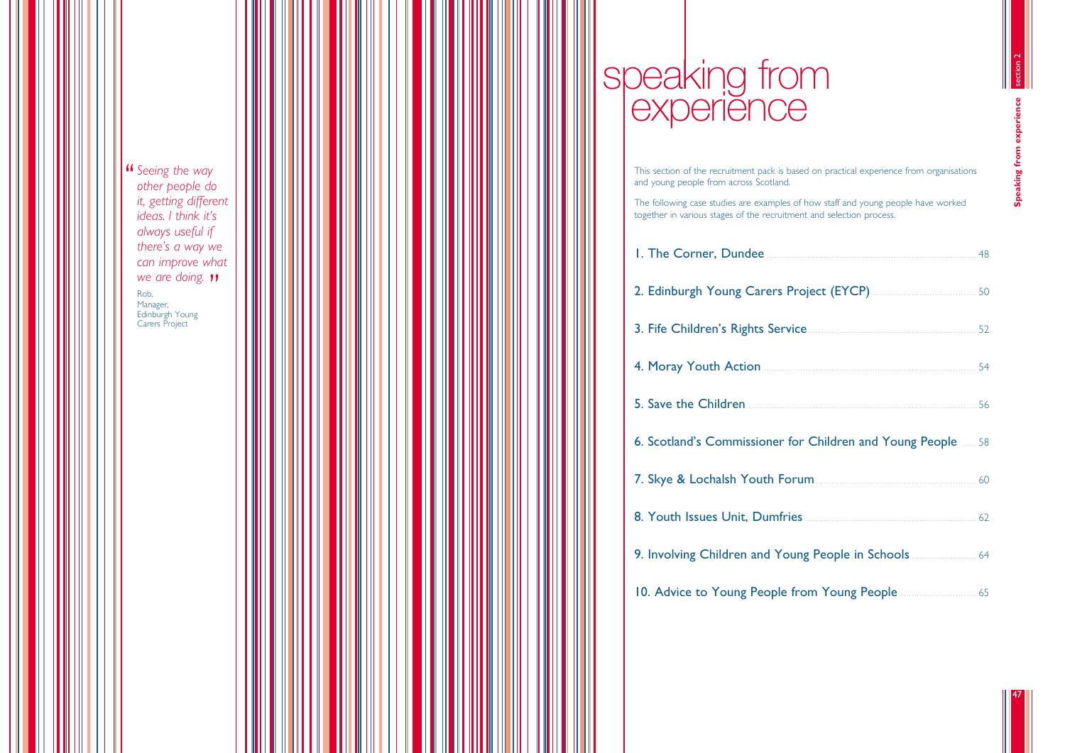> *"Seeing the way other people do it, getting different ideas. I think it's always useful if there's a way we can improve what we are doing."*
>
> Rob, Manager, Edinburgh Young Carers Project

# speaking from experience

This section of the recruitment pack is based on practical experience from organisations and young people from across Scotland.

The following case studies are examples of how staff and young people have worked together in various stages of the recruitment and selection process.

1. The Corner, Dundee .......... 48
2. Edinburgh Young Carers Project (EYCP) .......... 50
3. Fife Children's Rights Service .......... 52
4. Moray Youth Action .......... 54
5. Save the Children .......... 56
6. Scotland's Commissioner for Children and Young People .......... 58
7. Skye & Lochalsh Youth Forum .......... 60
8. Youth Issues Unit, Dumfries .......... 62
9. Involving Children and Young People in Schools .......... 64
10. Advice to Young People from Young People .......... 65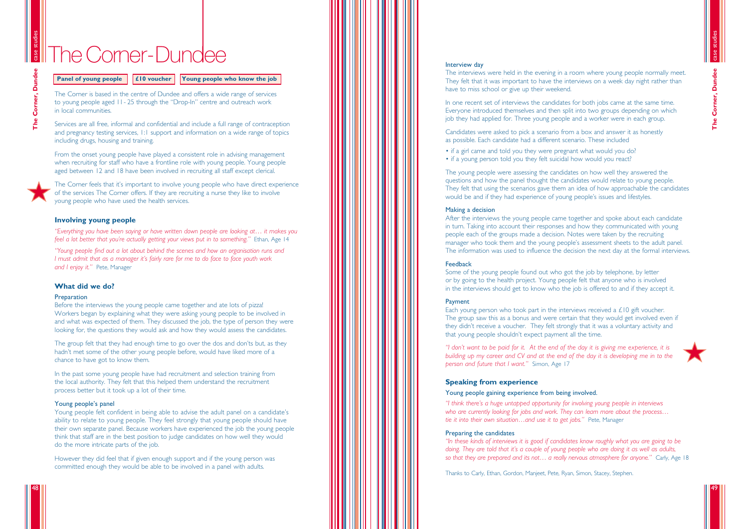# The Corner-Dundee

**Panel of young people** | **£10 voucher** | **Young people who know the job**

The Corner is based in the centre of Dundee and offers a wide range of services to young people aged 11 - 25 through the "Drop-In" centre and outreach work in local communities.

Services are all free, informal and confidential and include a full range of contraception and pregnancy testing services, 1:1 support and information on a wide range of topics including drugs, housing and training.

From the onset young people have played a consistent role in advising management when recruiting for staff who have a frontline role with young people. Young people aged between 12 and 18 have been involved in recruiting all staff except clerical.

The Corner feels that it's important to involve young people who have direct experience of the services The Corner offers. If they are recruiting a nurse they like to involve young people who have used the health services.

## Involving young people

*"Everything you have been saying or have written down people are looking at… it makes you feel a lot better that you're actually getting your views put in to something."* Ethan, Age 14

*"Young people find out a lot about behind the scenes and how an organisation runs and I must admit that as a manager it's fairly rare for me to do face to face youth work and I enjoy it."* Pete, Manager

## What did we do?

### Preparation

Before the interviews the young people came together and ate lots of pizza! Workers began by explaining what they were asking young people to be involved in and what was expected of them. They discussed the job, the type of person they were looking for, the questions they would ask and how they would assess the candidates.

The group felt that they had enough time to go over the dos and don'ts but, as they hadn't met some of the other young people before, would have liked more of a chance to have got to know them.

In the past some young people have had recruitment and selection training from the local authority. They felt that this helped them understand the recruitment process better but it took up a lot of their time.

### Young people's panel

Young people felt confident in being able to advise the adult panel on a candidate's ability to relate to young people. They feel strongly that young people should have their own separate panel. Because workers have experienced the job the young people think that staff are in the best position to judge candidates on how well they would do the more intricate parts of the job.

However they did feel that if given enough support and if the young person was committed enough they would be able to be involved in a panel with adults.

### Interview day

The interviews were held in the evening in a room where young people normally meet. They felt that it was important to have the interviews on a week day night rather than have to miss school or give up their weekend.

In one recent set of interviews the candidates for both jobs came at the same time. Everyone introduced themselves and then split into two groups depending on which job they had applied for. Three young people and a worker were in each group.

Candidates were asked to pick a scenario from a box and answer it as honestly as possible. Each candidate had a different scenario. These included

- if a girl came and told you they were pregnant what would you do?
- if a young person told you they felt suicidal how would you react?

The young people were assessing the candidates on how well they answered the questions and how the panel thought the candidates would relate to young people. They felt that using the scenarios gave them an idea of how approachable the candidates would be and if they had experience of young people's issues and lifestyles.

### Making a decision

After the interviews the young people came together and spoke about each candidate in turn. Taking into account their responses and how they communicated with young people each of the groups made a decision. Notes were taken by the recruiting manager who took them and the young people's assessment sheets to the adult panel. The information was used to influence the decision the next day at the formal interviews.

### Feedback

Some of the young people found out who got the job by telephone, by letter or by going to the health project. Young people felt that anyone who is involved in the interviews should get to know who the job is offered to and if they accept it.

### Payment

Each young person who took part in the interviews received a £10 gift voucher. The group saw this as a bonus and were certain that they would get involved even if they didn't receive a voucher. They felt strongly that it was a voluntary activity and that young people shouldn't expect payment all the time.

*"I don't want to be paid for it. At the end of the day it is giving me experience, it is building up my career and CV and at the end of the day it is developing me in to the person and future that I want."* Simon, Age 17

## Speaking from experience

### Young people gaining experience from being involved.

*"I think there's a huge untapped opportunity for involving young people in interviews who are currently looking for jobs and work. They can learn more about the process… tie it into their own situation…and use it to get jobs."* Pete, Manager

### Preparing the candidates

*"In these kinds of interviews it is good if candidates know roughly what you are going to be doing. They are told that it's a couple of young people who are doing it as well as adults, so that they are prepared and its not… a really nervous atmosphere for anyone."* Carly, Age 18

Thanks to Carly, Ethan, Gordon, Manjeet, Pete, Ryan, Simon, Stacey, Stephen.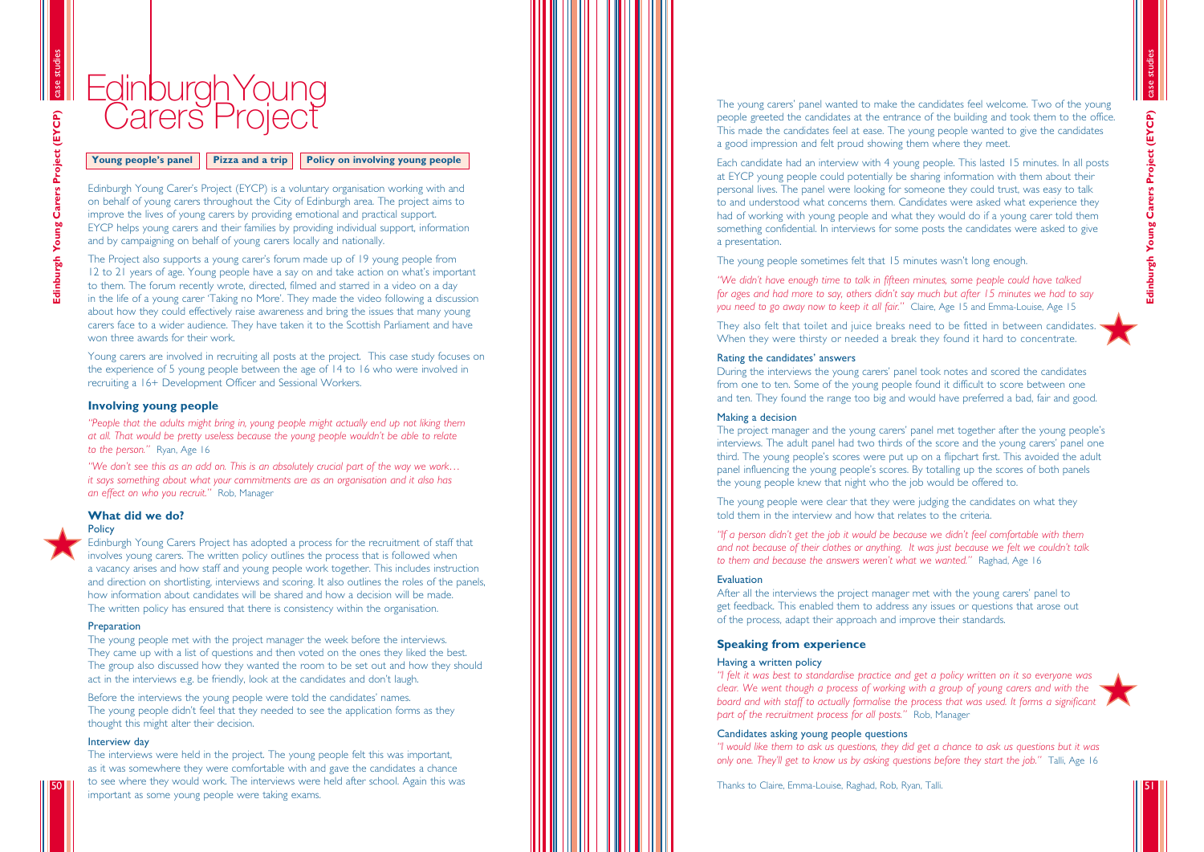# Edinburgh Young Carers Project

**Young people's panel** | **Pizza and a trip** | **Policy on involving young people**

Edinburgh Young Carer's Project (EYCP) is a voluntary organisation working with and on behalf of young carers throughout the City of Edinburgh area. The project aims to improve the lives of young carers by providing emotional and practical support. EYCP helps young carers and their families by providing individual support, information and by campaigning on behalf of young carers locally and nationally.

The Project also supports a young carer's forum made up of 19 young people from 12 to 21 years of age. Young people have a say on and take action on what's important to them. The forum recently wrote, directed, filmed and starred in a video on a day in the life of a young carer 'Taking no More'. They made the video following a discussion about how they could effectively raise awareness and bring the issues that many young carers face to a wider audience. They have taken it to the Scottish Parliament and have won three awards for their work.

Young carers are involved in recruiting all posts at the project. This case study focuses on the experience of 5 young people between the age of 14 to 16 who were involved in recruiting a 16+ Development Officer and Sessional Workers.

## Involving young people

*"People that the adults might bring in, young people might actually end up not liking them at all. That would be pretty useless because the young people wouldn't be able to relate to the person."* Ryan, Age 16

*"We don't see this as an add on. This is an absolutely crucial part of the way we work… it says something about what your commitments are as an organisation and it also has an effect on who you recruit."* Rob, Manager

## What did we do?

### Policy

Edinburgh Young Carers Project has adopted a process for the recruitment of staff that involves young carers. The written policy outlines the process that is followed when a vacancy arises and how staff and young people work together. This includes instruction and direction on shortlisting, interviews and scoring. It also outlines the roles of the panels, how information about candidates will be shared and how a decision will be made. The written policy has ensured that there is consistency within the organisation.

### Preparation

The young people met with the project manager the week before the interviews. They came up with a list of questions and then voted on the ones they liked the best. The group also discussed how they wanted the room to be set out and how they should act in the interviews e.g. be friendly, look at the candidates and don't laugh.

Before the interviews the young people were told the candidates' names. The young people didn't feel that they needed to see the application forms as they thought this might alter their decision.

### Interview day

The interviews were held in the project. The young people felt this was important, as it was somewhere they were comfortable with and gave the candidates a chance to see where they would work. The interviews were held after school. Again this was important as some young people were taking exams.

The young carers' panel wanted to make the candidates feel welcome. Two of the young people greeted the candidates at the entrance of the building and took them to the office. This made the candidates feel at ease. The young people wanted to give the candidates a good impression and felt proud showing them where they meet.

Each candidate had an interview with 4 young people. This lasted 15 minutes. In all posts at EYCP young people could potentially be sharing information with them about their personal lives. The panel were looking for someone they could trust, was easy to talk to and understood what concerns them. Candidates were asked what experience they had of working with young people and what they would do if a young carer told them something confidential. In interviews for some posts the candidates were asked to give a presentation.

The young people sometimes felt that 15 minutes wasn't long enough.

*"We didn't have enough time to talk in fifteen minutes, some people could have talked for ages and had more to say, others didn't say much but after 15 minutes we had to say you need to go away now to keep it all fair."* Claire, Age 15 and Emma-Louise, Age 15

They also felt that toilet and juice breaks need to be fitted in between candidates. When they were thirsty or needed a break they found it hard to concentrate.

### Rating the candidates' answers

During the interviews the young carers' panel took notes and scored the candidates from one to ten. Some of the young people found it difficult to score between one and ten. They found the range too big and would have preferred a bad, fair and good.

### Making a decision

The project manager and the young carers' panel met together after the young people's interviews. The adult panel had two thirds of the score and the young carers' panel one third. The young people's scores were put up on a flipchart first. This avoided the adult panel influencing the young people's scores. By totalling up the scores of both panels the young people knew that night who the job would be offered to.

The young people were clear that they were judging the candidates on what they told them in the interview and how that relates to the criteria.

*"If a person didn't get the job it would be because we didn't feel comfortable with them and not because of their clothes or anything. It was just because we felt we couldn't talk to them and because the answers weren't what we wanted."* Raghad, Age 16

### Evaluation

After all the interviews the project manager met with the young carers' panel to get feedback. This enabled them to address any issues or questions that arose out of the process, adapt their approach and improve their standards.

## Speaking from experience

### Having a written policy

*"I felt it was best to standardise practice and get a policy written on it so everyone was clear. We went though a process of working with a group of young carers and with the board and with staff to actually formalise the process that was used. It forms a significant part of the recruitment process for all posts."* Rob, Manager

### Candidates asking young people questions

*"I would like them to ask us questions, they did get a chance to ask us questions but it was only one. They'll get to know us by asking questions before they start the job."* Talli, Age 16

Thanks to Claire, Emma-Louise, Raghad, Rob, Ryan, Talli.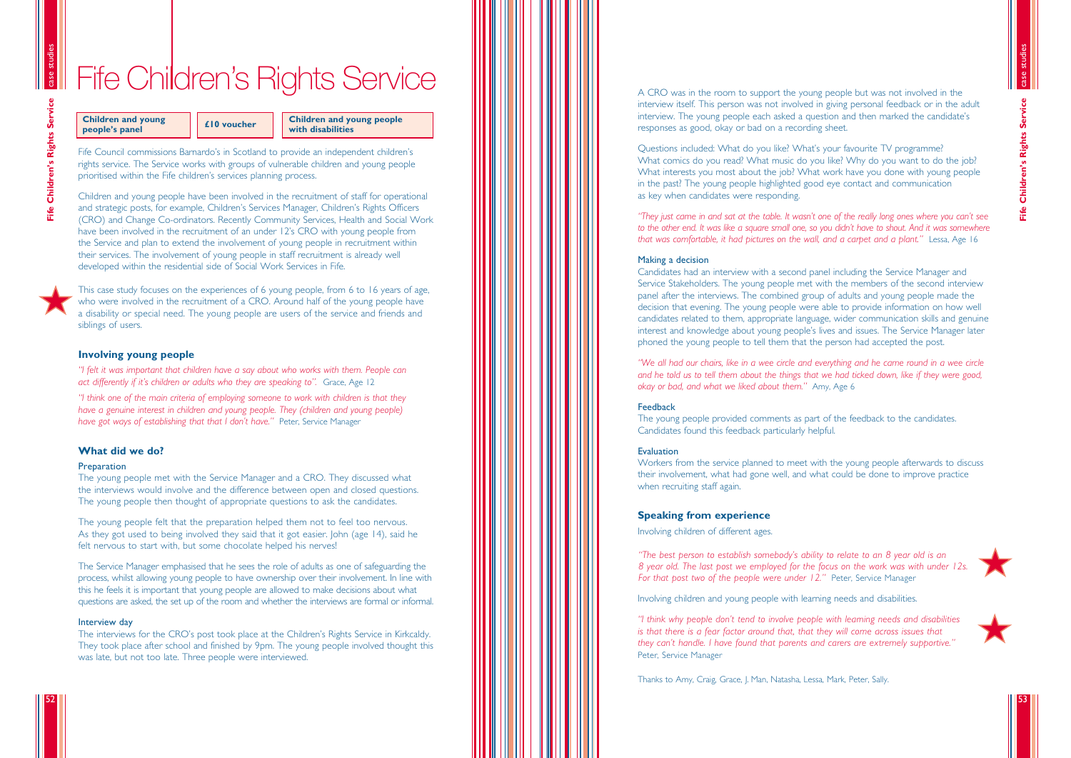# Fife Children's Rights Service

**Children and young people's panel** | **£10 voucher** | **Children and young people with disabilities**

Fife Council commissions Barnardo's in Scotland to provide an independent children's rights service. The Service works with groups of vulnerable children and young people prioritised within the Fife children's services planning process.

Children and young people have been involved in the recruitment of staff for operational and strategic posts, for example, Children's Services Manager, Children's Rights Officers (CRO) and Change Co-ordinators. Recently Community Services, Health and Social Work have been involved in the recruitment of an under 12's CRO with young people from the Service and plan to extend the involvement of young people in recruitment within their services. The involvement of young people in staff recruitment is already well developed within the residential side of Social Work Services in Fife.

This case study focuses on the experiences of 6 young people, from 6 to 16 years of age, who were involved in the recruitment of a CRO. Around half of the young people have a disability or special need. The young people are users of the service and friends and siblings of users.

## Involving young people

*"I felt it was important that children have a say about who works with them. People can act differently if it's children or adults who they are speaking to".* Grace, Age 12

*"I think one of the main criteria of employing someone to work with children is that they have a genuine interest in children and young people. They (children and young people) have got ways of establishing that that I don't have."* Peter, Service Manager

## What did we do?

### Preparation

The young people met with the Service Manager and a CRO. They discussed what the interviews would involve and the difference between open and closed questions. The young people then thought of appropriate questions to ask the candidates.

The young people felt that the preparation helped them not to feel too nervous. As they got used to being involved they said that it got easier. John (age 14), said he felt nervous to start with, but some chocolate helped his nerves!

The Service Manager emphasised that he sees the role of adults as one of safeguarding the process, whilst allowing young people to have ownership over their involvement. In line with this he feels it is important that young people are allowed to make decisions about what questions are asked, the set up of the room and whether the interviews are formal or informal.

### Interview day

The interviews for the CRO's post took place at the Children's Rights Service in Kirkcaldy. They took place after school and finished by 9pm. The young people involved thought this was late, but not too late. Three people were interviewed.

A CRO was in the room to support the young people but was not involved in the interview itself. This person was not involved in giving personal feedback or in the adult interview. The young people each asked a question and then marked the candidate's responses as good, okay or bad on a recording sheet.

Questions included: What do you like? What's your favourite TV programme? What comics do you read? What music do you like? Why do you want to do the job? What interests you most about the job? What work have you done with young people in the past? The young people highlighted good eye contact and communication as key when candidates were responding.

*"They just came in and sat at the table. It wasn't one of the really long ones where you can't see to the other end. It was like a square small one, so you didn't have to shout. And it was somewhere that was comfortable, it had pictures on the wall, and a carpet and a plant."* Lessa, Age 16

### Making a decision

Candidates had an interview with a second panel including the Service Manager and Service Stakeholders. The young people met with the members of the second interview panel after the interviews. The combined group of adults and young people made the decision that evening. The young people were able to provide information on how well candidates related to them, appropriate language, wider communication skills and genuine interest and knowledge about young people's lives and issues. The Service Manager later phoned the young people to tell them that the person had accepted the post.

*"We all had our chairs, like in a wee circle and everything and he came round in a wee circle and he told us to tell them about the things that we had ticked down, like if they were good, okay or bad, and what we liked about them."* Amy, Age 6

### Feedback

The young people provided comments as part of the feedback to the candidates. Candidates found this feedback particularly helpful.

### Evaluation

Workers from the service planned to meet with the young people afterwards to discuss their involvement, what had gone well, and what could be done to improve practice when recruiting staff again.

## Speaking from experience

Involving children of different ages.

*"The best person to establish somebody's ability to relate to an 8 year old is an 8 year old. The last post we employed for the focus on the work was with under 12s. For that post two of the people were under 12."* Peter, Service Manager

Involving children and young people with learning needs and disabilities.

*"I think why people don't tend to involve people with learning needs and disabilities is that there is a fear factor around that, that they will come across issues that they can't handle. I have found that parents and carers are extremely supportive."* Peter, Service Manager

Thanks to Amy, Craig, Grace, J. Man, Natasha, Lessa, Mark, Peter, Sally.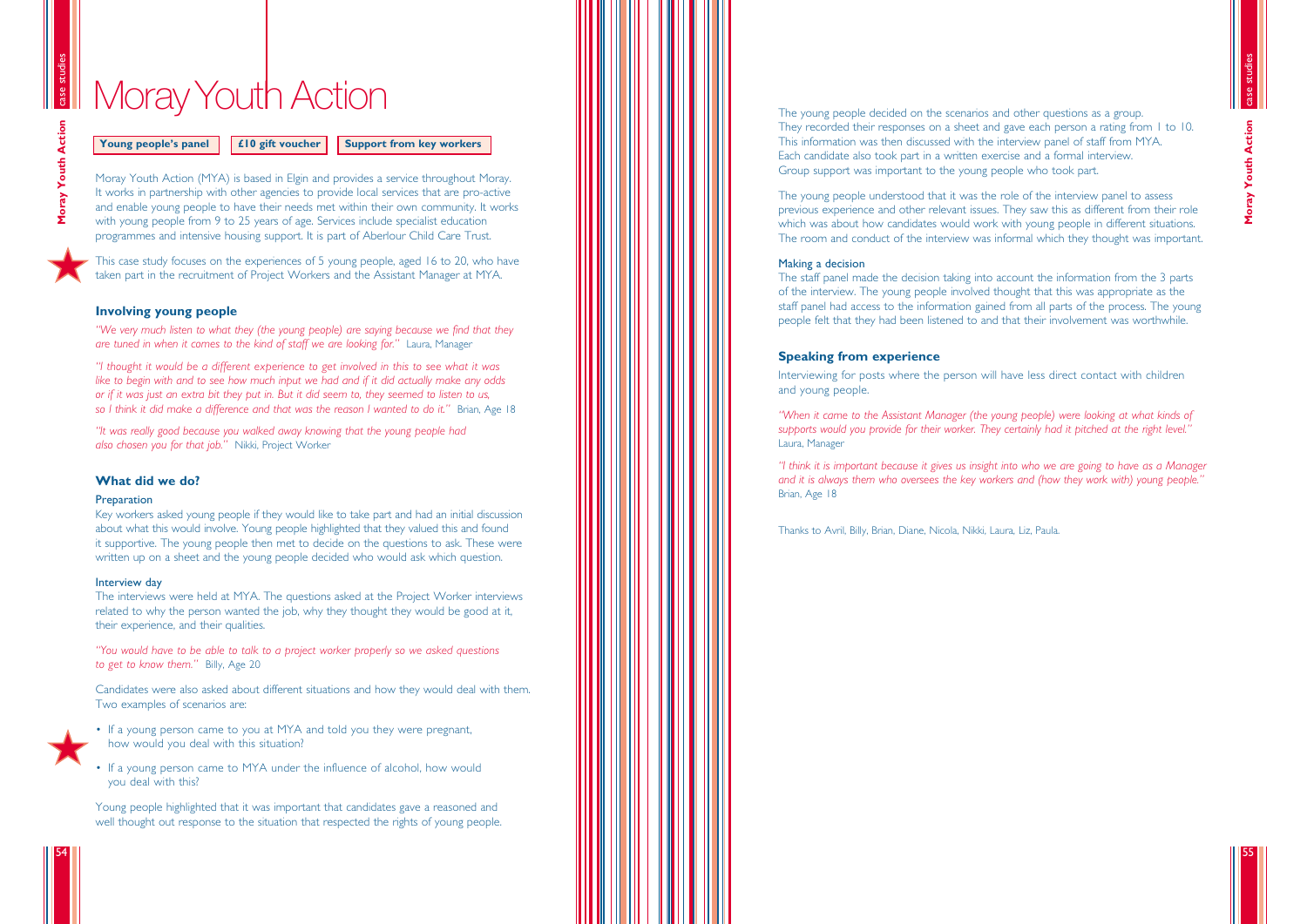# Moray Youth Action

**Young people's panel** | **£10 gift voucher** | **Support from key workers**

Moray Youth Action (MYA) is based in Elgin and provides a service throughout Moray. It works in partnership with other agencies to provide local services that are pro-active and enable young people to have their needs met within their own community. It works with young people from 9 to 25 years of age. Services include specialist education programmes and intensive housing support. It is part of Aberlour Child Care Trust.

This case study focuses on the experiences of 5 young people, aged 16 to 20, who have taken part in the recruitment of Project Workers and the Assistant Manager at MYA.

## Involving young people

*"We very much listen to what they (the young people) are saying because we find that they are tuned in when it comes to the kind of staff we are looking for."* Laura, Manager

*"I thought it would be a different experience to get involved in this to see what it was like to begin with and to see how much input we had and if it did actually make any odds or if it was just an extra bit they put in. But it did seem to, they seemed to listen to us, so I think it did make a difference and that was the reason I wanted to do it."* Brian, Age 18

*"It was really good because you walked away knowing that the young people had also chosen you for that job."* Nikki, Project Worker

## What did we do?

### Preparation

Key workers asked young people if they would like to take part and had an initial discussion about what this would involve. Young people highlighted that they valued this and found it supportive. The young people then met to decide on the questions to ask. These were written up on a sheet and the young people decided who would ask which question.

### Interview day

The interviews were held at MYA. The questions asked at the Project Worker interviews related to why the person wanted the job, why they thought they would be good at it, their experience, and their qualities.

*"You would have to be able to talk to a project worker properly so we asked questions to get to know them."* Billy, Age 20

Candidates were also asked about different situations and how they would deal with them. Two examples of scenarios are:

- If a young person came to you at MYA and told you they were pregnant, how would you deal with this situation?
- If a young person came to MYA under the influence of alcohol, how would you deal with this?

Young people highlighted that it was important that candidates gave a reasoned and well thought out response to the situation that respected the rights of young people.

The young people decided on the scenarios and other questions as a group. They recorded their responses on a sheet and gave each person a rating from 1 to 10. This information was then discussed with the interview panel of staff from MYA. Each candidate also took part in a written exercise and a formal interview. Group support was important to the young people who took part.

The young people understood that it was the role of the interview panel to assess previous experience and other relevant issues. They saw this as different from their role which was about how candidates would work with young people in different situations. The room and conduct of the interview was informal which they thought was important.

### Making a decision

The staff panel made the decision taking into account the information from the 3 parts of the interview. The young people involved thought that this was appropriate as the staff panel had access to the information gained from all parts of the process. The young people felt that they had been listened to and that their involvement was worthwhile.

## Speaking from experience

Interviewing for posts where the person will have less direct contact with children and young people.

*"When it came to the Assistant Manager (the young people) were looking at what kinds of supports would you provide for their worker. They certainly had it pitched at the right level."* Laura, Manager

*"I think it is important because it gives us insight into who we are going to have as a Manager and it is always them who oversees the key workers and (how they work with) young people."* Brian, Age 18

Thanks to Avril, Billy, Brian, Diane, Nicola, Nikki, Laura, Liz, Paula.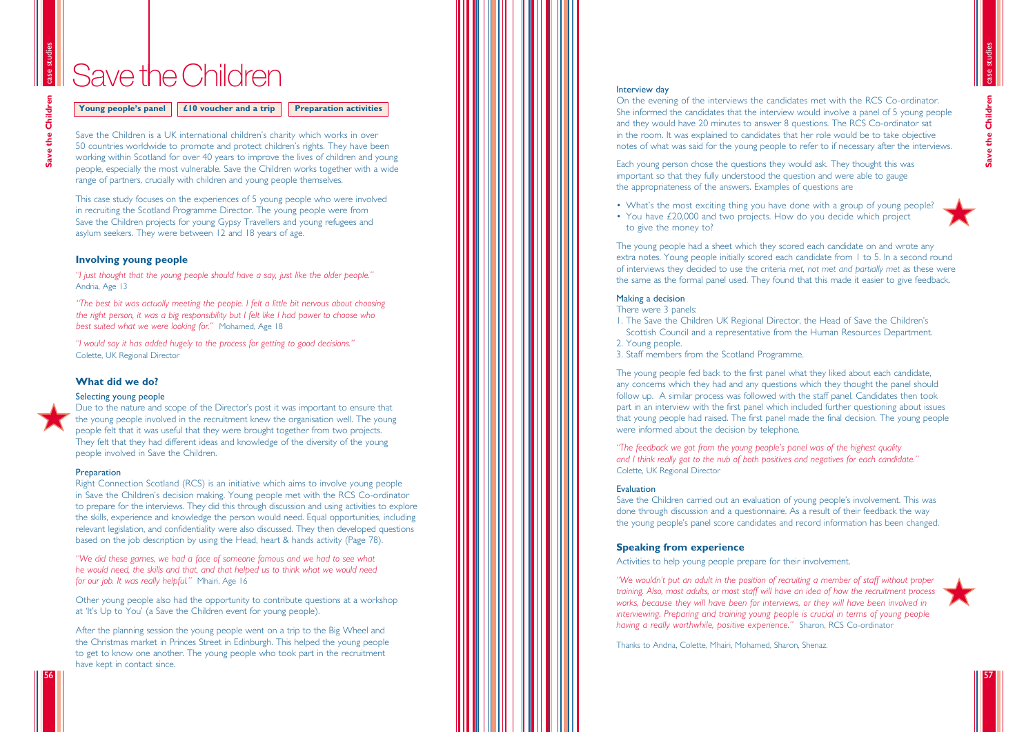# Save the Children

**Young people's panel** | **£10 voucher and a trip** | **Preparation activities**

Save the Children is a UK international children's charity which works in over 50 countries worldwide to promote and protect children's rights. They have been working within Scotland for over 40 years to improve the lives of children and young people, especially the most vulnerable. Save the Children works together with a wide range of partners, crucially with children and young people themselves.

This case study focuses on the experiences of 5 young people who were involved in recruiting the Scotland Programme Director. The young people were from Save the Children projects for young Gypsy Travellers and young refugees and asylum seekers. They were between 12 and 18 years of age.

## Involving young people

*"I just thought that the young people should have a say, just like the older people."* Andria, Age 13

*"The best bit was actually meeting the people. I felt a little bit nervous about choosing the right person, it was a big responsibility but I felt like I had power to choose who best suited what we were looking for."* Mohamed, Age 18

*"I would say it has added hugely to the process for getting to good decisions."* Colette, UK Regional Director

## What did we do?

### Selecting young people

Due to the nature and scope of the Director's post it was important to ensure that the young people involved in the recruitment knew the organisation well. The young people felt that it was useful that they were brought together from two projects. They felt that they had different ideas and knowledge of the diversity of the young people involved in Save the Children.

### Preparation

Right Connection Scotland (RCS) is an initiative which aims to involve young people in Save the Children's decision making. Young people met with the RCS Co-ordinator to prepare for the interviews. They did this through discussion and using activities to explore the skills, experience and knowledge the person would need. Equal opportunities, including relevant legislation, and confidentiality were also discussed. They then developed questions based on the job description by using the Head, heart & hands activity (Page 78).

*"We did these games, we had a face of someone famous and we had to see what he would need, the skills and that, and that helped us to think what we would need for our job. It was really helpful."* Mhairi, Age 16

Other young people also had the opportunity to contribute questions at a workshop at 'It's Up to You' (a Save the Children event for young people).

After the planning session the young people went on a trip to the Big Wheel and the Christmas market in Princes Street in Edinburgh. This helped the young people to get to know one another. The young people who took part in the recruitment have kept in contact since.

### Interview day

On the evening of the interviews the candidates met with the RCS Co-ordinator. She informed the candidates that the interview would involve a panel of 5 young people and they would have 20 minutes to answer 8 questions. The RCS Co-ordinator sat in the room. It was explained to candidates that her role would be to take objective notes of what was said for the young people to refer to if necessary after the interviews.

Each young person chose the questions they would ask. They thought this was important so that they fully understood the question and were able to gauge the appropriateness of the answers. Examples of questions are

- What's the most exciting thing you have done with a group of young people?
- You have £20,000 and two projects. How do you decide which project to give the money to?

The young people had a sheet which they scored each candidate on and wrote any extra notes. Young people initially scored each candidate from 1 to 5. In a second round of interviews they decided to use the criteria *met, not met and partially met* as these were the same as the formal panel used. They found that this made it easier to give feedback.

### Making a decision

There were 3 panels:

1. The Save the Children UK Regional Director, the Head of Save the Children's Scottish Council and a representative from the Human Resources Department.
2. Young people.
3. Staff members from the Scotland Programme.

The young people fed back to the first panel what they liked about each candidate, any concerns which they had and any questions which they thought the panel should follow up. A similar process was followed with the staff panel. Candidates then took part in an interview with the first panel which included further questioning about issues that young people had raised. The first panel made the final decision. The young people were informed about the decision by telephone.

*"The feedback we got from the young people's panel was of the highest quality and I think really got to the nub of both positives and negatives for each candidate."* Colette, UK Regional Director

### Evaluation

Save the Children carried out an evaluation of young people's involvement. This was done through discussion and a questionnaire. As a result of their feedback the way the young people's panel score candidates and record information has been changed.

## Speaking from experience

Activities to help young people prepare for their involvement.

*"We wouldn't put an adult in the position of recruiting a member of staff without proper training. Also, most adults, or most staff will have an idea of how the recruitment process works, because they will have been for interviews, or they will have been involved in interviewing. Preparing and training young people is crucial in terms of young people having a really worthwhile, positive experience."* Sharon, RCS Co-ordinator

Thanks to Andria, Colette, Mhairi, Mohamed, Sharon, Shenaz.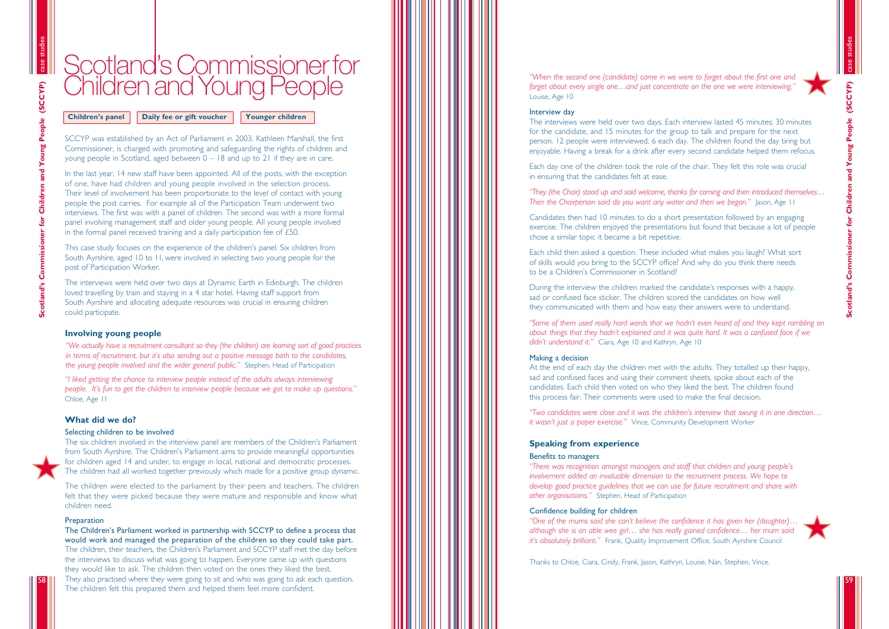# Scotland's Commissioner for Children and Young People

**Children's panel** | **Daily fee or gift voucher** | **Younger children**

SCCYP was established by an Act of Parliament in 2003. Kathleen Marshall, the first Commissioner, is charged with promoting and safeguarding the rights of children and young people in Scotland, aged between 0 – 18 and up to 21 if they are in care.

In the last year, 14 new staff have been appointed. All of the posts, with the exception of one, have had children and young people involved in the selection process. Their level of involvement has been proportionate to the level of contact with young people the post carries. For example all of the Participation Team underwent two interviews. The first was with a panel of children. The second was with a more formal panel involving management staff and older young people. All young people involved in the formal panel received training and a daily participation fee of £50.

This case study focuses on the experience of the children's panel. Six children from South Ayrshire, aged 10 to 11, were involved in selecting two young people for the post of Participation Worker.

The interviews were held over two days at Dynamic Earth in Edinburgh. The children loved travelling by train and staying in a 4 star hotel. Having staff support from South Ayrshire and allocating adequate resources was crucial in ensuring children could participate.

## Involving young people

*"We actually have a recruitment consultant so they (the children) are learning sort of good practices in terms of recruitment, but it's also sending out a positive message both to the candidates, the young people involved and the wider general public."* Stephen, Head of Participation

*"I liked getting the chance to interview people instead of the adults always interviewing people. It's fun to get the children to interview people because we got to make up questions."* Chloe, Age 11

## What did we do?

### Selecting children to be involved

The six children involved in the interview panel are members of the Children's Parliament from South Ayrshire. The Children's Parliament aims to provide meaningful opportunities for children aged 14 and under, to engage in local, national and democratic processes. The children had all worked together previously which made for a positive group dynamic.

The children were elected to the parliament by their peers and teachers. The children felt that they were picked because they were mature and responsible and know what children need.

### Preparation

**The Children's Parliament worked in partnership with SCCYP to define a process that would work and managed the preparation of the children so they could take part.** The children, their teachers, the Children's Parliament and SCCYP staff met the day before the interviews to discuss what was going to happen. Everyone came up with questions they would like to ask. The children then voted on the ones they liked the best. They also practised where they were going to sit and who was going to ask each question. The children felt this prepared them and helped them feel more confident.

*"When the second one (candidate) came in we were to forget about the first one and forget about every single one…and just concentrate on the one we were interviewing."* Louise, Age 10

### Interview day

The interviews were held over two days. Each interview lasted 45 minutes; 30 minutes for the candidate, and 15 minutes for the group to talk and prepare for the next person. 12 people were interviewed, 6 each day. The children found the day tiring but enjoyable. Having a break for a drink after every second candidate helped them refocus.

Each day one of the children took the role of the chair. They felt this role was crucial in ensuring that the candidates felt at ease.

*"They (the Chair) stood up and said welcome, thanks for coming and then introduced themselves… Then the Chairperson said do you want any water and then we began."* Jason, Age 11

Candidates then had 10 minutes to do a short presentation followed by an engaging exercise. The children enjoyed the presentations but found that because a lot of people chose a similar topic it became a bit repetitive.

Each child then asked a question. These included what makes you laugh? What sort of skills would you bring to the SCCYP office? And why do you think there needs to be a Children's Commissioner in Scotland?

During the interview the children marked the candidate's responses with a happy, sad or confused face sticker. The children scored the candidates on how well they communicated with them and how easy their answers were to understand.

*"Some of them used really hard words that we hadn't even heard of and they kept rambling on about things that they hadn't explained and it was quite hard. It was a confused face if we didn't understand it."* Ciara, Age 10 and Kathryn, Age 10

### Making a decision

At the end of each day the children met with the adults. They totalled up their happy, sad and confused faces and using their comment sheets, spoke about each of the candidates. Each child then voted on who they liked the best. The children found this process fair. Their comments were used to make the final decision.

*"Two candidates were close and it was the children's interview that swung it in one direction… it wasn't just a paper exercise."* Vince, Community Development Worker

## Speaking from experience

### Benefits to managers

*"There was recognition amongst managers and staff that children and young people's involvement added an invaluable dimension to the recruitment process. We hope to develop good practice guidelines that we can use for future recruitment and share with other organisations."* Stephen, Head of Participation

### Confidence building for children

*"One of the mums said she can't believe the confidence it has given her (daughter)… although she is an able wee girl… she has really gained confidence… her mum said it's absolutely brilliant."* Frank, Quality Improvement Office, South Ayrshire Council

Thanks to Chloe, Ciara, Cindy, Frank, Jason, Kathryn, Louise, Nan, Stephen, Vince.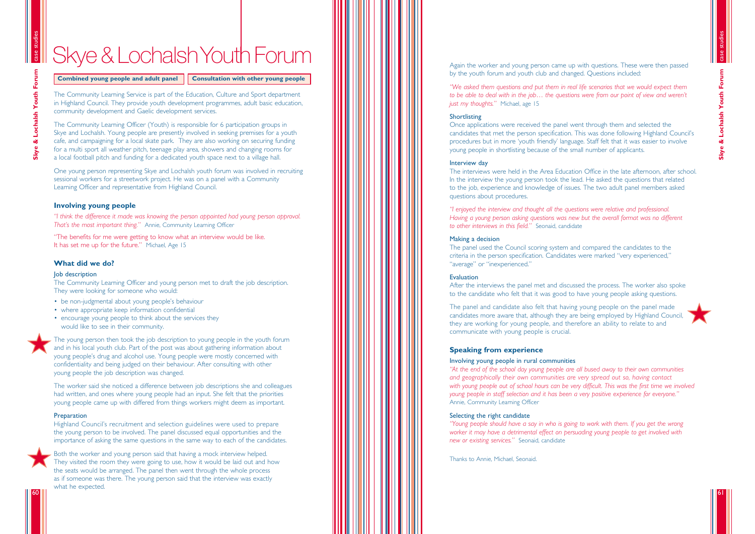# Skye & Lochalsh Youth Forum

**Combined young people and adult panel** | **Consultation with other young people**

The Community Learning Service is part of the Education, Culture and Sport department in Highland Council. They provide youth development programmes, adult basic education, community development and Gaelic development services.

The Community Learning Officer (Youth) is responsible for 6 participation groups in Skye and Lochalsh. Young people are presently involved in seeking premises for a youth cafe, and campaigning for a local skate park. They are also working on securing funding for a multi sport all weather pitch, teenage play area, showers and changing rooms for a local football pitch and funding for a dedicated youth space next to a village hall.

One young person representing Skye and Lochalsh youth forum was involved in recruiting sessional workers for a streetwork project. He was on a panel with a Community Learning Officer and representative from Highland Council.

## Involving young people

*"I think the difference it made was knowing the person appointed had young person approval. That's the most important thing."* Annie, Community Learning Officer

"The benefits for me were getting to know what an interview would be like. It has set me up for the future." Michael, Age 15

## What did we do?

### Job description

The Community Learning Officer and young person met to draft the job description. They were looking for someone who would:

- be non-judgmental about young people's behaviour
- where appropriate keep information confidential
- encourage young people to think about the services they would like to see in their community.

The young person then took the job description to young people in the youth forum and in his local youth club. Part of the post was about gathering information about young people's drug and alcohol use. Young people were mostly concerned with confidentiality and being judged on their behaviour. After consulting with other young people the job description was changed.

The worker said she noticed a difference between job descriptions she and colleagues had written, and ones where young people had an input. She felt that the priorities young people came up with differed from things workers might deem as important.

### Preparation

Highland Council's recruitment and selection guidelines were used to prepare the young person to be involved. The panel discussed equal opportunities and the importance of asking the same questions in the same way to each of the candidates.

Both the worker and young person said that having a mock interview helped. They visited the room they were going to use, how it would be laid out and how the seats would be arranged. The panel then went through the whole process as if someone was there. The young person said that the interview was exactly what he expected.

Again the worker and young person came up with questions. These were then passed by the youth forum and youth club and changed. Questions included:

*"We asked them questions and put them in real life scenarios that we would expect them to be able to deal with in the job… the questions were from our point of view and weren't just my thoughts."* Michael, age 15

### Shortlisting

Once applications were received the panel went through them and selected the candidates that met the person specification. This was done following Highland Council's procedures but in more 'youth friendly' language. Staff felt that it was easier to involve young people in shortlisting because of the small number of applicants.

### Interview day

The interviews were held in the Area Education Office in the late afternoon, after school. In the interview the young person took the lead. He asked the questions that related to the job, experience and knowledge of issues. The two adult panel members asked questions about procedures.

*"I enjoyed the interview and thought all the questions were relative and professional. Having a young person asking questions was new but the overall format was no different to other interviews in this field."* Seonaid, candidate

### Making a decision

The panel used the Council scoring system and compared the candidates to the criteria in the person specification. Candidates were marked "very experienced," "average" or "inexperienced."

### Evaluation

After the interviews the panel met and discussed the process. The worker also spoke to the candidate who felt that it was good to have young people asking questions.

The panel and candidate also felt that having young people on the panel made candidates more aware that, although they are being employed by Highland Council, they are working for young people, and therefore an ability to relate to and communicate with young people is crucial.

## Speaking from experience

### Involving young people in rural communities

*"At the end of the school day young people are all bused away to their own communities and geographically their own communities are very spread out so, having contact with young people out of school hours can be very difficult. This was the first time we involved young people in staff selection and it has been a very positive experience for everyone."* Annie, Community Learning Officer

### Selecting the right candidate

*"Young people should have a say in who is going to work with them. If you get the wrong worker it may have a detrimental effect on persuading young people to get involved with new or existing services."* Seonaid, candidate

Thanks to Annie, Michael, Seonaid.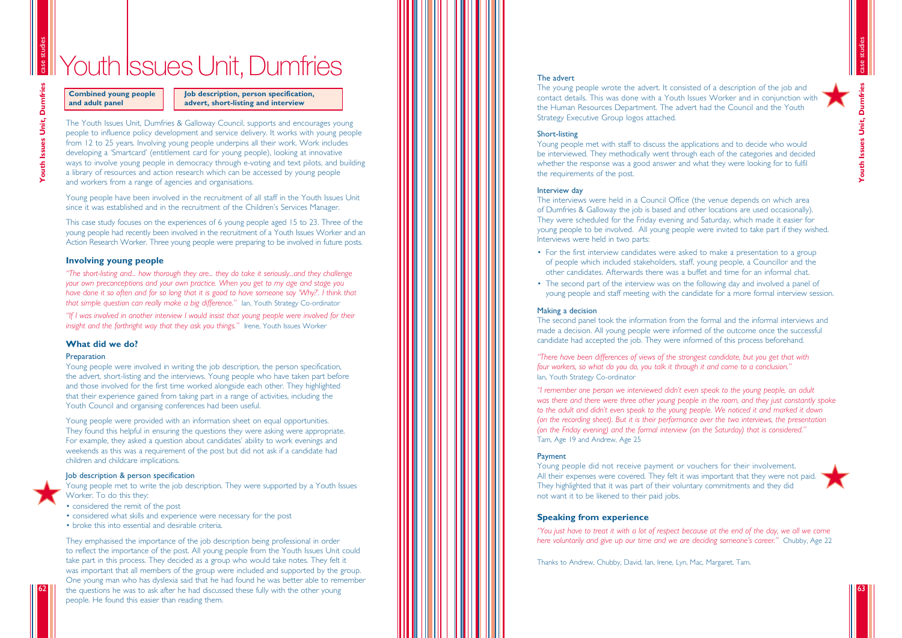# Youth Issues Unit, Dumfries

**Combined young people and adult panel**

**Job description, person specification, advert, short-listing and interview**

The Youth Issues Unit, Dumfries & Galloway Council, supports and encourages young people to influence policy development and service delivery. It works with young people from 12 to 25 years. Involving young people underpins all their work. Work includes developing a 'Smartcard' (entitlement card for young people), looking at innovative ways to involve young people in democracy through e-voting and text pilots, and building a library of resources and action research which can be accessed by young people and workers from a range of agencies and organisations.

Young people have been involved in the recruitment of all staff in the Youth Issues Unit since it was established and in the recruitment of the Children's Services Manager.

This case study focuses on the experiences of 6 young people aged 15 to 23. Three of the young people had recently been involved in the recruitment of a Youth Issues Worker and an Action Research Worker. Three young people were preparing to be involved in future posts.

## Involving young people

*"The short-listing and... how thorough they are... they do take it seriously...and they challenge your own preconceptions and your own practice. When you get to my age and stage you have done it so often and for so long that it is good to have someone say 'Why?'. I think that that simple question can really make a big difference."* Ian, Youth Strategy Co-ordinator

*"If I was involved in another interview I would insist that young people were involved for their insight and the forthright way that they ask you things."* Irene, Youth Issues Worker

## What did we do?

### Preparation

Young people were involved in writing the job description, the person specification, the advert, short-listing and the interviews. Young people who have taken part before and those involved for the first time worked alongside each other. They highlighted that their experience gained from taking part in a range of activities, including the Youth Council and organising conferences had been useful.

Young people were provided with an information sheet on equal opportunities. They found this helpful in ensuring the questions they were asking were appropriate. For example, they asked a question about candidates' ability to work evenings and weekends as this was a requirement of the post but did not ask if a candidate had children and childcare implications.

### Job description & person specification

Young people met to write the job description. They were supported by a Youth Issues Worker. To do this they:

- considered the remit of the post
- considered what skills and experience were necessary for the post
- broke this into essential and desirable criteria.

They emphasised the importance of the job description being professional in order to reflect the importance of the post. All young people from the Youth Issues Unit could take part in this process. They decided as a group who would take notes. They felt it was important that all members of the group were included and supported by the group. One young man who has dyslexia said that he had found he was better able to remember the questions he was to ask after he had discussed these fully with the other young people. He found this easier than reading them.

### The advert

The young people wrote the advert. It consisted of a description of the job and contact details. This was done with a Youth Issues Worker and in conjunction with the Human Resources Department. The advert had the Council and the Youth Strategy Executive Group logos attached.

### Short-listing

Young people met with staff to discuss the applications and to decide who would be interviewed. They methodically went through each of the categories and decided whether the response was a good answer and what they were looking for to fulfil the requirements of the post.

### Interview day

The interviews were held in a Council Office (the venue depends on which area of Dumfries & Galloway the job is based and other locations are used occasionally). They were scheduled for the Friday evening and Saturday, which made it easier for young people to be involved. All young people were invited to take part if they wished. Interviews were held in two parts:

- For the first interview candidates were asked to make a presentation to a group of people which included stakeholders, staff, young people, a Councillor and the other candidates. Afterwards there was a buffet and time for an informal chat.
- The second part of the interview was on the following day and involved a panel of young people and staff meeting with the candidate for a more formal interview session.

### Making a decision

The second panel took the information from the formal and the informal interviews and made a decision. All young people were informed of the outcome once the successful candidate had accepted the job. They were informed of this process beforehand.

*"There have been differences of views of the strongest candidate, but you get that with four workers, so what do you do, you talk it through and come to a conclusion."*
Ian, Youth Strategy Co-ordinator

*"I remember one person we interviewed didn't even speak to the young people, an adult was there and there were three other young people in the room, and they just constantly spoke to the adult and didn't even speak to the young people. We noticed it and marked it down (on the recording sheet). But it is their performance over the two interviews, the presentation (on the Friday evening) and the formal interview (on the Saturday) that is considered."*
Tam, Age 19 and Andrew, Age 25

### Payment

Young people did not receive payment or vouchers for their involvement. All their expenses were covered. They felt it was important that they were not paid. They highlighted that it was part of their voluntary commitments and they did not want it to be likened to their paid jobs.

## Speaking from experience

*"You just have to treat it with a lot of respect because at the end of the day, we all we come here voluntarily and give up our time and we are deciding someone's career."* Chubby, Age 22

Thanks to Andrew, Chubby, David, Ian, Irene, Lyn, Mac, Margaret, Tam.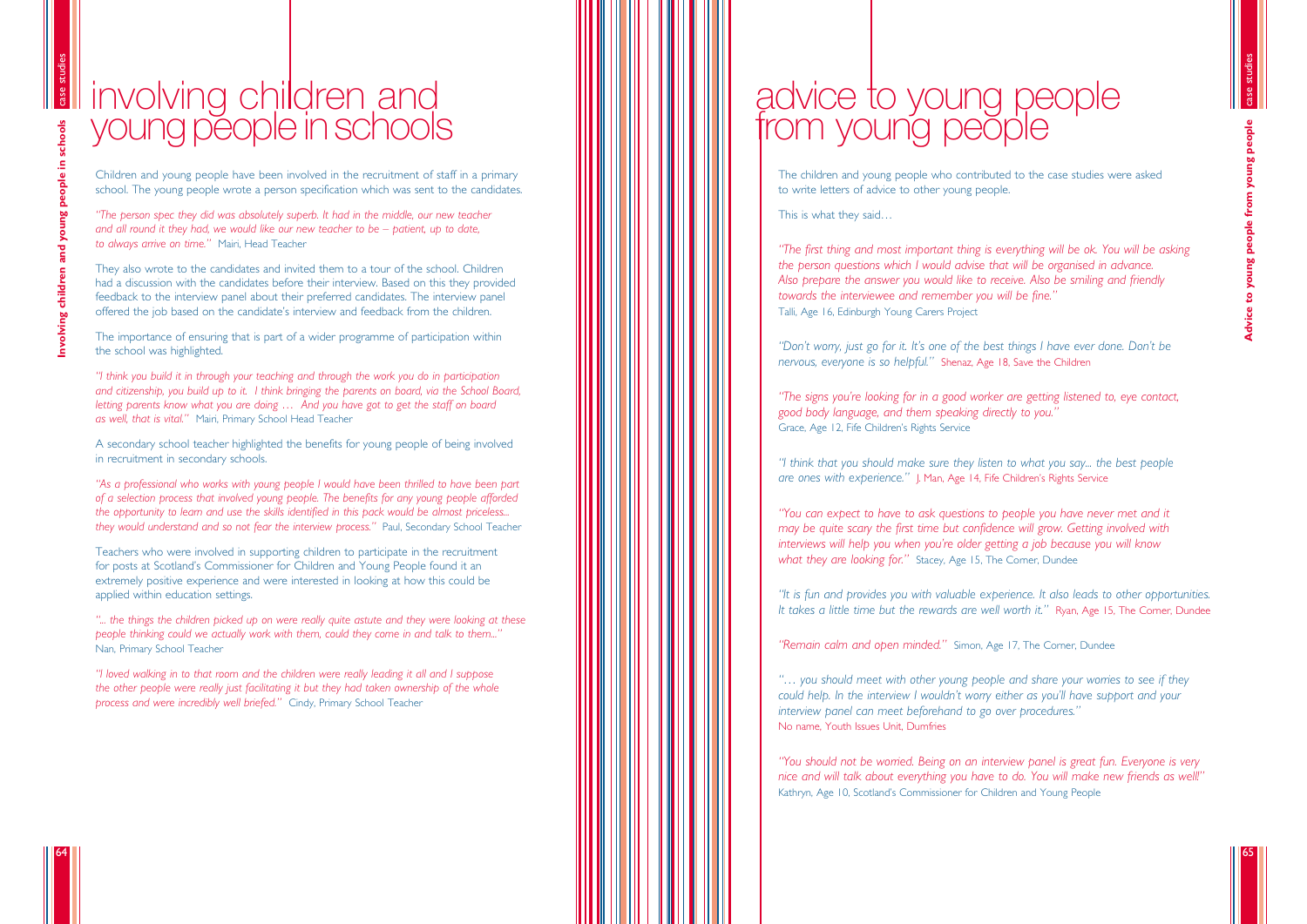# involving children and young people in schools

Children and young people have been involved in the recruitment of staff in a primary school. The young people wrote a person specification which was sent to the candidates.

*"The person spec they did was absolutely superb. It had in the middle, our new teacher and all round it they had, we would like our new teacher to be – patient, up to date, to always arrive on time."* Mairi, Head Teacher

They also wrote to the candidates and invited them to a tour of the school. Children had a discussion with the candidates before their interview. Based on this they provided feedback to the interview panel about their preferred candidates. The interview panel offered the job based on the candidate's interview and feedback from the children.

The importance of ensuring that is part of a wider programme of participation within the school was highlighted.

*"I think you build it in through your teaching and through the work you do in participation and citizenship, you build up to it. I think bringing the parents on board, via the School Board, letting parents know what you are doing … And you have got to get the staff on board as well, that is vital."* Mairi, Primary School Head Teacher

A secondary school teacher highlighted the benefits for young people of being involved in recruitment in secondary schools.

*"As a professional who works with young people I would have been thrilled to have been part of a selection process that involved young people. The benefits for any young people afforded the opportunity to learn and use the skills identified in this pack would be almost priceless... they would understand and so not fear the interview process."* Paul, Secondary School Teacher

Teachers who were involved in supporting children to participate in the recruitment for posts at Scotland's Commissioner for Children and Young People found it an extremely positive experience and were interested in looking at how this could be applied within education settings.

*"... the things the children picked up on were really quite astute and they were looking at these people thinking could we actually work with them, could they come in and talk to them..."* Nan, Primary School Teacher

*"I loved walking in to that room and the children were really leading it all and I suppose the other people were really just facilitating it but they had taken ownership of the whole process and were incredibly well briefed."* Cindy, Primary School Teacher

# advice to young people from young people

The children and young people who contributed to the case studies were asked to write letters of advice to other young people.

This is what they said…

*"The first thing and most important thing is everything will be ok. You will be asking the person questions which I would advise that will be organised in advance. Also prepare the answer you would like to receive. Also be smiling and friendly towards the interviewee and remember you will be fine."* Talli, Age 16, Edinburgh Young Carers Project

*"Don't worry, just go for it. It's one of the best things I have ever done. Don't be nervous, everyone is so helpful."* Shenaz, Age 18, Save the Children

*"The signs you're looking for in a good worker are getting listened to, eye contact, good body language, and them speaking directly to you."* Grace, Age 12, Fife Children's Rights Service

*"I think that you should make sure they listen to what you say... the best people are ones with experience."* J. Man, Age 14, Fife Children's Rights Service

*"You can expect to have to ask questions to people you have never met and it may be quite scary the first time but confidence will grow. Getting involved with interviews will help you when you're older getting a job because you will know what they are looking for."* Stacey, Age 15, The Corner, Dundee

*"It is fun and provides you with valuable experience. It also leads to other opportunities. It takes a little time but the rewards are well worth it."* Ryan, Age 15, The Corner, Dundee

*"Remain calm and open minded."* Simon, Age 17, The Corner, Dundee

*"… you should meet with other young people and share your worries to see if they could help. In the interview I wouldn't worry either as you'll have support and your interview panel can meet beforehand to go over procedures."* No name, Youth Issues Unit, Dumfries

*"You should not be worried. Being on an interview panel is great fun. Everyone is very nice and will talk about everything you have to do. You will make new friends as well!"* Kathryn, Age 10, Scotland's Commissioner for Children and Young People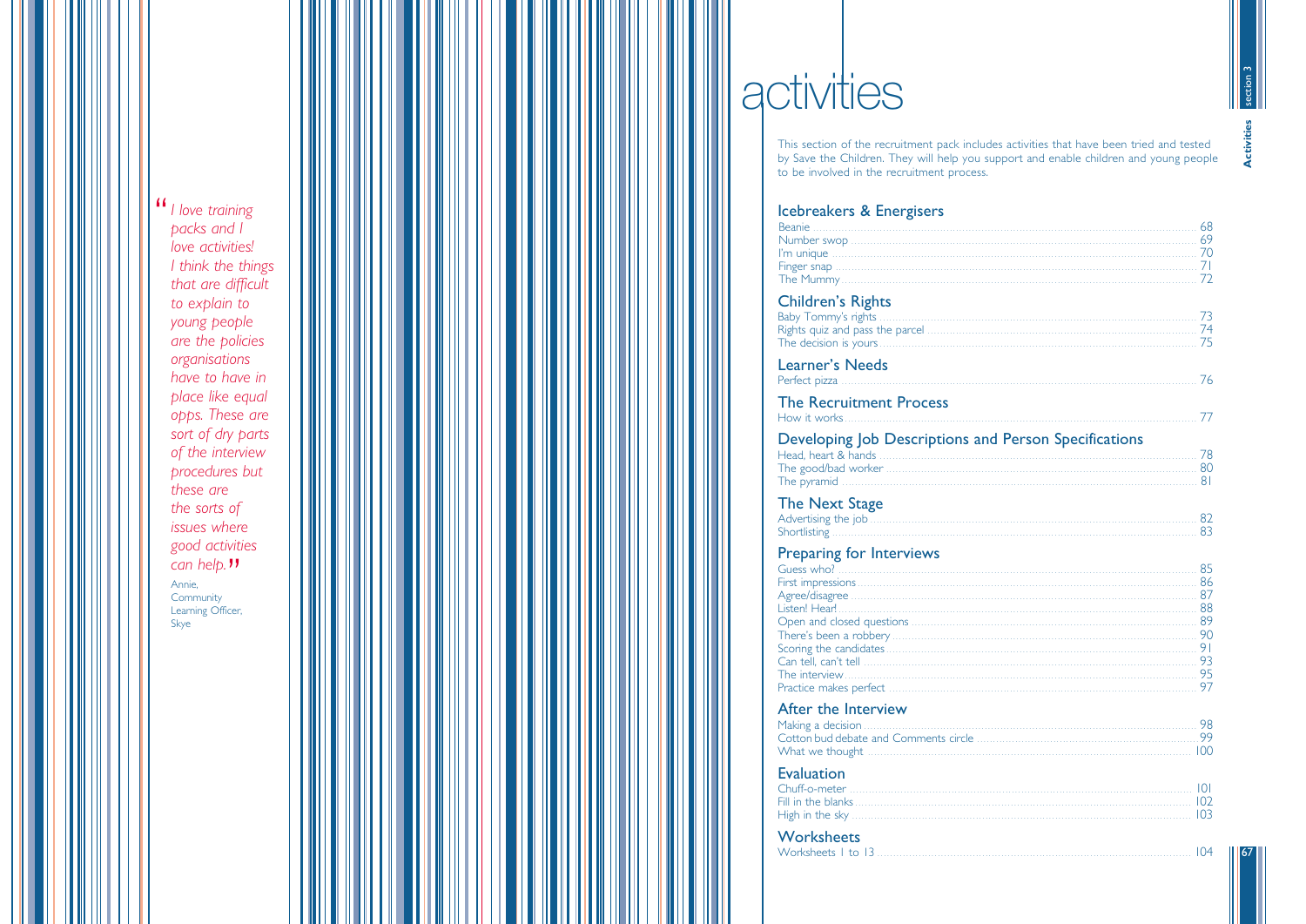> *"I love training packs and I love activities! I think the things that are difficult to explain to young people are the policies organisations have to have in place like equal opps. These are sort of dry parts of the interview procedures but these are the sorts of issues where good activities can help."*
>
> Annie,
> Community Learning Officer,
> Skye

# activities

This section of the recruitment pack includes activities that have been tried and tested by Save the Children. They will help you support and enable children and young people to be involved in the recruitment process.

## Icebreakers & Energisers

- Beanie ..... 68
- Number swop ..... 69
- I'm unique ..... 70
- Finger snap ..... 71
- The Mummy ..... 72

## Children's Rights

- Baby Tommy's rights ..... 73
- Rights quiz and pass the parcel ..... 74
- The decision is yours ..... 75

## Learner's Needs

- Perfect pizza ..... 76

## The Recruitment Process

- How it works ..... 77

## Developing Job Descriptions and Person Specifications

- Head, heart & hands ..... 78
- The good/bad worker ..... 80
- The pyramid ..... 81

## The Next Stage

- Advertising the job ..... 82
- Shortlisting ..... 83

## Preparing for Interviews

- Guess who? ..... 85
- First impressions ..... 86
- Agree/disagree ..... 87
- Listen! Hear! ..... 88
- Open and closed questions ..... 89
- There's been a robbery ..... 90
- Scoring the candidates ..... 91
- Can tell, can't tell ..... 93
- The interview ..... 95
- Practice makes perfect ..... 97

## After the Interview

- Making a decision ..... 98
- Cotton bud debate and Comments circle ..... 99
- What we thought ..... 100

## Evaluation

- Chuff-o-meter ..... 101
- Fill in the blanks ..... 102
- High in the sky ..... 103

## Worksheets

- Worksheets 1 to 13 ..... 104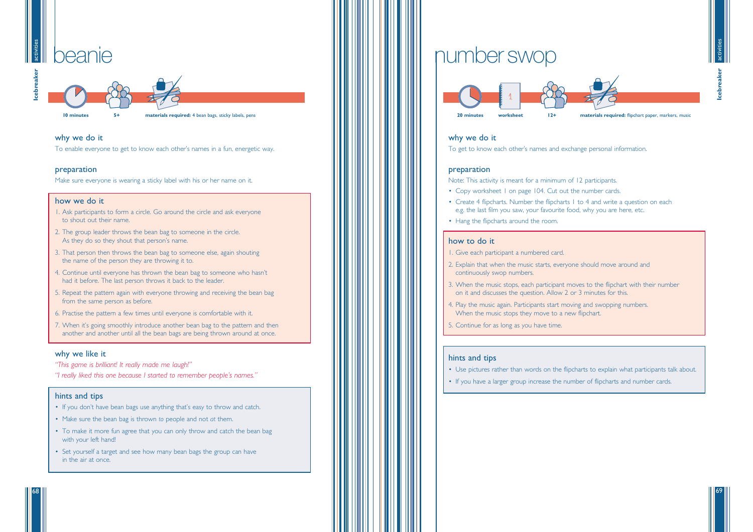# beanie

**10 minutes** **5+** **materials required:** 4 bean bags, sticky labels, pens

## why we do it

To enable everyone to get to know each other's names in a fun, energetic way.

## preparation

Make sure everyone is wearing a sticky label with his or her name on it.

## how we do it

1. Ask participants to form a circle. Go around the circle and ask everyone to shout out their name.
2. The group leader throws the bean bag to someone in the circle. As they do so they shout that person's name.
3. That person then throws the bean bag to someone else, again shouting the name of the person they are throwing it to.
4. Continue until everyone has thrown the bean bag to someone who hasn't had it before. The last person throws it back to the leader.
5. Repeat the pattern again with everyone throwing and receiving the bean bag from the same person as before.
6. Practise the pattern a few times until everyone is comfortable with it.
7. When it's going smoothly introduce another bean bag to the pattern and then another and another until all the bean bags are being thrown around at once.

## why we like it

*"This game is brilliant! It really made me laugh!"*

*"I really liked this one because I started to remember people's names."*

## hints and tips

- If you don't have bean bags use anything that's easy to throw and catch.
- Make sure the bean bag is thrown *to* people and not *at* them.
- To make it more fun agree that you can only throw and catch the bean bag with your left hand!
- Set yourself a target and see how many bean bags the group can have in the air at once.

# number swop

**20 minutes** **worksheet** **12+** **materials required:** flipchart paper, markers, music

## why we do it

To get to know each other's names and exchange personal information.

## preparation

Note: This activity is meant for a minimum of 12 participants.

- Copy worksheet 1 on page 104. Cut out the number cards.
- Create 4 flipcharts. Number the flipcharts 1 to 4 and write a question on each e.g. the last film you saw, your favourite food, why you are here, etc.
- Hang the flipcharts around the room.

## how to do it

1. Give each participant a numbered card.
2. Explain that when the music starts, everyone should move around and continuously swop numbers.
3. When the music stops, each participant moves to the flipchart with their number on it and discusses the question. Allow 2 or 3 minutes for this.
4. Play the music again. Participants start moving and swopping numbers. When the music stops they move to a new flipchart.
5. Continue for as long as you have time.

## hints and tips

- Use pictures rather than words on the flipcharts to explain what participants talk about.
- If you have a larger group increase the number of flipcharts and number cards.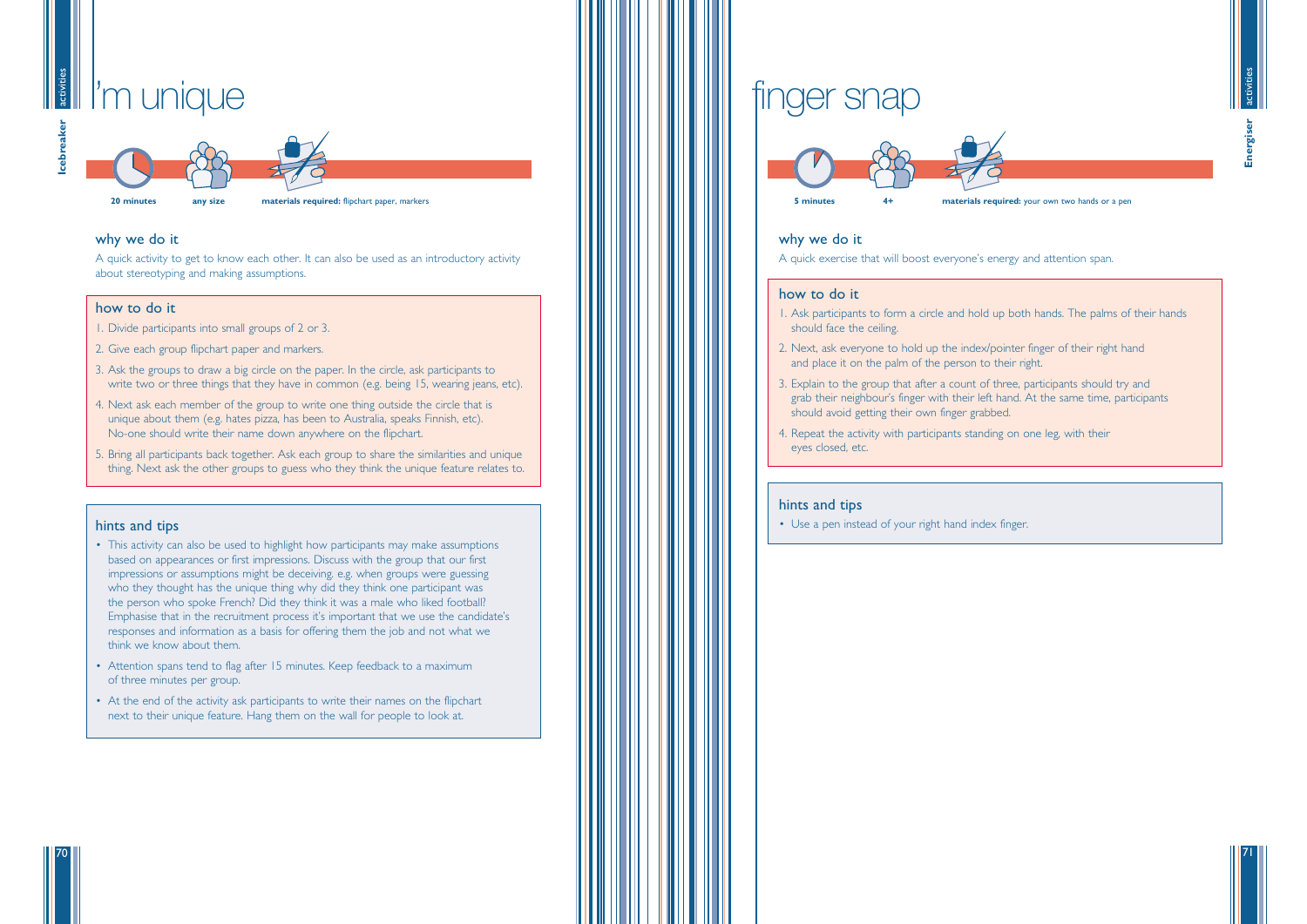Icebreaker

# I'm unique

**20 minutes** | **any size** | **materials required:** flipchart paper, markers

## why we do it

A quick activity to get to know each other. It can also be used as an introductory activity about stereotyping and making assumptions.

## how to do it

1. Divide participants into small groups of 2 or 3.
2. Give each group flipchart paper and markers.
3. Ask the groups to draw a big circle on the paper. In the circle, ask participants to write two or three things that they have in common (e.g. being 15, wearing jeans, etc).
4. Next ask each member of the group to write one thing outside the circle that is unique about them (e.g. hates pizza, has been to Australia, speaks Finnish, etc). No-one should write their name down anywhere on the flipchart.
5. Bring all participants back together. Ask each group to share the similarities and unique thing. Next ask the other groups to guess who they think the unique feature relates to.

## hints and tips

- This activity can also be used to highlight how participants may make assumptions based on appearances or first impressions. Discuss with the group that our first impressions or assumptions might be deceiving. e.g. when groups were guessing who they thought has the unique thing why did they think one participant was the person who spoke French? Did they think it was a male who liked football? Emphasise that in the recruitment process it's important that we use the candidate's responses and information as a basis for offering them the job and not what we think we know about them.
- Attention spans tend to flag after 15 minutes. Keep feedback to a maximum of three minutes per group.
- At the end of the activity ask participants to write their names on the flipchart next to their unique feature. Hang them on the wall for people to look at.

Energiser

# finger snap

**5 minutes** | **4+** | **materials required:** your own two hands or a pen

## why we do it

A quick exercise that will boost everyone's energy and attention span.

## how to do it

1. Ask participants to form a circle and hold up both hands. The palms of their hands should face the ceiling.
2. Next, ask everyone to hold up the index/pointer finger of their right hand and place it on the palm of the person to their right.
3. Explain to the group that after a count of three, participants should try and grab their neighbour's finger with their left hand. At the same time, participants should avoid getting their own finger grabbed.
4. Repeat the activity with participants standing on one leg, with their eyes closed, etc.

## hints and tips

- Use a pen instead of your right hand index finger.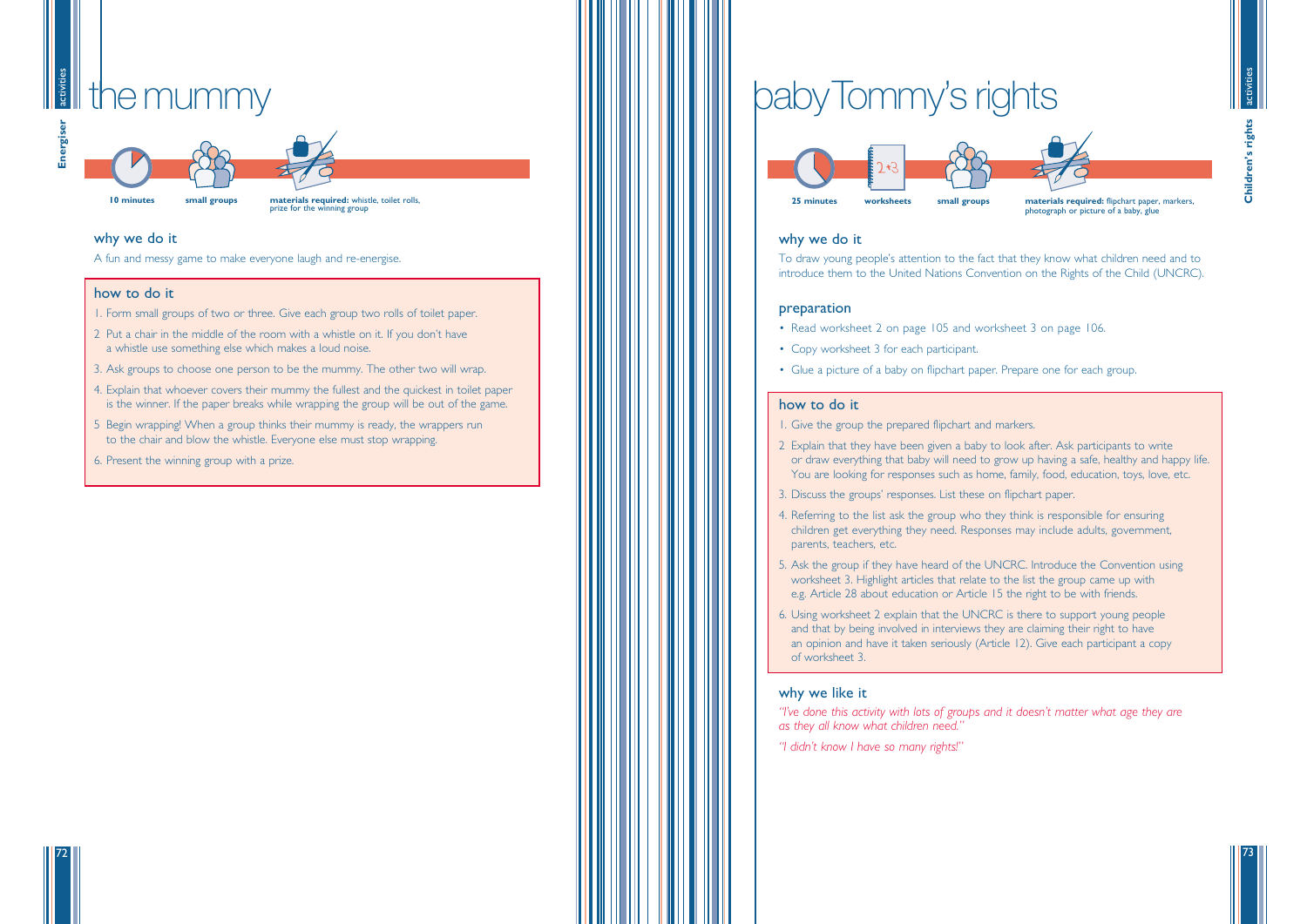# the mummy

**10 minutes** | **small groups** | **materials required:** whistle, toilet rolls, prize for the winning group

## why we do it

A fun and messy game to make everyone laugh and re-energise.

## how to do it

1. Form small groups of two or three. Give each group two rolls of toilet paper.
2. Put a chair in the middle of the room with a whistle on it. If you don't have a whistle use something else which makes a loud noise.
3. Ask groups to choose one person to be the mummy. The other two will wrap.
4. Explain that whoever covers their mummy the fullest and the quickest in toilet paper is the winner. If the paper breaks while wrapping the group will be out of the game.
5. Begin wrapping! When a group thinks their mummy is ready, the wrappers run to the chair and blow the whistle. Everyone else must stop wrapping.
6. Present the winning group with a prize.

# baby Tommy's rights

**25 minutes** | **worksheets** | **small groups** | **materials required:** flipchart paper, markers, photograph or picture of a baby, glue

## why we do it

To draw young people's attention to the fact that they know what children need and to introduce them to the United Nations Convention on the Rights of the Child (UNCRC).

## preparation

- Read worksheet 2 on page 105 and worksheet 3 on page 106.
- Copy worksheet 3 for each participant.
- Glue a picture of a baby on flipchart paper. Prepare one for each group.

## how to do it

1. Give the group the prepared flipchart and markers.
2. Explain that they have been given a baby to look after. Ask participants to write or draw everything that baby will need to grow up having a safe, healthy and happy life. You are looking for responses such as home, family, food, education, toys, love, etc.
3. Discuss the groups' responses. List these on flipchart paper.
4. Referring to the list ask the group who they think is responsible for ensuring children get everything they need. Responses may include adults, government, parents, teachers, etc.
5. Ask the group if they have heard of the UNCRC. Introduce the Convention using worksheet 3. Highlight articles that relate to the list the group came up with e.g. Article 28 about education or Article 15 the right to be with friends.
6. Using worksheet 2 explain that the UNCRC is there to support young people and that by being involved in interviews they are claiming their right to have an opinion and have it taken seriously (Article 12). Give each participant a copy of worksheet 3.

## why we like it

*"I've done this activity with lots of groups and it doesn't matter what age they are as they all know what children need."*

*"I didn't know I have so many rights!"*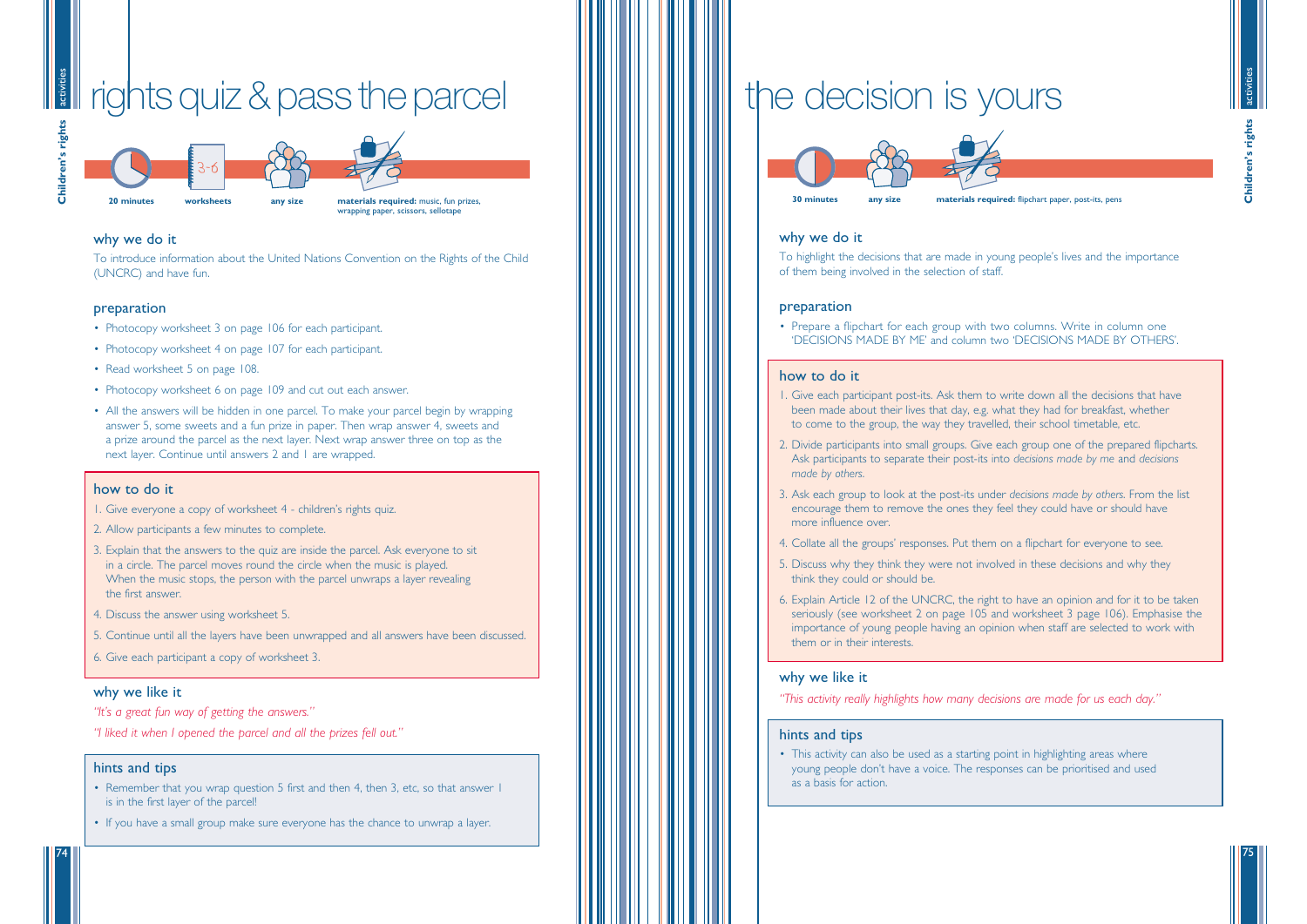# rights quiz & pass the parcel

**20 minutes** | **worksheets** | **any size** | **materials required:** music, fun prizes, wrapping paper, scissors, sellotape

## why we do it

To introduce information about the United Nations Convention on the Rights of the Child (UNCRC) and have fun.

## preparation

- Photocopy worksheet 3 on page 106 for each participant.
- Photocopy worksheet 4 on page 107 for each participant.
- Read worksheet 5 on page 108.
- Photocopy worksheet 6 on page 109 and cut out each answer.
- All the answers will be hidden in one parcel. To make your parcel begin by wrapping answer 5, some sweets and a fun prize in paper. Then wrap answer 4, sweets and a prize around the parcel as the next layer. Next wrap answer three on top as the next layer. Continue until answers 2 and 1 are wrapped.

## how to do it

1. Give everyone a copy of worksheet 4 - children's rights quiz.
2. Allow participants a few minutes to complete.
3. Explain that the answers to the quiz are inside the parcel. Ask everyone to sit in a circle. The parcel moves round the circle when the music is played. When the music stops, the person with the parcel unwraps a layer revealing the first answer.
4. Discuss the answer using worksheet 5.
5. Continue until all the layers have been unwrapped and all answers have been discussed.
6. Give each participant a copy of worksheet 3.

## why we like it

*"It's a great fun way of getting the answers."*

*"I liked it when I opened the parcel and all the prizes fell out."*

## hints and tips

- Remember that you wrap question 5 first and then 4, then 3, etc, so that answer 1 is in the first layer of the parcel!
- If you have a small group make sure everyone has the chance to unwrap a layer.

# the decision is yours

**30 minutes** | **any size** | **materials required:** flipchart paper, post-its, pens

## why we do it

To highlight the decisions that are made in young people's lives and the importance of them being involved in the selection of staff.

## preparation

- Prepare a flipchart for each group with two columns. Write in column one 'DECISIONS MADE BY ME' and column two 'DECISIONS MADE BY OTHERS'.

## how to do it

1. Give each participant post-its. Ask them to write down all the decisions that have been made about their lives that day, e.g. what they had for breakfast, whether to come to the group, the way they travelled, their school timetable, etc.
2. Divide participants into small groups. Give each group one of the prepared flipcharts. Ask participants to separate their post-its into *decisions made by me* and *decisions made by others*.
3. Ask each group to look at the post-its under *decisions made by others*. From the list encourage them to remove the ones they feel they could have or should have more influence over.
4. Collate all the groups' responses. Put them on a flipchart for everyone to see.
5. Discuss why they think they were not involved in these decisions and why they think they could or should be.
6. Explain Article 12 of the UNCRC, the right to have an opinion and for it to be taken seriously (see worksheet 2 on page 105 and worksheet 3 page 106). Emphasise the importance of young people having an opinion when staff are selected to work with them or in their interests.

## why we like it

*"This activity really highlights how many decisions are made for us each day."*

## hints and tips

- This activity can also be used as a starting point in highlighting areas where young people don't have a voice. The responses can be prioritised and used as a basis for action.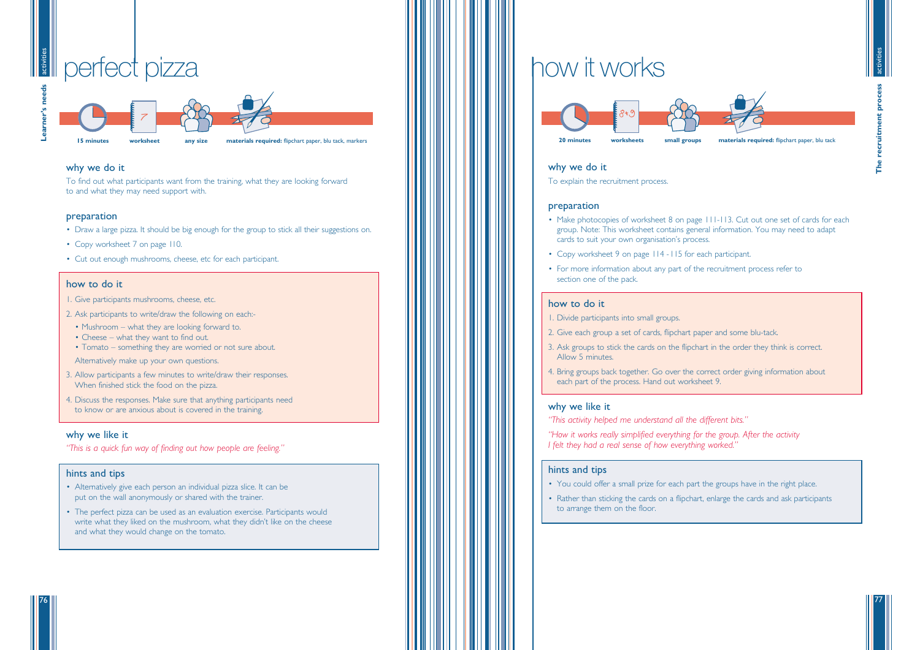# perfect pizza

**15 minutes** | **worksheet** | **any size** | **materials required:** flipchart paper, blu tack, markers

## why we do it

To find out what participants want from the training, what they are looking forward to and what they may need support with.

## preparation

- Draw a large pizza. It should be big enough for the group to stick all their suggestions on.
- Copy worksheet 7 on page 110.
- Cut out enough mushrooms, cheese, etc for each participant.

## how to do it

1. Give participants mushrooms, cheese, etc.
2. Ask participants to write/draw the following on each:-
   - Mushroom – what they are looking forward to.
   - Cheese – what they want to find out.
   - Tomato – something they are worried or not sure about.

   Alternatively make up your own questions.
3. Allow participants a few minutes to write/draw their responses. When finished stick the food on the pizza.
4. Discuss the responses. Make sure that anything participants need to know or are anxious about is covered in the training.

## why we like it

*"This is a quick fun way of finding out how people are feeling."*

## hints and tips

- Alternatively give each person an individual pizza slice. It can be put on the wall anonymously or shared with the trainer.
- The perfect pizza can be used as an evaluation exercise. Participants would write what they liked on the mushroom, what they didn't like on the cheese and what they would change on the tomato.

# how it works

**20 minutes** | **worksheets** | **small groups** | **materials required:** flipchart paper, blu tack

## why we do it

To explain the recruitment process.

## preparation

- Make photocopies of worksheet 8 on page 111-113. Cut out one set of cards for each group. Note: This worksheet contains general information. You may need to adapt cards to suit your own organisation's process.
- Copy worksheet 9 on page 114 - 115 for each participant.
- For more information about any part of the recruitment process refer to section one of the pack.

## how to do it

1. Divide participants into small groups.
2. Give each group a set of cards, flipchart paper and some blu-tack.
3. Ask groups to stick the cards on the flipchart in the order they think is correct. Allow 5 minutes.
4. Bring groups back together. Go over the correct order giving information about each part of the process. Hand out worksheet 9.

## why we like it

*"This activity helped me understand all the different bits."*

*"How it works really simplified everything for the group. After the activity I felt they had a real sense of how everything worked."*

## hints and tips

- You could offer a small prize for each part the groups have in the right place.
- Rather than sticking the cards on a flipchart, enlarge the cards and ask participants to arrange them on the floor.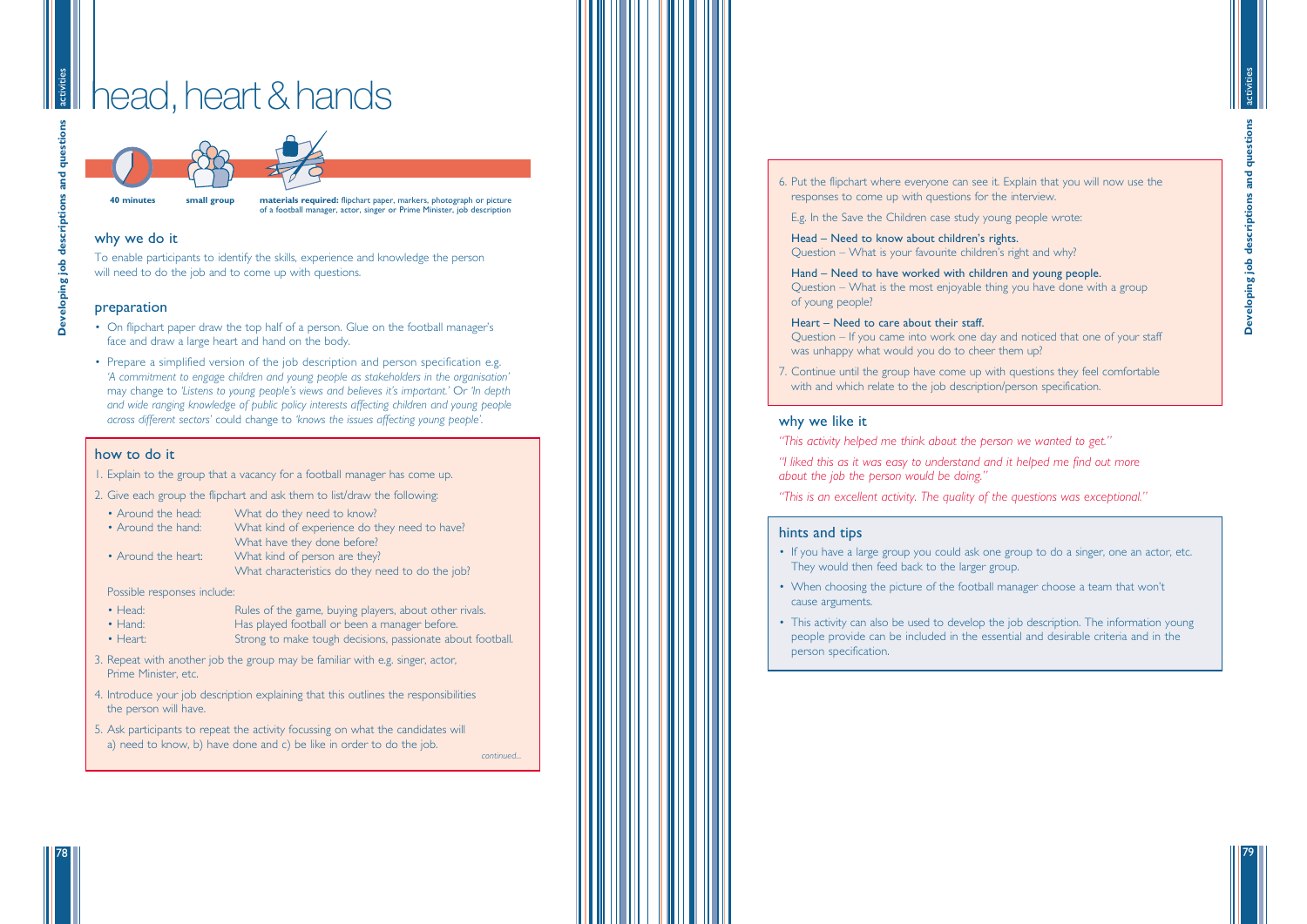# head, heart & hands

**40 minutes** | **small group** | **materials required:** flipchart paper, markers, photograph or picture of a football manager, actor, singer or Prime Minister, job description

## why we do it

To enable participants to identify the skills, experience and knowledge the person will need to do the job and to come up with questions.

## preparation

- On flipchart paper draw the top half of a person. Glue on the football manager's face and draw a large heart and hand on the body.
- Prepare a simplified version of the job description and person specification e.g. *'A commitment to engage children and young people as stakeholders in the organisation'* may change to *'Listens to young people's views and believes it's important.'* Or *'In depth and wide ranging knowledge of public policy interests affecting children and young people across different sectors'* could change to *'knows the issues affecting young people'*.

## how to do it

1. Explain to the group that a vacancy for a football manager has come up.
2. Give each group the flipchart and ask them to list/draw the following:
   - Around the head: What do they need to know?
   - Around the hand: What kind of experience do they need to have? What have they done before?
   - Around the heart: What kind of person are they? What characteristics do they need to do the job?

   Possible responses include:
   - Head: Rules of the game, buying players, about other rivals.
   - Hand: Has played football or been a manager before.
   - Heart: Strong to make tough decisions, passionate about football.
3. Repeat with another job the group may be familiar with e.g. singer, actor, Prime Minister, etc.
4. Introduce your job description explaining that this outlines the responsibilities the person will have.
5. Ask participants to repeat the activity focussing on what the candidates will a) need to know, b) have done and c) be like in order to do the job.

*continued...*

6. Put the flipchart where everyone can see it. Explain that you will now use the responses to come up with questions for the interview.

   E.g. In the Save the Children case study young people wrote:

   Head – Need to know about children's rights.
   Question – What is your favourite children's right and why?

   Hand – Need to have worked with children and young people.
   Question – What is the most enjoyable thing you have done with a group of young people?

   Heart – Need to care about their staff.
   Question – If you came into work one day and noticed that one of your staff was unhappy what would you do to cheer them up?
7. Continue until the group have come up with questions they feel comfortable with and which relate to the job description/person specification.

## why we like it

*"This activity helped me think about the person we wanted to get."*

*"I liked this as it was easy to understand and it helped me find out more about the job the person would be doing."*

*"This is an excellent activity. The quality of the questions was exceptional."*

## hints and tips

- If you have a large group you could ask one group to do a singer, one an actor, etc. They would then feed back to the larger group.
- When choosing the picture of the football manager choose a team that won't cause arguments.
- This activity can also be used to develop the job description. The information young people provide can be included in the essential and desirable criteria and in the person specification.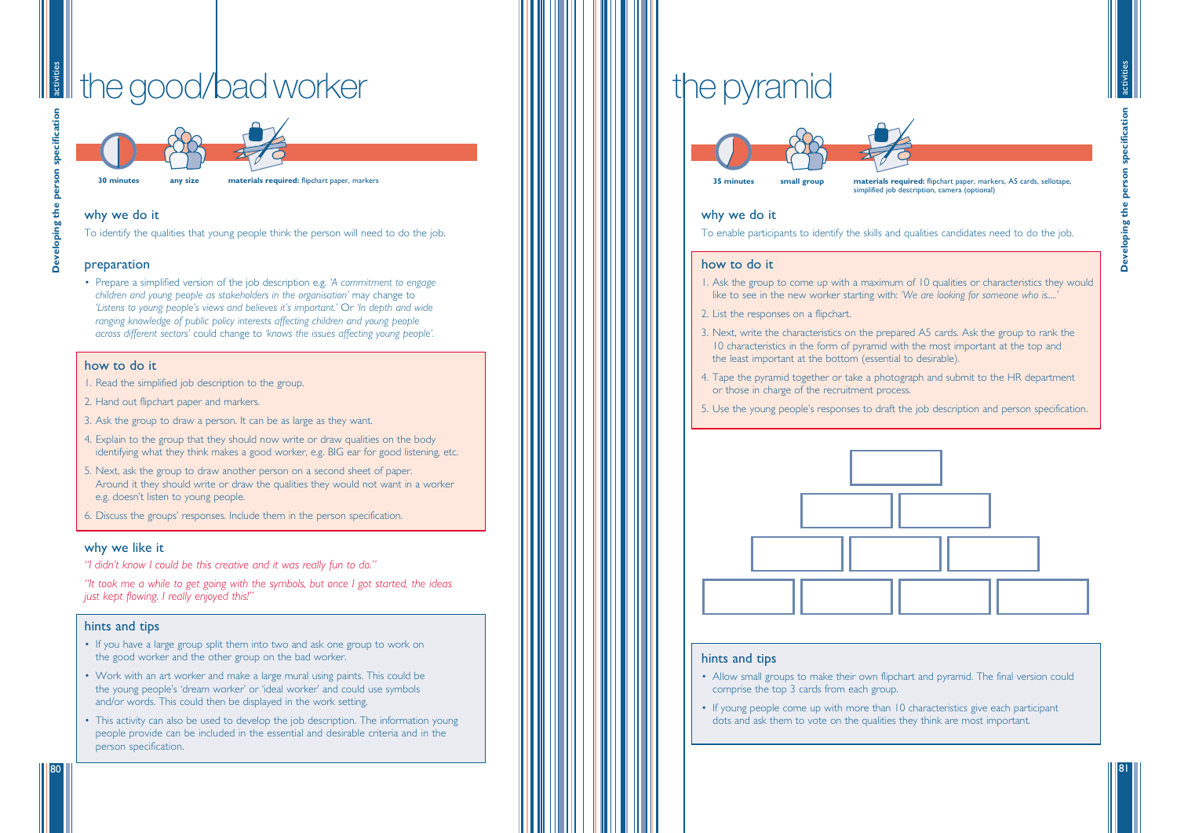# the good/bad worker

**30 minutes** **any size** **materials required:** flipchart paper, markers

## why we do it

To identify the qualities that young people think the person will need to do the job.

## preparation

- Prepare a simplified version of the job description e.g. *'A commitment to engage children and young people as stakeholders in the organisation'* may change to *'Listens to young people's views and believes it's important.'* Or *'In depth and wide ranging knowledge of public policy interests affecting children and young people across different sectors'* could change to *'knows the issues affecting young people'.*

## how to do it

1. Read the simplified job description to the group.
2. Hand out flipchart paper and markers.
3. Ask the group to draw a person. It can be as large as they want.
4. Explain to the group that they should now write or draw qualities on the body identifying what they think makes a good worker, e.g. BIG ear for good listening, etc.
5. Next, ask the group to draw another person on a second sheet of paper. Around it they should write or draw the qualities they would not want in a worker e.g. doesn't listen to young people.
6. Discuss the groups' responses. Include them in the person specification.

## why we like it

*"I didn't know I could be this creative and it was really fun to do."*

*"It took me a while to get going with the symbols, but once I got started, the ideas just kept flowing. I really enjoyed this!"*

## hints and tips

- If you have a large group split them into two and ask one group to work on the good worker and the other group on the bad worker.
- Work with an art worker and make a large mural using paints. This could be the young people's 'dream worker' or 'ideal worker' and could use symbols and/or words. This could then be displayed in the work setting.
- This activity can also be used to develop the job description. The information young people provide can be included in the essential and desirable criteria and in the person specification.

# the pyramid

**35 minutes** **small group** **materials required:** flipchart paper, markers, A5 cards, sellotape, simplified job description, camera (optional)

## why we do it

To enable participants to identify the skills and qualities candidates need to do the job.

## how to do it

1. Ask the group to come up with a maximum of 10 qualities or characteristics they would like to see in the new worker starting with: *'We are looking for someone who is.....'*
2. List the responses on a flipchart.
3. Next, write the characteristics on the prepared A5 cards. Ask the group to rank the 10 characteristics in the form of pyramid with the most important at the top and the least important at the bottom (essential to desirable).
4. Tape the pyramid together or take a photograph and submit to the HR department or those in charge of the recruitment process.
5. Use the young people's responses to draft the job description and person specification.

## hints and tips

- Allow small groups to make their own flipchart and pyramid. The final version could comprise the top 3 cards from each group.
- If young people come up with more than 10 characteristics give each participant dots and ask them to vote on the qualities they think are most important.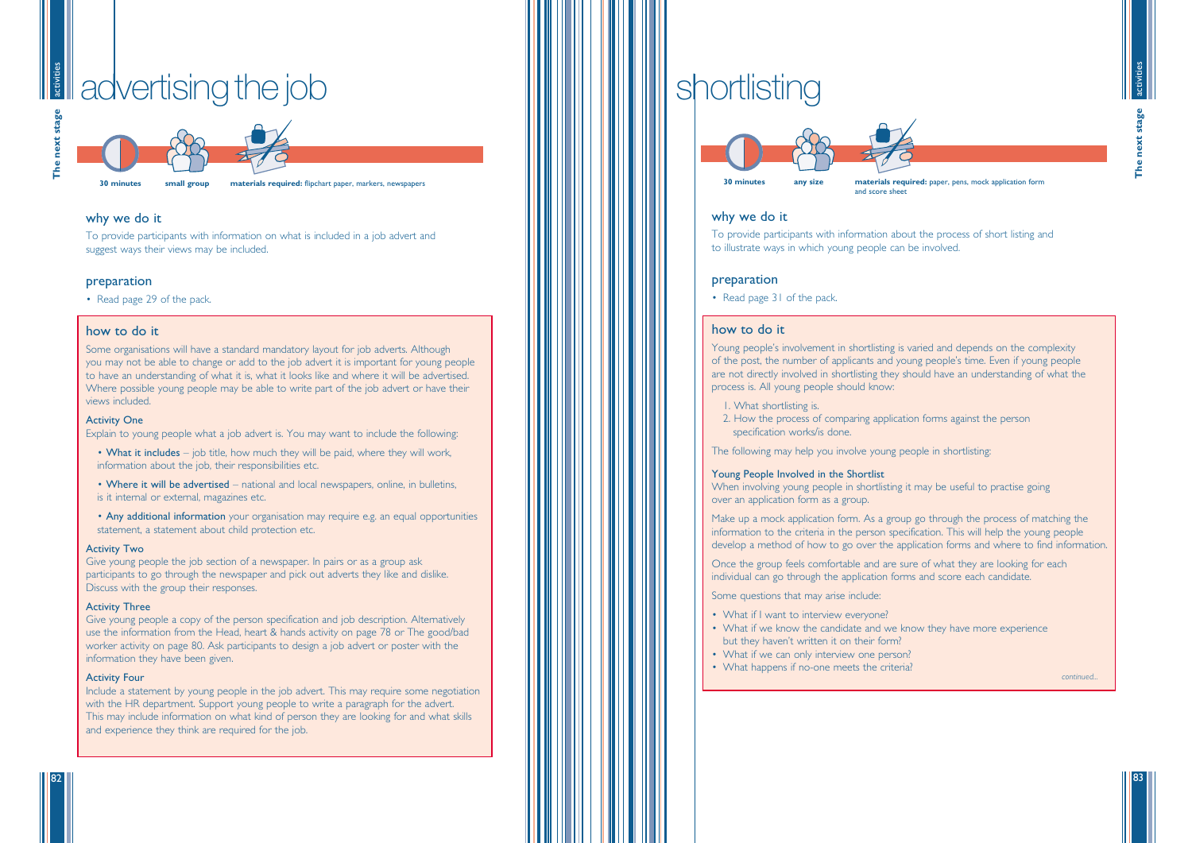# advertising the job

**30 minutes** **small group** **materials required:** flipchart paper, markers, newspapers

## why we do it

To provide participants with information on what is included in a job advert and suggest ways their views may be included.

## preparation

- Read page 29 of the pack.

## how to do it

Some organisations will have a standard mandatory layout for job adverts. Although you may not be able to change or add to the job advert it is important for young people to have an understanding of what it is, what it looks like and where it will be advertised. Where possible young people may be able to write part of the job advert or have their views included.

### Activity One

Explain to young people what a job advert is. You may want to include the following:

- **What it includes** – job title, how much they will be paid, where they will work, information about the job, their responsibilities etc.
- **Where it will be advertised** – national and local newspapers, online, in bulletins, is it internal or external, magazines etc.
- **Any additional information** your organisation may require e.g. an equal opportunities statement, a statement about child protection etc.

### Activity Two

Give young people the job section of a newspaper. In pairs or as a group ask participants to go through the newspaper and pick out adverts they like and dislike. Discuss with the group their responses.

### Activity Three

Give young people a copy of the person specification and job description. Alternatively use the information from the Head, heart & hands activity on page 78 or The good/bad worker activity on page 80. Ask participants to design a job advert or poster with the information they have been given.

### Activity Four

Include a statement by young people in the job advert. This may require some negotiation with the HR department. Support young people to write a paragraph for the advert. This may include information on what kind of person they are looking for and what skills and experience they think are required for the job.

# shortlisting

**30 minutes** **any size** **materials required:** paper, pens, mock application form and score sheet

## why we do it

To provide participants with information about the process of short listing and to illustrate ways in which young people can be involved.

## preparation

- Read page 31 of the pack.

## how to do it

Young people's involvement in shortlisting is varied and depends on the complexity of the post, the number of applicants and young people's time. Even if young people are not directly involved in shortlisting they should have an understanding of what the process is. All young people should know:

1. What shortlisting is.
2. How the process of comparing application forms against the person specification works/is done.

The following may help you involve young people in shortlisting:

### Young People Involved in the Shortlist

When involving young people in shortlisting it may be useful to practise going over an application form as a group.

Make up a mock application form. As a group go through the process of matching the information to the criteria in the person specification. This will help the young people develop a method of how to go over the application forms and where to find information.

Once the group feels comfortable and are sure of what they are looking for each individual can go through the application forms and score each candidate.

Some questions that may arise include:

- What if I want to interview everyone?
- What if we know the candidate and we know they have more experience but they haven't written it on their form?
- What if we can only interview one person?
- What happens if no-one meets the criteria?

*continued...*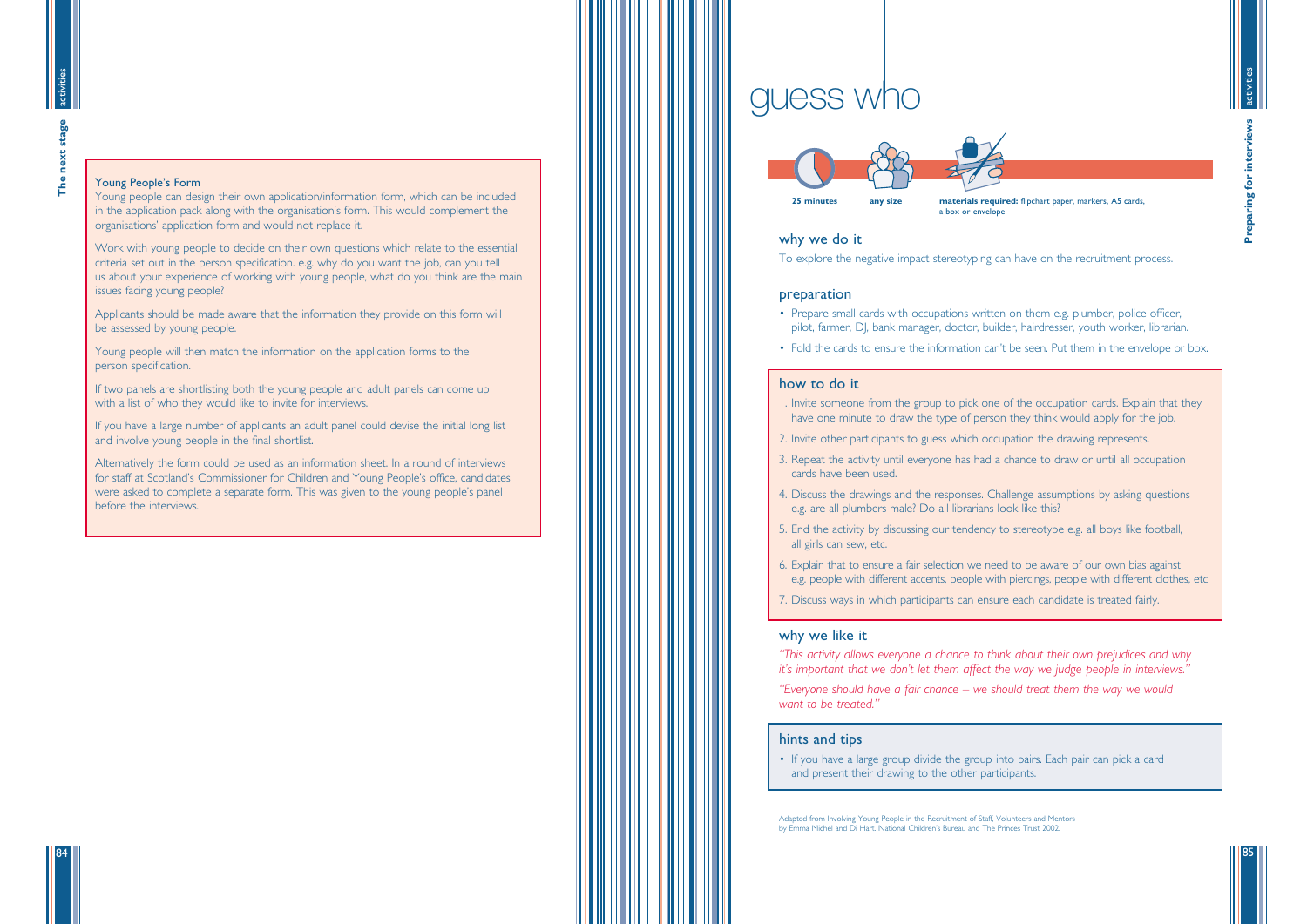### Young People's Form

Young people can design their own application/information form, which can be included in the application pack along with the organisation's form. This would complement the organisations' application form and would not replace it.

Work with young people to decide on their own questions which relate to the essential criteria set out in the person specification. e.g. why do you want the job, can you tell us about your experience of working with young people, what do you think are the main issues facing young people?

Applicants should be made aware that the information they provide on this form will be assessed by young people.

Young people will then match the information on the application forms to the person specification.

If two panels are shortlisting both the young people and adult panels can come up with a list of who they would like to invite for interviews.

If you have a large number of applicants an adult panel could devise the initial long list and involve young people in the final shortlist.

Alternatively the form could be used as an information sheet. In a round of interviews for staff at Scotland's Commissioner for Children and Young People's office, candidates were asked to complete a separate form. This was given to the young people's panel before the interviews.

# guess who

**25 minutes** | **any size** | **materials required:** flipchart paper, markers, A5 cards, a box or envelope

## why we do it

To explore the negative impact stereotyping can have on the recruitment process.

## preparation

- Prepare small cards with occupations written on them e.g. plumber, police officer, pilot, farmer, DJ, bank manager, doctor, builder, hairdresser, youth worker, librarian.
- Fold the cards to ensure the information can't be seen. Put them in the envelope or box.

## how to do it

1. Invite someone from the group to pick one of the occupation cards. Explain that they have one minute to draw the type of person they think would apply for the job.
2. Invite other participants to guess which occupation the drawing represents.
3. Repeat the activity until everyone has had a chance to draw or until all occupation cards have been used.
4. Discuss the drawings and the responses. Challenge assumptions by asking questions e.g. are all plumbers male? Do all librarians look like this?
5. End the activity by discussing our tendency to stereotype e.g. all boys like football, all girls can sew, etc.
6. Explain that to ensure a fair selection we need to be aware of our own bias against e.g. people with different accents, people with piercings, people with different clothes, etc.
7. Discuss ways in which participants can ensure each candidate is treated fairly.

## why we like it

*"This activity allows everyone a chance to think about their own prejudices and why it's important that we don't let them affect the way we judge people in interviews."*

*"Everyone should have a fair chance – we should treat them the way we would want to be treated."*

## hints and tips

- If you have a large group divide the group into pairs. Each pair can pick a card and present their drawing to the other participants.

Adapted from Involving Young People in the Recruitment of Staff, Volunteers and Mentors by Emma Michel and Di Hart. National Children's Bureau and The Princes Trust 2002.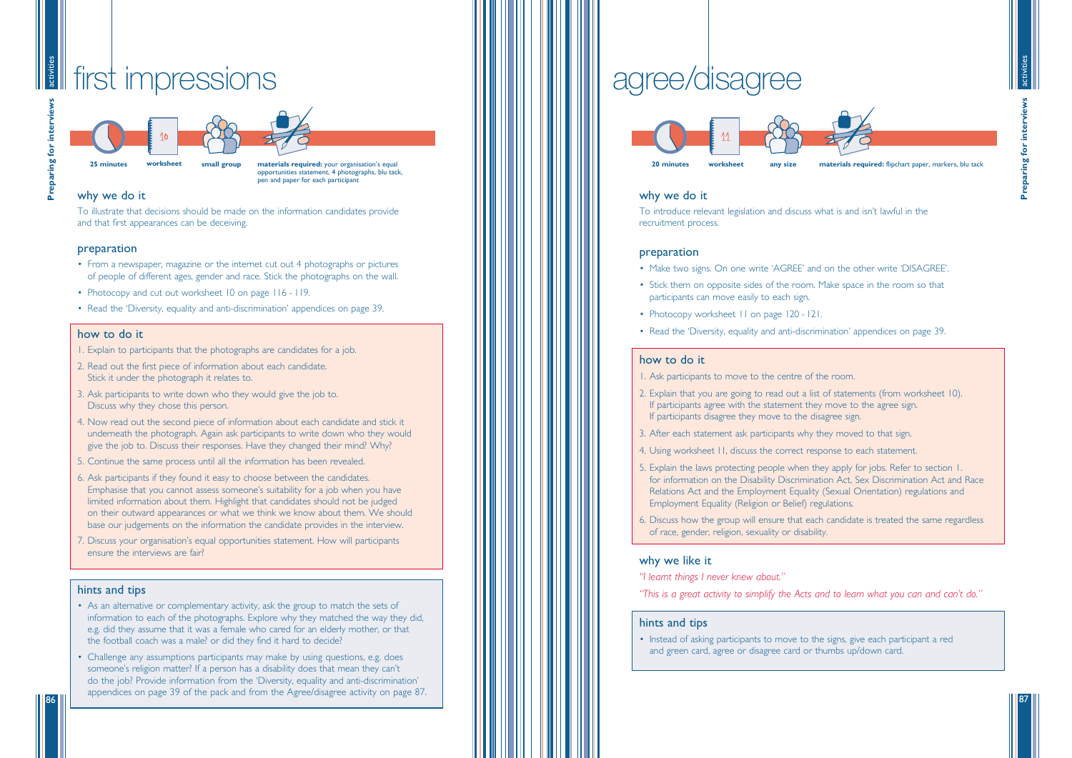# first impressions

**25 minutes** | **worksheet** 10 | **small group** | **materials required:** your organisation's equal opportunities statement, 4 photographs, blu tack, pen and paper for each participant

## why we do it

To illustrate that decisions should be made on the information candidates provide and that first appearances can be deceiving.

## preparation

- From a newspaper, magazine or the internet cut out 4 photographs or pictures of people of different ages, gender and race. Stick the photographs on the wall.
- Photocopy and cut out worksheet 10 on page 116 - 119.
- Read the 'Diversity, equality and anti-discrimination' appendices on page 39.

## how to do it

1. Explain to participants that the photographs are candidates for a job.
2. Read out the first piece of information about each candidate. Stick it under the photograph it relates to.
3. Ask participants to write down who they would give the job to. Discuss why they chose this person.
4. Now read out the second piece of information about each candidate and stick it underneath the photograph. Again ask participants to write down who they would give the job to. Discuss their responses. Have they changed their mind? Why?
5. Continue the same process until all the information has been revealed.
6. Ask participants if they found it easy to choose between the candidates. Emphasise that you cannot assess someone's suitability for a job when you have limited information about them. Highlight that candidates should not be judged on their outward appearances or what we think we know about them. We should base our judgements on the information the candidate provides in the interview.
7. Discuss your organisation's equal opportunities statement. How will participants ensure the interviews are fair?

## hints and tips

- As an alternative or complementary activity, ask the group to match the sets of information to each of the photographs. Explore why they matched the way they did, e.g. did they assume that it was a female who cared for an elderly mother, or that the football coach was a male? or did they find it hard to decide?
- Challenge any assumptions participants may make by using questions, e.g. does someone's religion matter? If a person has a disability does that mean they can't do the job? Provide information from the 'Diversity, equality and anti-discrimination' appendices on page 39 of the pack and from the Agree/disagree activity on page 87.

# agree/disagree

**20 minutes** | **worksheet** 11 | **any size** | **materials required:** flipchart paper, markers, blu tack

## why we do it

To introduce relevant legislation and discuss what is and isn't lawful in the recruitment process.

## preparation

- Make two signs. On one write 'AGREE' and on the other write 'DISAGREE'.
- Stick them on opposite sides of the room. Make space in the room so that participants can move easily to each sign.
- Photocopy worksheet 11 on page 120 - 121.
- Read the 'Diversity, equality and anti-discrimination' appendices on page 39.

## how to do it

1. Ask participants to move to the centre of the room.
2. Explain that you are going to read out a list of statements (from worksheet 10). If participants agree with the statement they move to the agree sign. If participants disagree they move to the disagree sign.
3. After each statement ask participants why they moved to that sign.
4. Using worksheet 11, discuss the correct response to each statement.
5. Explain the laws protecting people when they apply for jobs. Refer to section 1. for information on the Disability Discrimination Act, Sex Discrimination Act and Race Relations Act and the Employment Equality (Sexual Orientation) regulations and Employment Equality (Religion or Belief) regulations.
6. Discuss how the group will ensure that each candidate is treated the same regardless of race, gender, religion, sexuality or disability.

## why we like it

*"I learnt things I never knew about."*

*"This is a great activity to simplify the Acts and to learn what you can and can't do."*

## hints and tips

- Instead of asking participants to move to the signs, give each participant a red and green card, agree or disagree card or thumbs up/down card.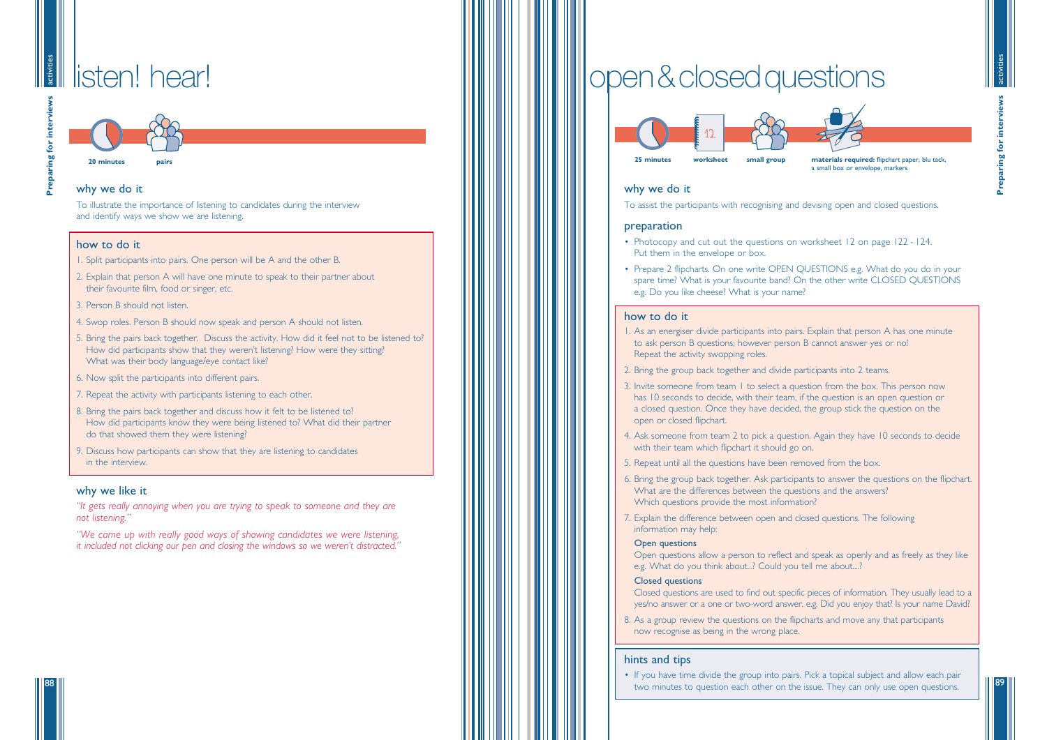# listen! hear!

**20 minutes** **pairs**

## why we do it

To illustrate the importance of listening to candidates during the interview and identify ways we show we are listening.

## how to do it

1. Split participants into pairs. One person will be A and the other B.
2. Explain that person A will have one minute to speak to their partner about their favourite film, food or singer, etc.
3. Person B should not listen.
4. Swop roles. Person B should now speak and person A should not listen.
5. Bring the pairs back together. Discuss the activity. How did it feel not to be listened to? How did participants show that they weren't listening? How were they sitting? What was their body language/eye contact like?
6. Now split the participants into different pairs.
7. Repeat the activity with participants listening to each other.
8. Bring the pairs back together and discuss how it felt to be listened to? How did participants know they were being listened to? What did their partner do that showed them they were listening?
9. Discuss how participants can show that they are listening to candidates in the interview.

## why we like it

*"It gets really annoying when you are trying to speak to someone and they are not listening."*

*"We came up with really good ways of showing candidates we were listening, it included not clicking our pen and closing the windows so we weren't distracted."*

# open & closed questions

**25 minutes** **worksheet** **small group** **materials required:** flipchart paper, blu tack, a small box or envelope, markers

## why we do it

To assist the participants with recognising and devising open and closed questions.

## preparation

- Photocopy and cut out the questions on worksheet 12 on page 122 - 124. Put them in the envelope or box.
- Prepare 2 flipcharts. On one write OPEN QUESTIONS e.g. What do you do in your spare time? What is your favourite band? On the other write CLOSED QUESTIONS e.g. Do you like cheese? What is your name?

## how to do it

1. As an energiser divide participants into pairs. Explain that person A has one minute to ask person B questions; however person B cannot answer yes or no! Repeat the activity swopping roles.
2. Bring the group back together and divide participants into 2 teams.
3. Invite someone from team 1 to select a question from the box. This person now has 10 seconds to decide, with their team, if the question is an open question or a closed question. Once they have decided, the group stick the question on the open or closed flipchart.
4. Ask someone from team 2 to pick a question. Again they have 10 seconds to decide with their team which flipchart it should go on.
5. Repeat until all the questions have been removed from the box.
6. Bring the group back together. Ask participants to answer the questions on the flipchart. What are the differences between the questions and the answers? Which questions provide the most information?
7. Explain the difference between open and closed questions. The following information may help:

   **Open questions**

   Open questions allow a person to reflect and speak as openly and as freely as they like e.g. What do you think about...? Could you tell me about....?

   **Closed questions**

   Closed questions are used to find out specific pieces of information. They usually lead to a yes/no answer or a one or two-word answer. e.g. Did you enjoy that? Is your name David?
8. As a group review the questions on the flipcharts and move any that participants now recognise as being in the wrong place.

## hints and tips

- If you have time divide the group into pairs. Pick a topical subject and allow each pair two minutes to question each other on the issue. They can only use open questions.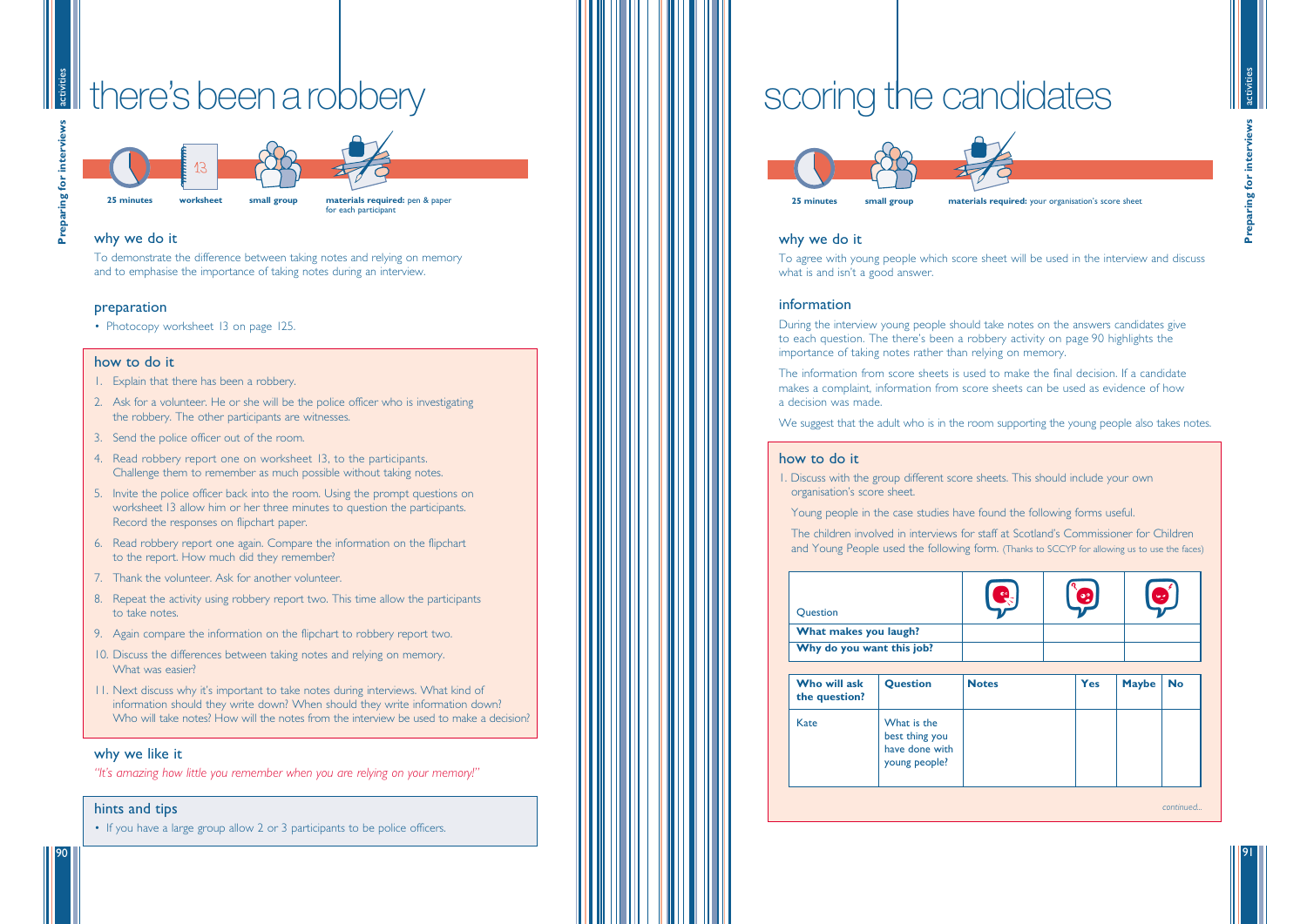# there's been a robbery

**25 minutes** | **worksheet** | **small group** | **materials required:** pen & paper for each participant

## why we do it

To demonstrate the difference between taking notes and relying on memory and to emphasise the importance of taking notes during an interview.

## preparation

- Photocopy worksheet 13 on page 125.

## how to do it

1. Explain that there has been a robbery.
2. Ask for a volunteer. He or she will be the police officer who is investigating the robbery. The other participants are witnesses.
3. Send the police officer out of the room.
4. Read robbery report one on worksheet 13, to the participants. Challenge them to remember as much possible without taking notes.
5. Invite the police officer back into the room. Using the prompt questions on worksheet 13 allow him or her three minutes to question the participants. Record the responses on flipchart paper.
6. Read robbery report one again. Compare the information on the flipchart to the report. How much did they remember?
7. Thank the volunteer. Ask for another volunteer.
8. Repeat the activity using robbery report two. This time allow the participants to take notes.
9. Again compare the information on the flipchart to robbery report two.
10. Discuss the differences between taking notes and relying on memory. What was easier?
11. Next discuss why it's important to take notes during interviews. What kind of information should they write down? When should they write information down? Who will take notes? How will the notes from the interview be used to make a decision?

## why we like it

*"It's amazing how little you remember when you are relying on your memory!"*

## hints and tips

- If you have a large group allow 2 or 3 participants to be police officers.

# scoring the candidates

**25 minutes** | **small group** | **materials required:** your organisation's score sheet

## why we do it

To agree with young people which score sheet will be used in the interview and discuss what is and isn't a good answer.

## information

During the interview young people should take notes on the answers candidates give to each question. The there's been a robbery activity on page 90 highlights the importance of taking notes rather than relying on memory.

The information from score sheets is used to make the final decision. If a candidate makes a complaint, information from score sheets can be used as evidence of how a decision was made.

We suggest that the adult who is in the room supporting the young people also takes notes.

## how to do it

1. Discuss with the group different score sheets. This should include your own organisation's score sheet.

   Young people in the case studies have found the following forms useful.

   The children involved in interviews for staff at Scotland's Commissioner for Children and Young People used the following form. (Thanks to SCCYP for allowing us to use the faces)

| Question | (face) | (face) | (face) |
|---|---|---|---|
| **What makes you laugh?** | | | |
| **Why do you want this job?** | | | |

| Who will ask the question? | Question | Notes | Yes | Maybe | No |
|---|---|---|---|---|---|
| Kate | What is the best thing you have done with young people? | | | | |

continued...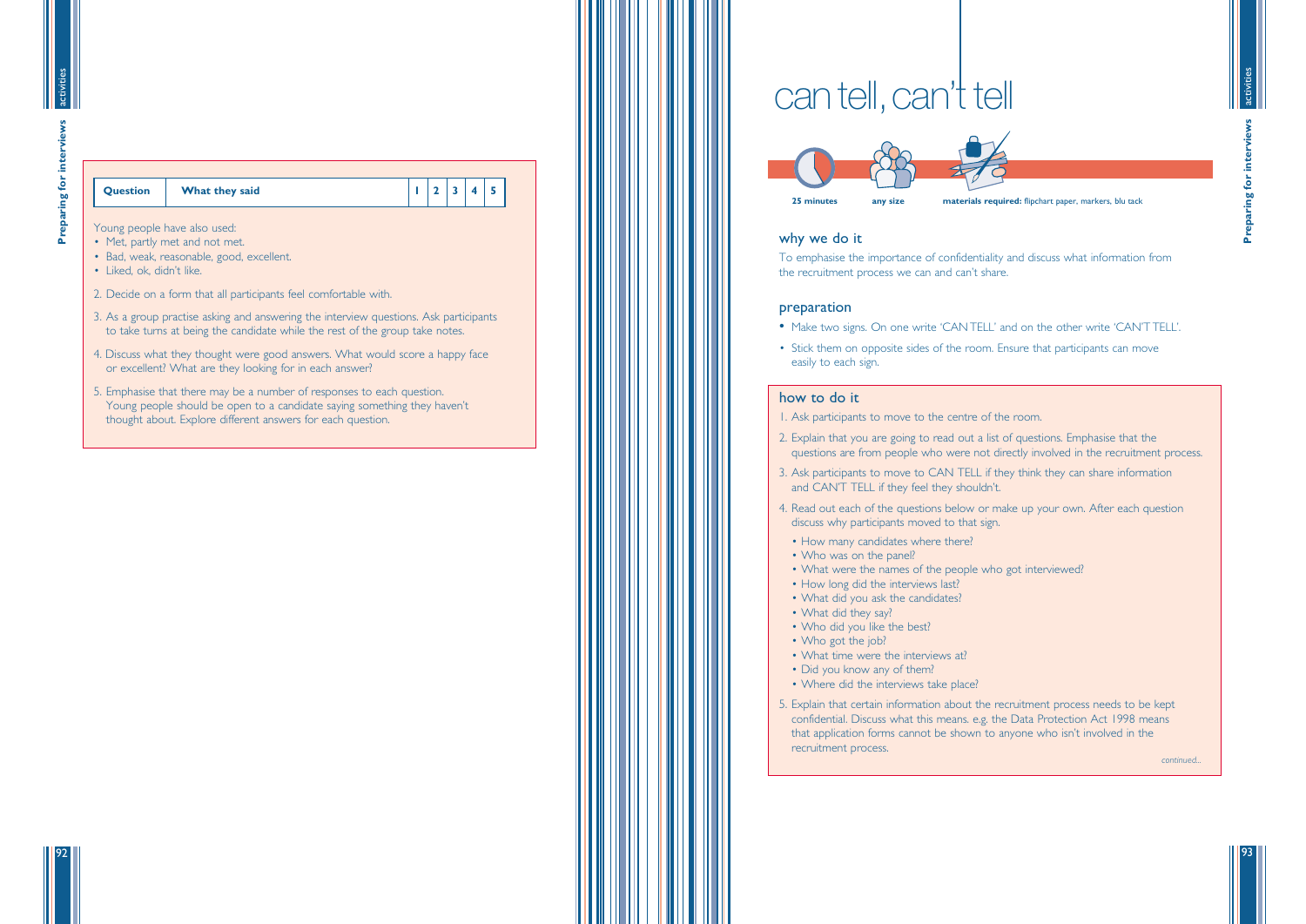| Question | What they said | 1 | 2 | 3 | 4 | 5 |
|---|---|---|---|---|---|---|

Young people have also used:

- Met, partly met and not met.
- Bad, weak, reasonable, good, excellent.
- Liked, ok, didn't like.

2. Decide on a form that all participants feel comfortable with.
3. As a group practise asking and answering the interview questions. Ask participants to take turns at being the candidate while the rest of the group take notes.
4. Discuss what they thought were good answers. What would score a happy face or excellent? What are they looking for in each answer?
5. Emphasise that there may be a number of responses to each question. Young people should be open to a candidate saying something they haven't thought about. Explore different answers for each question.

# can tell, can't tell

**25 minutes** | **any size** | **materials required:** flipchart paper, markers, blu tack

## why we do it

To emphasise the importance of confidentiality and discuss what information from the recruitment process we can and can't share.

## preparation

- Make two signs. On one write 'CAN TELL' and on the other write 'CAN'T TELL'.
- Stick them on opposite sides of the room. Ensure that participants can move easily to each sign.

## how to do it

1. Ask participants to move to the centre of the room.
2. Explain that you are going to read out a list of questions. Emphasise that the questions are from people who were not directly involved in the recruitment process.
3. Ask participants to move to CAN TELL if they think they can share information and CAN'T TELL if they feel they shouldn't.
4. Read out each of the questions below or make up your own. After each question discuss why participants moved to that sign.
   - How many candidates where there?
   - Who was on the panel?
   - What were the names of the people who got interviewed?
   - How long did the interviews last?
   - What did you ask the candidates?
   - What did they say?
   - Who did you like the best?
   - Who got the job?
   - What time were the interviews at?
   - Did you know any of them?
   - Where did the interviews take place?
5. Explain that certain information about the recruitment process needs to be kept confidential. Discuss what this means. e.g. the Data Protection Act 1998 means that application forms cannot be shown to anyone who isn't involved in the recruitment process.

continued...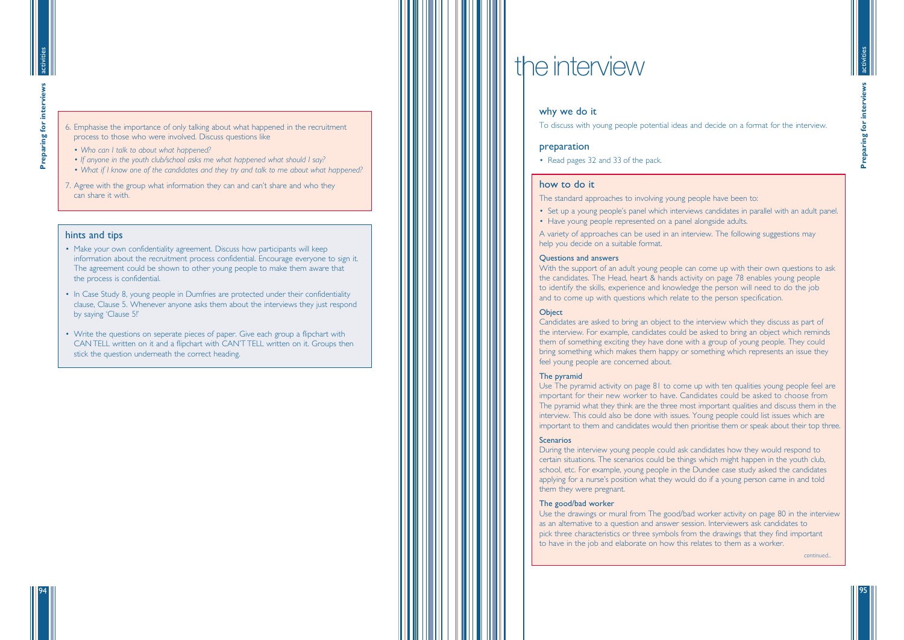6. Emphasise the importance of only talking about what happened in the recruitment process to those who were involved. Discuss questions like
   - *Who can I talk to about what happened?*
   - *If anyone in the youth club/school asks me what happened what should I say?*
   - *What if I know one of the candidates and they try and talk to me about what happened?*
7. Agree with the group what information they can and can't share and who they can share it with.

## hints and tips

- Make your own confidentiality agreement. Discuss how participants will keep information about the recruitment process confidential. Encourage everyone to sign it. The agreement could be shown to other young people to make them aware that the process is confidential.
- In Case Study 8, young people in Dumfries are protected under their confidentiality clause, Clause 5. Whenever anyone asks them about the interviews they just respond by saying 'Clause 5!'
- Write the questions on seperate pieces of paper. Give each group a flipchart with CAN TELL written on it and a flipchart with CAN'T TELL written on it. Groups then stick the question underneath the correct heading.

# the interview

## why we do it

To discuss with young people potential ideas and decide on a format for the interview.

## preparation

- Read pages 32 and 33 of the pack.

## how to do it

The standard approaches to involving young people have been to:

- Set up a young people's panel which interviews candidates in parallel with an adult panel.
- Have young people represented on a panel alongside adults.

A variety of approaches can be used in an interview. The following suggestions may help you decide on a suitable format.

### Questions and answers

With the support of an adult young people can come up with their own questions to ask the candidates. The Head, heart & hands activity on page 78 enables young people to identify the skills, experience and knowledge the person will need to do the job and to come up with questions which relate to the person specification.

### Object

Candidates are asked to bring an object to the interview which they discuss as part of the interview. For example, candidates could be asked to bring an object which reminds them of something exciting they have done with a group of young people. They could bring something which makes them happy or something which represents an issue they feel young people are concerned about.

### The pyramid

Use The pyramid activity on page 81 to come up with ten qualities young people feel are important for their new worker to have. Candidates could be asked to choose from The pyramid what they think are the three most important qualities and discuss them in the interview. This could also be done with issues. Young people could list issues which are important to them and candidates would then prioritise them or speak about their top three.

### Scenarios

During the interview young people could ask candidates how they would respond to certain situations. The scenarios could be things which might happen in the youth club, school, etc. For example, young people in the Dundee case study asked the candidates applying for a nurse's position what they would do if a young person came in and told them they were pregnant.

### The good/bad worker

Use the drawings or mural from The good/bad worker activity on page 80 in the interview as an alternative to a question and answer session. Interviewers ask candidates to pick three characteristics or three symbols from the drawings that they find important to have in the job and elaborate on how this relates to them as a worker.

*continued...*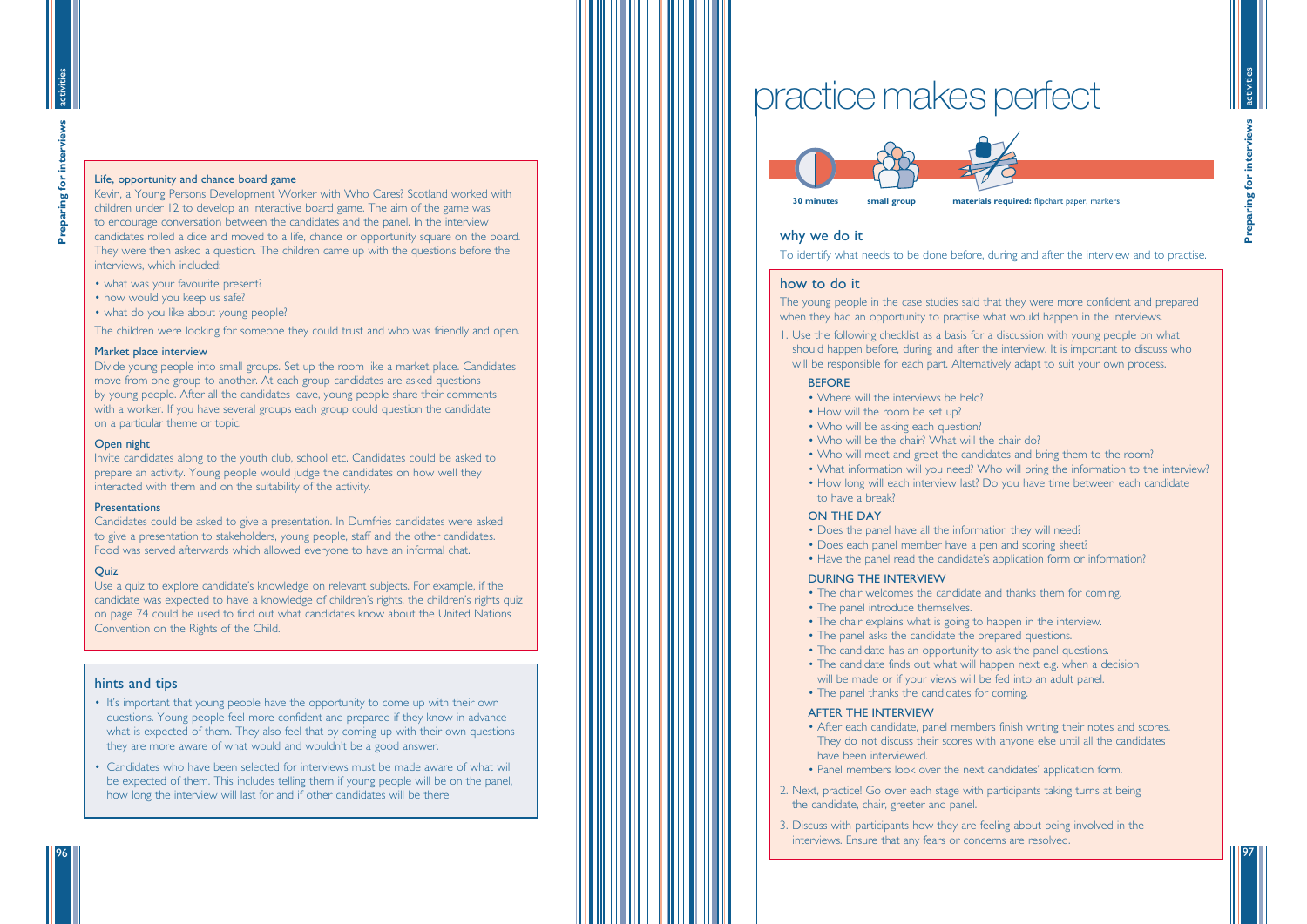### Life, opportunity and chance board game

Kevin, a Young Persons Development Worker with Who Cares? Scotland worked with children under 12 to develop an interactive board game. The aim of the game was to encourage conversation between the candidates and the panel. In the interview candidates rolled a dice and moved to a life, chance or opportunity square on the board. They were then asked a question. The children came up with the questions before the interviews, which included:

- what was your favourite present?
- how would you keep us safe?
- what do you like about young people?

The children were looking for someone they could trust and who was friendly and open.

### Market place interview

Divide young people into small groups. Set up the room like a market place. Candidates move from one group to another. At each group candidates are asked questions by young people. After all the candidates leave, young people share their comments with a worker. If you have several groups each group could question the candidate on a particular theme or topic.

### Open night

Invite candidates along to the youth club, school etc. Candidates could be asked to prepare an activity. Young people would judge the candidates on how well they interacted with them and on the suitability of the activity.

### Presentations

Candidates could be asked to give a presentation. In Dumfries candidates were asked to give a presentation to stakeholders, young people, staff and the other candidates. Food was served afterwards which allowed everyone to have an informal chat.

### Quiz

Use a quiz to explore candidate's knowledge on relevant subjects. For example, if the candidate was expected to have a knowledge of children's rights, the children's rights quiz on page 74 could be used to find out what candidates know about the United Nations Convention on the Rights of the Child.

## hints and tips

- It's important that young people have the opportunity to come up with their own questions. Young people feel more confident and prepared if they know in advance what is expected of them. They also feel that by coming up with their own questions they are more aware of what would and wouldn't be a good answer.
- Candidates who have been selected for interviews must be made aware of what will be expected of them. This includes telling them if young people will be on the panel, how long the interview will last for and if other candidates will be there.

# practice makes perfect

**30 minutes** | **small group** | **materials required:** flipchart paper, markers

## why we do it

To identify what needs to be done before, during and after the interview and to practise.

## how to do it

The young people in the case studies said that they were more confident and prepared when they had an opportunity to practise what would happen in the interviews.

1. Use the following checklist as a basis for a discussion with young people on what should happen before, during and after the interview. It is important to discuss who will be responsible for each part. Alternatively adapt to suit your own process.

   **BEFORE**
   - Where will the interviews be held?
   - How will the room be set up?
   - Who will be asking each question?
   - Who will be the chair? What will the chair do?
   - Who will meet and greet the candidates and bring them to the room?
   - What information will you need? Who will bring the information to the interview?
   - How long will each interview last? Do you have time between each candidate to have a break?

   **ON THE DAY**
   - Does the panel have all the information they will need?
   - Does each panel member have a pen and scoring sheet?
   - Have the panel read the candidate's application form or information?

   **DURING THE INTERVIEW**
   - The chair welcomes the candidate and thanks them for coming.
   - The panel introduce themselves.
   - The chair explains what is going to happen in the interview.
   - The panel asks the candidate the prepared questions.
   - The candidate has an opportunity to ask the panel questions.
   - The candidate finds out what will happen next e.g. when a decision will be made or if your views will be fed into an adult panel.
   - The panel thanks the candidates for coming.

   **AFTER THE INTERVIEW**
   - After each candidate, panel members finish writing their notes and scores. They do not discuss their scores with anyone else until all the candidates have been interviewed.
   - Panel members look over the next candidates' application form.

2. Next, practice! Go over each stage with participants taking turns at being the candidate, chair, greeter and panel.

3. Discuss with participants how they are feeling about being involved in the interviews. Ensure that any fears or concerns are resolved.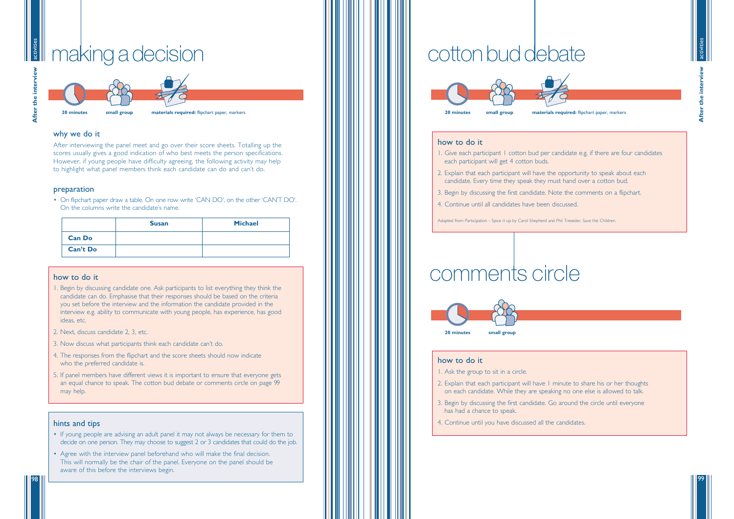# making a decision

**20 minutes** | **small group** | **materials required:** flipchart paper, markers

## why we do it

After interviewing the panel meet and go over their score sheets. Totalling up the scores usually gives a good indication of who best meets the person specifications. However, if young people have difficulty agreeing, the following activity may help to highlight what panel members think each candidate can do and can't do.

## preparation

- On flipchart paper draw a table. On one row write 'CAN DO', on the other 'CAN'T DO'. On the columns write the candidate's name.

| | Susan | Michael |
|---|---|---|
| **Can Do** | | |
| **Can't Do** | | |

## how to do it

1. Begin by discussing candidate one. Ask participants to list everything they think the candidate can do. Emphasise that their responses should be based on the criteria you set before the interview and the information the candidate provided in the interview e.g. ability to communicate with young people, has experience, has good ideas, etc.
2. Next, discuss candidate 2, 3, etc.
3. Now discuss what participants think each candidate can't do.
4. The responses from the flipchart and the score sheets should now indicate who the preferred candidate is.
5. If panel members have different views it is important to ensure that everyone gets an equal chance to speak. The cotton bud debate or comments circle on page 99 may help.

## hints and tips

- If young people are advising an adult panel it may not always be necessary for them to decide on one person. They may choose to suggest 2 or 3 candidates that could do the job.
- Agree with the interview panel beforehand who will make the final decision. This will normally be the chair of the panel. Everyone on the panel should be aware of this before the interviews begin.

# cotton bud debate

**20 minutes** | **small group** | **materials required:** flipchart paper, markers

## how to do it

1. Give each participant 1 cotton bud per candidate e.g. if there are four candidates each participant will get 4 cotton buds.
2. Explain that each participant will have the opportunity to speak about each candidate. Every time they speak they must hand over a cotton bud.
3. Begin by discussing the first candidate. Note the comments on a flipchart.
4. Continue until all candidates have been discussed.

Adapted from Participation – Spice it up by Carol Shepherd and Phil Treseder, Save the Children.

# comments circle

**20 minutes** | **small group**

## how to do it

1. Ask the group to sit in a circle.
2. Explain that each participant will have 1 minute to share his or her thoughts on each candidate. While they are speaking no one else is allowed to talk.
3. Begin by discussing the first candidate. Go around the circle until everyone has had a chance to speak.
4. Continue until you have discussed all the candidates.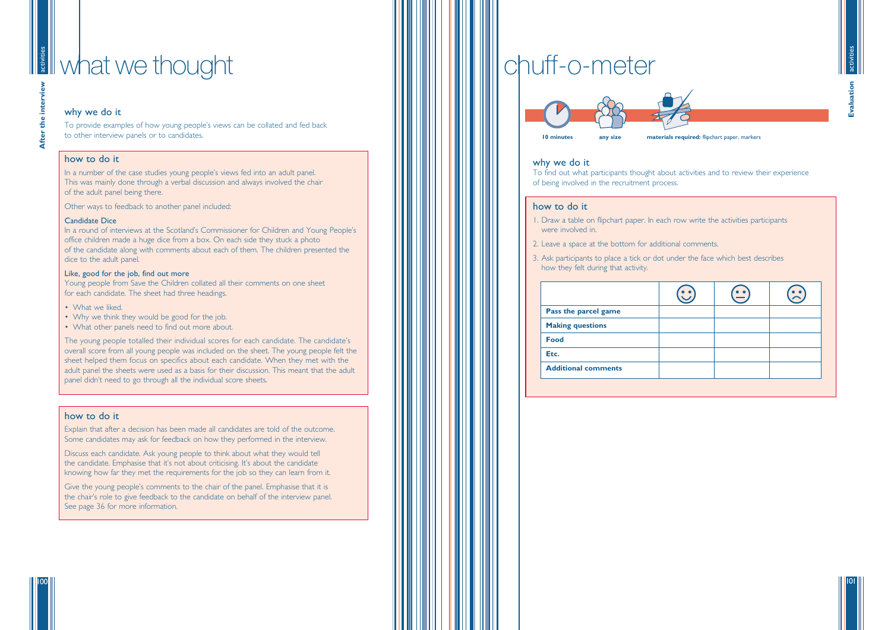# what we thought

### why we do it

To provide examples of how young people's views can be collated and fed back to other interview panels or to candidates.

### how to do it

In a number of the case studies young people's views fed into an adult panel. This was mainly done through a verbal discussion and always involved the chair of the adult panel being there.

Other ways to feedback to another panel included:

**Candidate Dice**
In a round of interviews at the Scotland's Commissioner for Children and Young People's office children made a huge dice from a box. On each side they stuck a photo of the candidate along with comments about each of them. The children presented the dice to the adult panel.

**Like, good for the job, find out more**
Young people from Save the Children collated all their comments on one sheet for each candidate. The sheet had three headings.

- What we liked.
- Why we think they would be good for the job.
- What other panels need to find out more about.

The young people totalled their individual scores for each candidate. The candidate's overall score from all young people was included on the sheet. The young people felt the sheet helped them focus on specifics about each candidate. When they met with the adult panel the sheets were used as a basis for their discussion. This meant that the adult panel didn't need to go through all the individual score sheets.

### how to do it

Explain that after a decision has been made all candidates are told of the outcome. Some candidates may ask for feedback on how they performed in the interview.

Discuss each candidate. Ask young people to think about what they would tell the candidate. Emphasise that it's not about criticising. It's about the candidate knowing how far they met the requirements for the job so they can learn from it.

Give the young people's comments to the chair of the panel. Emphasise that it is the chair's role to give feedback to the candidate on behalf of the interview panel. See page 36 for more information.

# chuff-o-meter

**10 minutes** **any size** **materials required:** flipchart paper, markers

### why we do it

To find out what participants thought about activities and to review their experience of being involved in the recruitment process.

### how to do it

1. Draw a table on flipchart paper. In each row write the activities participants were involved in.
2. Leave a space at the bottom for additional comments.
3. Ask participants to place a tick or dot under the face which best describes how they felt during that activity.

| | 🙂 | 😐 | 🙁 |
|---|---|---|---|
| **Pass the parcel game** | | | |
| **Making questions** | | | |
| **Food** | | | |
| **Etc.** | | | |
| **Additional comments** | | | |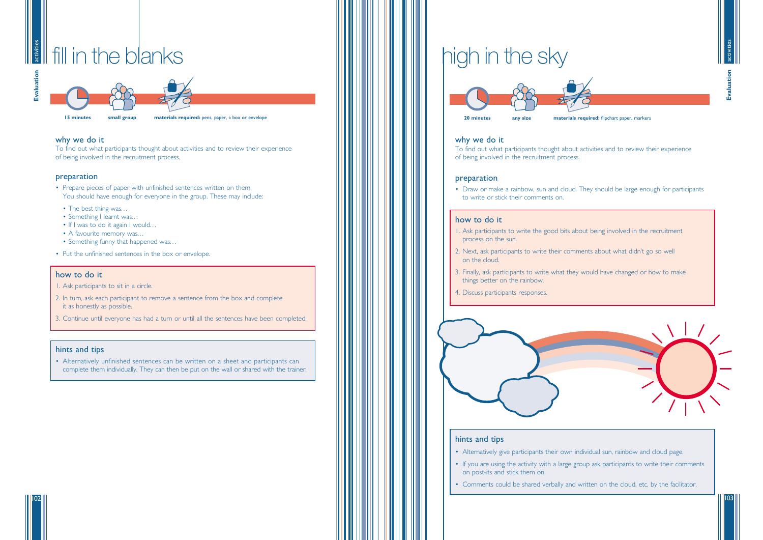# fill in the blanks

**15 minutes** **small group** **materials required:** pens, paper, a box or envelope

## why we do it

To find out what participants thought about activities and to review their experience of being involved in the recruitment process.

## preparation

- Prepare pieces of paper with unfinished sentences written on them. You should have enough for everyone in the group. These may include:
  - The best thing was…
  - Something I learnt was…
  - If I was to do it again I would…
  - A favourite memory was…
  - Something funny that happened was…
- Put the unfinished sentences in the box or envelope.

## how to do it

1. Ask participants to sit in a circle.
2. In turn, ask each participant to remove a sentence from the box and complete it as honestly as possible.
3. Continue until everyone has had a turn or until all the sentences have been completed.

## hints and tips

- Alternatively unfinished sentences can be written on a sheet and participants can complete them individually. They can then be put on the wall or shared with the trainer.

# high in the sky

**20 minutes** **any size** **materials required:** flipchart paper, markers

## why we do it

To find out what participants thought about activities and to review their experience of being involved in the recruitment process.

## preparation

- Draw or make a rainbow, sun and cloud. They should be large enough for participants to write or stick their comments on.

## how to do it

1. Ask participants to write the good bits about being involved in the recruitment process on the sun.
2. Next, ask participants to write their comments about what didn't go so well on the cloud.
3. Finally, ask participants to write what they would have changed or how to make things better on the rainbow.
4. Discuss participants responses.

## hints and tips

- Alternatively give participants their own individual sun, rainbow and cloud page.
- If you are using the activity with a large group ask participants to write their comments on post-its and stick them on.
- Comments could be shared verbally and written on the cloud, etc, by the facilitator.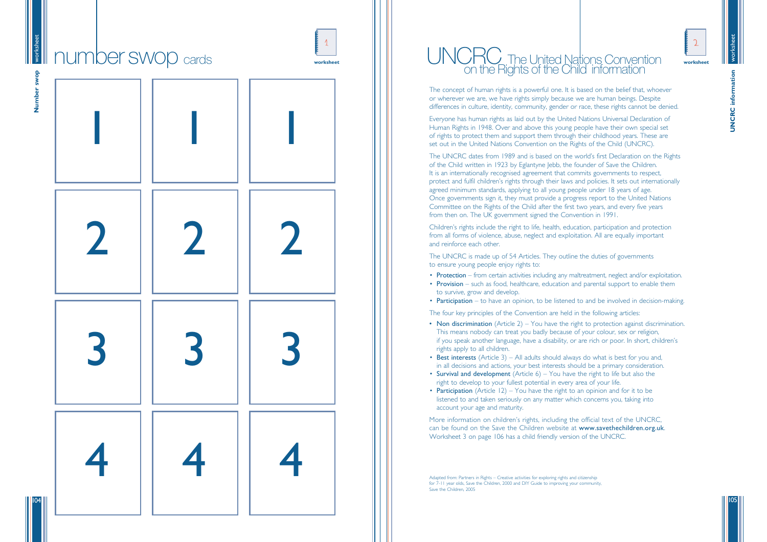# number swop cards

worksheet 1

| 1 | 1 | 1 |
| --- | --- | --- |
| 2 | 2 | 2 |
| 3 | 3 | 3 |
| 4 | 4 | 4 |

# UNCRC The United Nations Convention on the Rights of the Child information

worksheet 2

The concept of human rights is a powerful one. It is based on the belief that, whoever or wherever we are, we have rights simply because we are human beings. Despite differences in culture, identity, community, gender or race, these rights cannot be denied.

Everyone has human rights as laid out by the United Nations Universal Declaration of Human Rights in 1948. Over and above this young people have their own special set of rights to protect them and support them through their childhood years. These are set out in the United Nations Convention on the Rights of the Child (UNCRC).

The UNCRC dates from 1989 and is based on the world's first Declaration on the Rights of the Child written in 1923 by Eglantyne Jebb, the founder of Save the Children. It is an internationally recognised agreement that commits governments to respect, protect and fulfil children's rights through their laws and policies. It sets out internationally agreed minimum standards, applying to all young people under 18 years of age. Once governments sign it, they must provide a progress report to the United Nations Committee on the Rights of the Child after the first two years, and every five years from then on. The UK government signed the Convention in 1991.

Children's rights include the right to life, health, education, participation and protection from all forms of violence, abuse, neglect and exploitation. All are equally important and reinforce each other.

The UNCRC is made up of 54 Articles. They outline the duties of governments to ensure young people enjoy rights to:

- **Protection** – from certain activities including any maltreatment, neglect and/or exploitation.
- **Provision** – such as food, healthcare, education and parental support to enable them to survive, grow and develop.
- **Participation** – to have an opinion, to be listened to and be involved in decision-making.

The four key principles of the Convention are held in the following articles:

- **Non discrimination** (Article 2) – You have the right to protection against discrimination. This means nobody can treat you badly because of your colour, sex or religion, if you speak another language, have a disability, or are rich or poor. In short, children's rights apply to all children.
- **Best interests** (Article 3) – All adults should always do what is best for you and, in all decisions and actions, your best interests should be a primary consideration.
- **Survival and development** (Article 6) – You have the right to life but also the right to develop to your fullest potential in every area of your life.
- **Participation** (Article 12) – You have the right to an opinion and for it to be listened to and taken seriously on any matter which concerns you, taking into account your age and maturity.

More information on children's rights, including the official text of the UNCRC, can be found on the Save the Children website at **www.savethechildren.org.uk**. Worksheet 3 on page 106 has a child friendly version of the UNCRC.

Adapted from: Partners in Rights – Creative activities for exploring rights and citizenship for 7-11 year olds, Save the Children, 2000 and DIY Guide to improving your community, Save the Children, 2005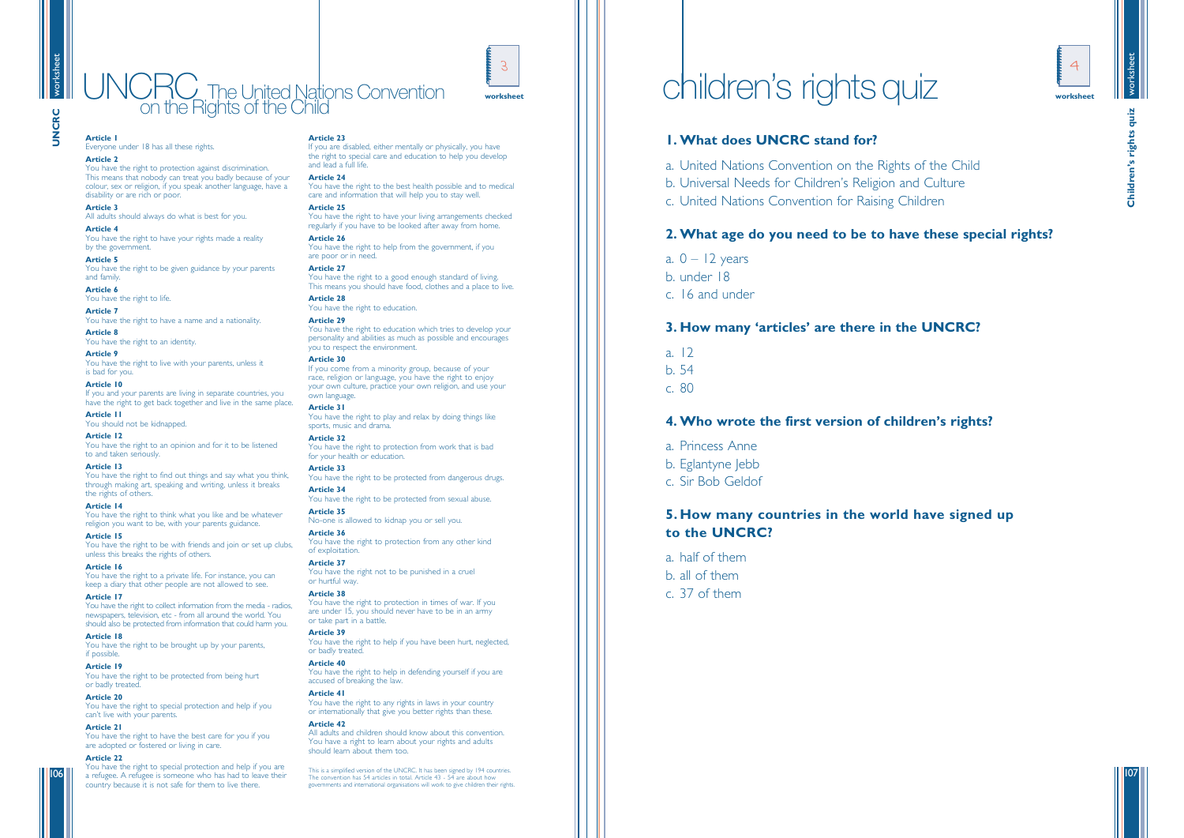# UNCRC The United Nations Convention on the Rights of the Child

**Article 1**
Everyone under 18 has all these rights.

**Article 2**
You have the right to protection against discrimination. This means that nobody can treat you badly because of your colour, sex or religion, if you speak another language, have a disability or are rich or poor.

**Article 3**
All adults should always do what is best for you.

**Article 4**
You have the right to have your rights made a reality by the government.

**Article 5**
You have the right to be given guidance by your parents and family.

**Article 6**
You have the right to life.

**Article 7**
You have the right to have a name and a nationality.

**Article 8**
You have the right to an identity.

**Article 9**
You have the right to live with your parents, unless it is bad for you.

**Article 10**
If you and your parents are living in separate countries, you have the right to get back together and live in the same place.

**Article 11**
You should not be kidnapped.

**Article 12**
You have the right to an opinion and for it to be listened to and taken seriously.

**Article 13**
You have the right to find out things and say what you think, through making art, speaking and writing, unless it breaks the rights of others.

**Article 14**
You have the right to think what you like and be whatever religion you want to be, with your parents guidance.

**Article 15**
You have the right to be with friends and join or set up clubs, unless this breaks the rights of others.

**Article 16**
You have the right to a private life. For instance, you can keep a diary that other people are not allowed to see.

**Article 17**
You have the right to collect information from the media - radios, newspapers, television, etc - from all around the world. You should also be protected from information that could harm you.

**Article 18**
You have the right to be brought up by your parents, if possible.

**Article 19**
You have the right to be protected from being hurt or badly treated.

**Article 20**
You have the right to special protection and help if you can't live with your parents.

**Article 21**
You have the right to have the best care for you if you are adopted or fostered or living in care.

**Article 22**
You have the right to special protection and help if you are a refugee. A refugee is someone who has had to leave their country because it is not safe for them to live there.

**Article 23**
If you are disabled, either mentally or physically, you have the right to special care and education to help you develop and lead a full life.

**Article 24**
You have the right to the best health possible and to medical care and information that will help you to stay well.

**Article 25**
You have the right to have your living arrangements checked regularly if you have to be looked after away from home.

**Article 26**
You have the right to help from the government, if you are poor or in need.

**Article 27**
You have the right to a good enough standard of living. This means you should have food, clothes and a place to live.

**Article 28**
You have the right to education.

**Article 29**
You have the right to education which tries to develop your personality and abilities as much as possible and encourages you to respect the environment.

**Article 30**
If you come from a minority group, because of your race, religion or language, you have the right to enjoy your own culture, practice your own religion, and use your own language.

**Article 31**
You have the right to play and relax by doing things like sports, music and drama.

**Article 32**
You have the right to protection from work that is bad for your health or education.

**Article 33**
You have the right to be protected from dangerous drugs.

**Article 34**
You have the right to be protected from sexual abuse.

**Article 35**
No-one is allowed to kidnap you or sell you.

**Article 36**
You have the right to protection from any other kind of exploitation.

**Article 37**
You have the right not to be punished in a cruel or hurtful way.

**Article 38**
You have the right to protection in times of war. If you are under 15, you should never have to be in an army or take part in a battle.

**Article 39**
You have the right to help if you have been hurt, neglected, or badly treated.

**Article 40**
You have the right to help in defending yourself if you are accused of breaking the law.

**Article 41**
You have the right to any rights in laws in your country or internationally that give you better rights than these.

**Article 42**
All adults and children should know about this convention. You have a right to learn about your rights and adults should learn about them too.

This is a simplified version of the UNCRC. It has been signed by 194 countries. The convention has 54 articles in total. Article 43 - 54 are about how governments and international organisations will work to give children their rights.

# children's rights quiz

### 1. What does UNCRC stand for?

a. United Nations Convention on the Rights of the Child
b. Universal Needs for Children's Religion and Culture
c. United Nations Convention for Raising Children

### 2. What age do you need to be to have these special rights?

a. 0 – 12 years
b. under 18
c. 16 and under

### 3. How many 'articles' are there in the UNCRC?

a. 12
b. 54
c. 80

### 4. Who wrote the first version of children's rights?

a. Princess Anne
b. Eglantyne Jebb
c. Sir Bob Geldof

### 5. How many countries in the world have signed up to the UNCRC?

a. half of them
b. all of them
c. 37 of them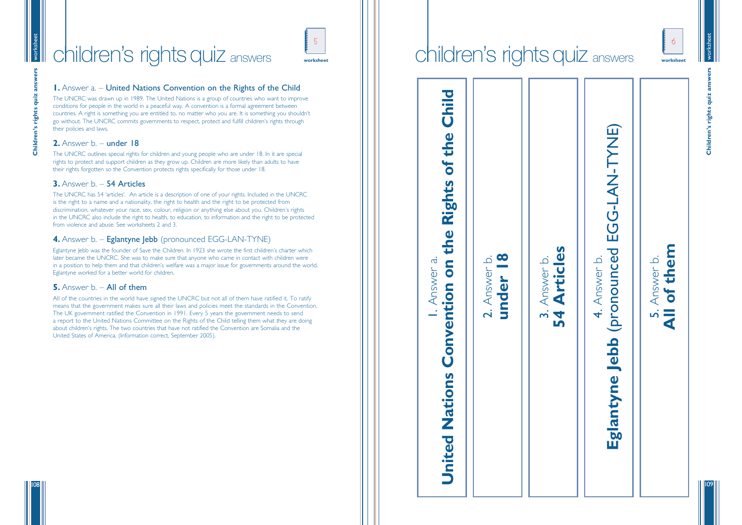# children's rights quiz answers

worksheet 5

**1.** Answer a. – United Nations Convention on the Rights of the Child

The UNCRC was drawn up in 1989. The United Nations is a group of countries who want to improve conditions for people in the world in a peaceful way. A convention is a formal agreement between countries. A right is something you are entitled to, no matter who you are. It is something you shouldn't go without. The UNCRC commits governments to respect, protect and fulfill children's rights through their policies and laws.

**2.** Answer b. – under 18

The UNCRC outlines special rights for children and young people who are under 18. In it are special rights to protect and support children as they grow up. Children are more likely than adults to have their rights forgotten so the Convention protects rights specifically for those under 18.

**3.** Answer b. – 54 Articles

The UNCRC has 54 'articles'. An article is a description of one of your rights. Included in the UNCRC is the right to a name and a nationality, the right to health and the right to be protected from discrimination, whatever your race, sex, colour, religion or anything else about you. Children's rights in the UNCRC also include the right to health, to education, to information and the right to be protected from violence and abuse. See worksheets 2 and 3.

**4.** Answer b. – Eglantyne Jebb (pronounced EGG-LAN-TYNE)

Eglantyne Jebb was the founder of Save the Children. In 1923 she wrote the first children's charter which later became the UNCRC. She was to make sure that anyone who came in contact with children were in a position to help them and that children's welfare was a major issue for governments around the world. Eglantyne worked for a better world for children.

**5.** Answer b. – All of them

All of the countries in the world have signed the UNCRC but not all of them have ratified it. To ratify means that the government makes sure all their laws and policies meet the standards in the Convention. The UK government ratified the Convention in 1991. Every 5 years the government needs to send a report to the United Nations Committee on the Rights of the Child telling them what they are doing about children's rights. The two countries that have not ratified the Convention are Somalia and the United States of America. (Information correct, September 2005).

# children's rights quiz answers

worksheet 6

1. Answer a. **United Nations Convention on the Rights of the Child**

2. Answer b. **under 18**

3. Answer b. **54 Articles**

4. Answer b. **Eglantyne Jebb** (pronounced EGG-LAN-TYNE)

5. Answer b. **All of them**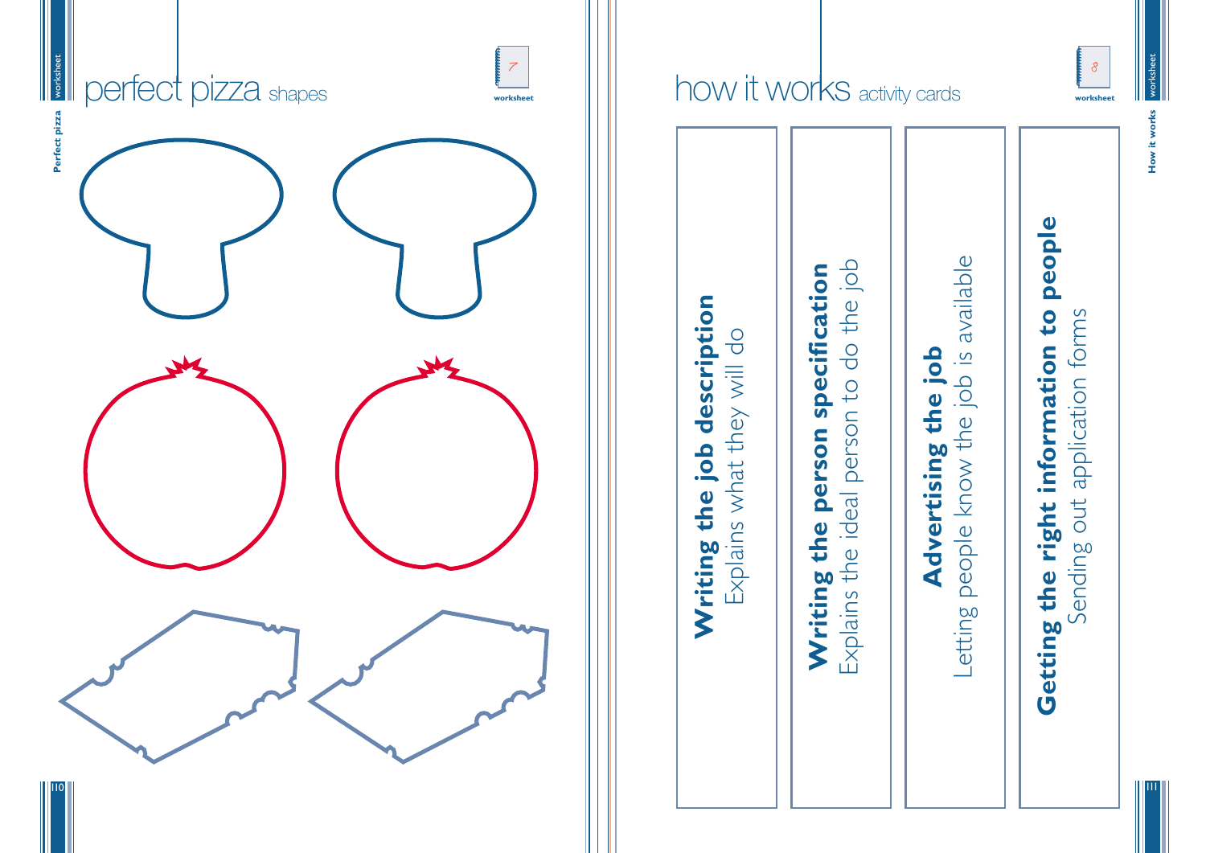# perfect pizza shapes

# how it works activity cards

**Writing the job description**
Explains what they will do

**Writing the person specification**
Explains the ideal person to do the job

**Advertising the job**
Letting people know the job is available

**Getting the right information to people**
Sending out application forms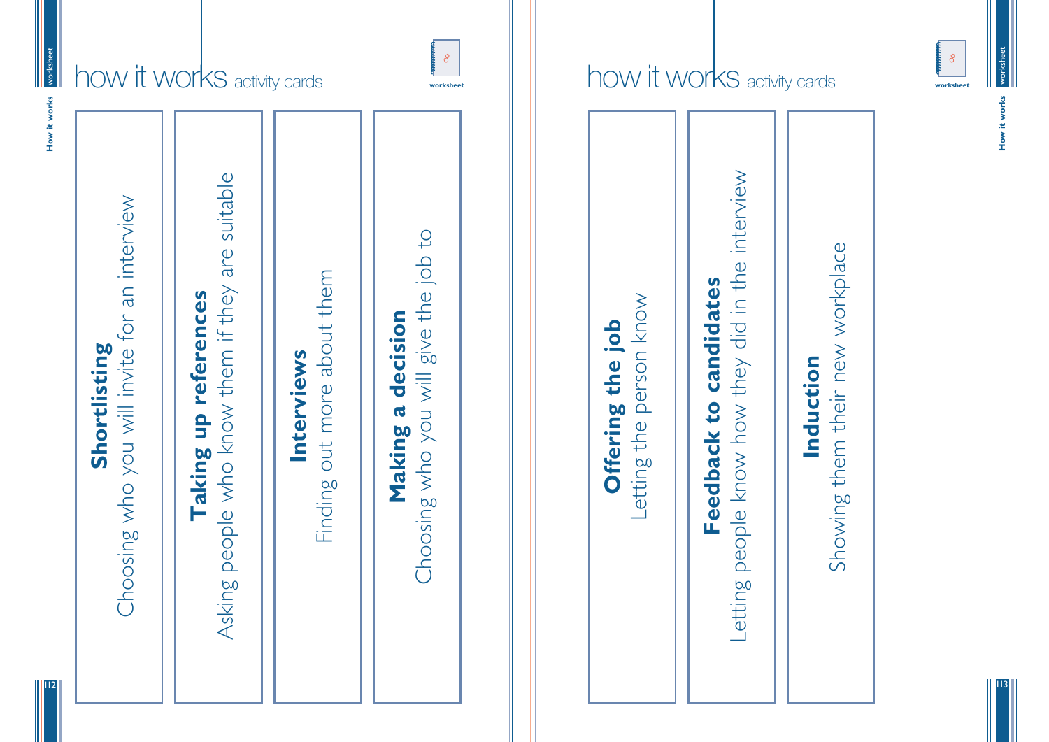# how it works activity cards

**Shortlisting**
Choosing who you will invite for an interview

**Taking up references**
Asking people who know them if they are suitable

**Interviews**
Finding out more about them

**Making a decision**
Choosing who you will give the job to

# how it works activity cards

**Offering the job**
Letting the person know

**Feedback to candidates**
Letting people know how they did in the interview

**Induction**
Showing them their new workplace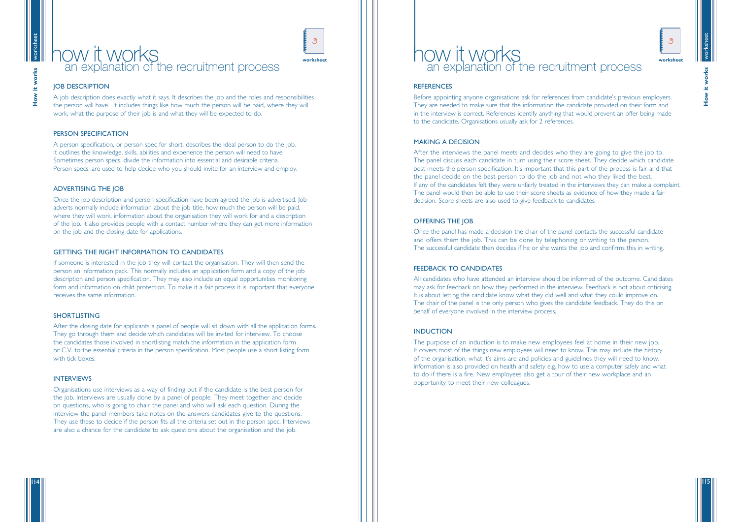# how it works

## an explanation of the recruitment process

worksheet

### JOB DESCRIPTION

A job description does exactly what it says. It describes the job and the roles and responsibilities the person will have. It includes things like how much the person will be paid, where they will work, what the purpose of their job is and what they will be expected to do.

### PERSON SPECIFICATION

A person specification, or person spec for short, describes the ideal person to do the job. It outlines the knowledge, skills, abilities and experience the person will need to have. Sometimes person specs. divide the information into essential and desirable criteria. Person specs. are used to help decide who you should invite for an interview and employ.

### ADVERTISING THE JOB

Once the job description and person specification have been agreed the job is advertised. Job adverts normally include information about the job title, how much the person will be paid, where they will work, information about the organisation they will work for and a description of the job. It also provides people with a contact number where they can get more information on the job and the closing date for applications.

### GETTING THE RIGHT INFORMATION TO CANDIDATES

If someone is interested in the job they will contact the organisation. They will then send the person an information pack. This normally includes an application form and a copy of the job description and person specification. They may also include an equal opportunities monitoring form and information on child protection. To make it a fair process it is important that everyone receives the same information.

### SHORTLISTING

After the closing date for applicants a panel of people will sit down with all the application forms. They go through them and decide which candidates will be invited for interview. To choose the candidates those involved in shortlisting match the information in the application form or C.V. to the essential criteria in the person specification. Most people use a short listing form with tick boxes.

### INTERVIEWS

Organisations use interviews as a way of finding out if the candidate is the best person for the job. Interviews are usually done by a panel of people. They meet together and decide on questions, who is going to chair the panel and who will ask each question. During the interview the panel members take notes on the answers candidates give to the questions. They use these to decide if the person fits all the criteria set out in the person spec. Interviews are also a chance for the candidate to ask questions about the organisation and the job.

# how it works

## an explanation of the recruitment process

worksheet

### REFERENCES

Before appointing anyone organisations ask for references from candidate's previous employers. They are needed to make sure that the information the candidate provided on their form and in the interview is correct. References identify anything that would prevent an offer being made to the candidate. Organisations usually ask for 2 references.

### MAKING A DECISION

After the interviews the panel meets and decides who they are going to give the job to. The panel discuss each candidate in turn using their score sheet. They decide which candidate best meets the person specification. It's important that this part of the process is fair and that the panel decide on the best person to do the job and not who they liked the best. If any of the candidates felt they were unfairly treated in the interviews they can make a complaint. The panel would then be able to use their score sheets as evidence of how they made a fair decision. Score sheets are also used to give feedback to candidates.

### OFFERING THE JOB

Once the panel has made a decision the chair of the panel contacts the successful candidate and offers them the job. This can be done by telephoning or writing to the person. The successful candidate then decides if he or she wants the job and confirms this in writing.

### FEEDBACK TO CANDIDATES

All candidates who have attended an interview should be informed of the outcome. Candidates may ask for feedback on how they performed in the interview. Feedback is not about criticising. It is about letting the candidate know what they did well and what they could improve on. The chair of the panel is the only person who gives the candidate feedback. They do this on behalf of everyone involved in the interview process.

### INDUCTION

The purpose of an induction is to make new employees feel at home in their new job. It covers most of the things new employees will need to know. This may include the history of the organisation, what it's aims are and policies and guidelines they will need to know. Information is also provided on health and safety e.g. how to use a computer safely and what to do if there is a fire. New employees also get a tour of their new workplace and an opportunity to meet their new colleagues.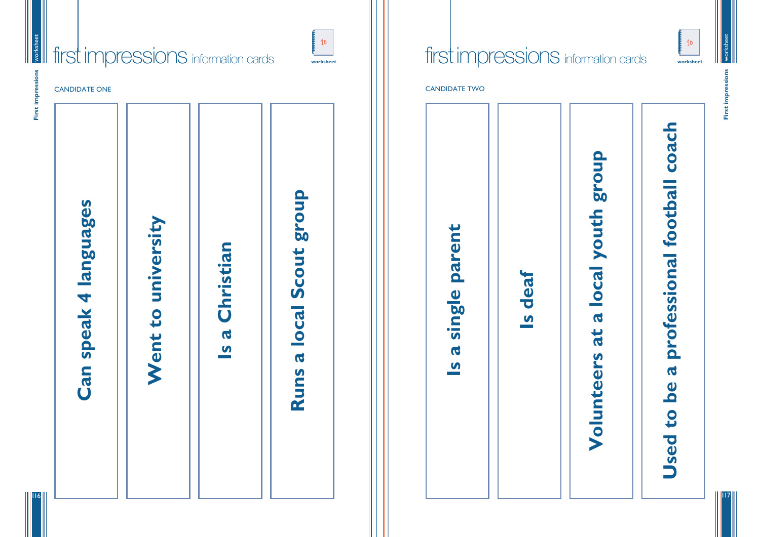# first impressions information cards

CANDIDATE ONE

- **Can speak 4 languages**
- **Went to university**
- **Is a Christian**
- **Runs a local Scout group**

# first impressions information cards

CANDIDATE TWO

- **Is a single parent**
- **Is deaf**
- **Volunteers at a local youth group**
- **Used to be a professional football coach**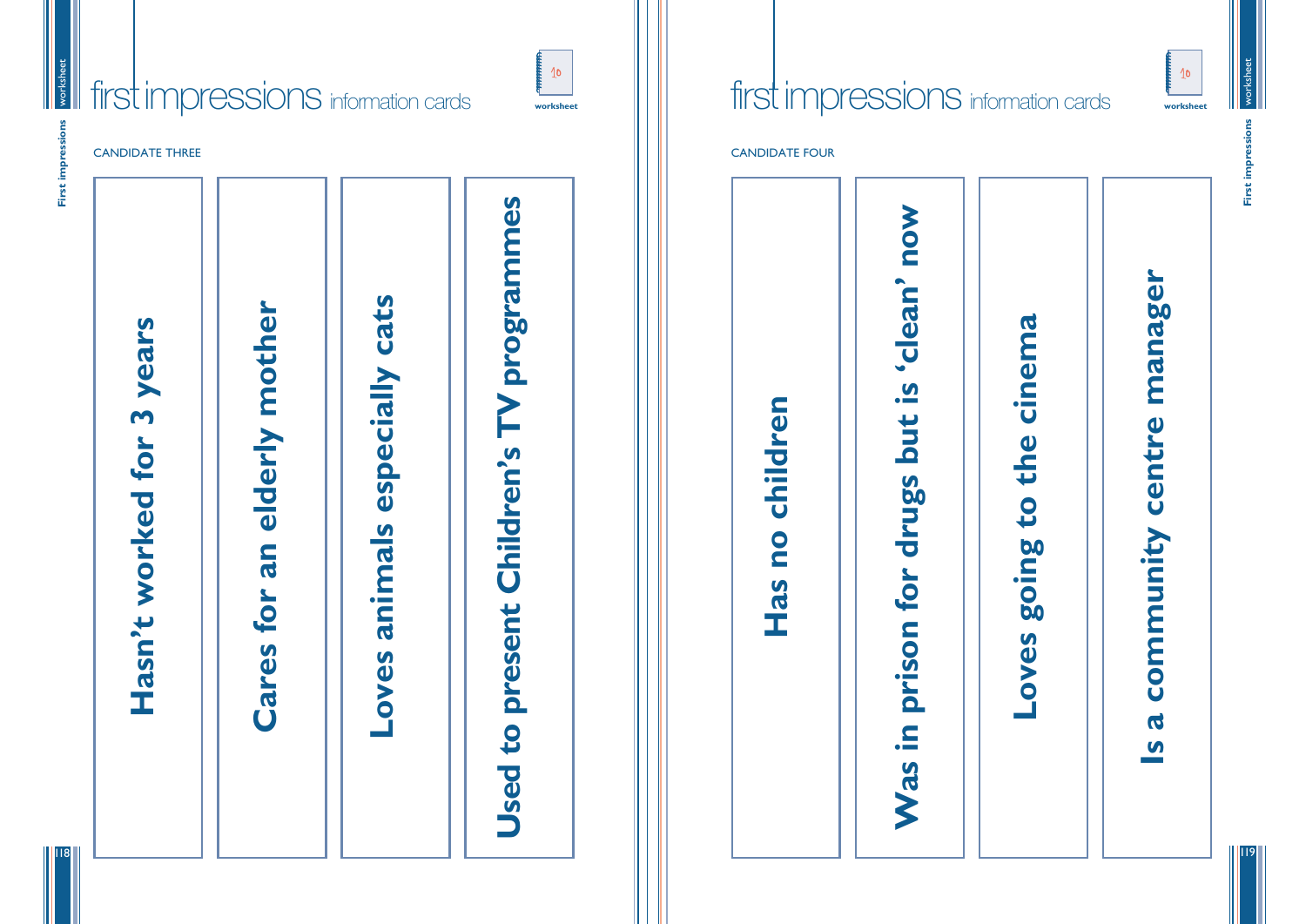# first impressions information cards

CANDIDATE THREE

- Hasn't worked for 3 years
- Cares for an elderly mother
- Loves animals especially cats
- Used to present Children's TV programmes

# first impressions information cards

CANDIDATE FOUR

- Has no children
- Was in prison for drugs but is 'clean' now
- Loves going to the cinema
- Is a community centre manager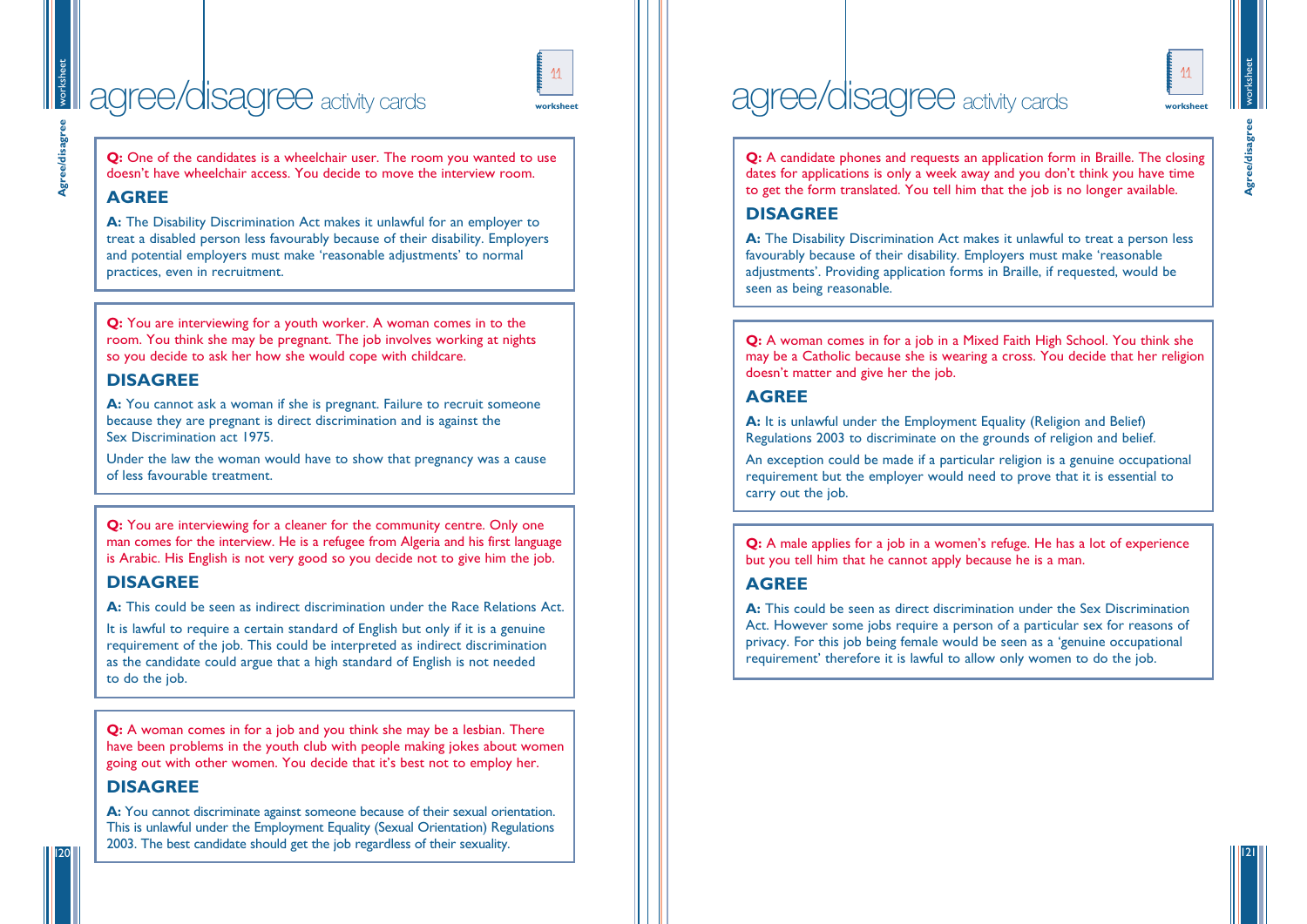# agree/disagree activity cards

**Q:** One of the candidates is a wheelchair user. The room you wanted to use doesn't have wheelchair access. You decide to move the interview room.

### AGREE

**A:** The Disability Discrimination Act makes it unlawful for an employer to treat a disabled person less favourably because of their disability. Employers and potential employers must make 'reasonable adjustments' to normal practices, even in recruitment.

---

**Q:** You are interviewing for a youth worker. A woman comes in to the room. You think she may be pregnant. The job involves working at nights so you decide to ask her how she would cope with childcare.

### DISAGREE

**A:** You cannot ask a woman if she is pregnant. Failure to recruit someone because they are pregnant is direct discrimination and is against the Sex Discrimination act 1975.

Under the law the woman would have to show that pregnancy was a cause of less favourable treatment.

---

**Q:** You are interviewing for a cleaner for the community centre. Only one man comes for the interview. He is a refugee from Algeria and his first language is Arabic. His English is not very good so you decide not to give him the job.

### DISAGREE

**A:** This could be seen as indirect discrimination under the Race Relations Act.

It is lawful to require a certain standard of English but only if it is a genuine requirement of the job. This could be interpreted as indirect discrimination as the candidate could argue that a high standard of English is not needed to do the job.

---

**Q:** A woman comes in for a job and you think she may be a lesbian. There have been problems in the youth club with people making jokes about women going out with other women. You decide that it's best not to employ her.

### DISAGREE

**A:** You cannot discriminate against someone because of their sexual orientation. This is unlawful under the Employment Equality (Sexual Orientation) Regulations 2003. The best candidate should get the job regardless of their sexuality.

---

# agree/disagree activity cards

**Q:** A candidate phones and requests an application form in Braille. The closing dates for applications is only a week away and you don't think you have time to get the form translated. You tell him that the job is no longer available.

### DISAGREE

**A:** The Disability Discrimination Act makes it unlawful to treat a person less favourably because of their disability. Employers must make 'reasonable adjustments'. Providing application forms in Braille, if requested, would be seen as being reasonable.

---

**Q:** A woman comes in for a job in a Mixed Faith High School. You think she may be a Catholic because she is wearing a cross. You decide that her religion doesn't matter and give her the job.

### AGREE

**A:** It is unlawful under the Employment Equality (Religion and Belief) Regulations 2003 to discriminate on the grounds of religion and belief.

An exception could be made if a particular religion is a genuine occupational requirement but the employer would need to prove that it is essential to carry out the job.

---

**Q:** A male applies for a job in a women's refuge. He has a lot of experience but you tell him that he cannot apply because he is a man.

### AGREE

**A:** This could be seen as direct discrimination under the Sex Discrimination Act. However some jobs require a person of a particular sex for reasons of privacy. For this job being female would be seen as a 'genuine occupational requirement' therefore it is lawful to allow only women to do the job.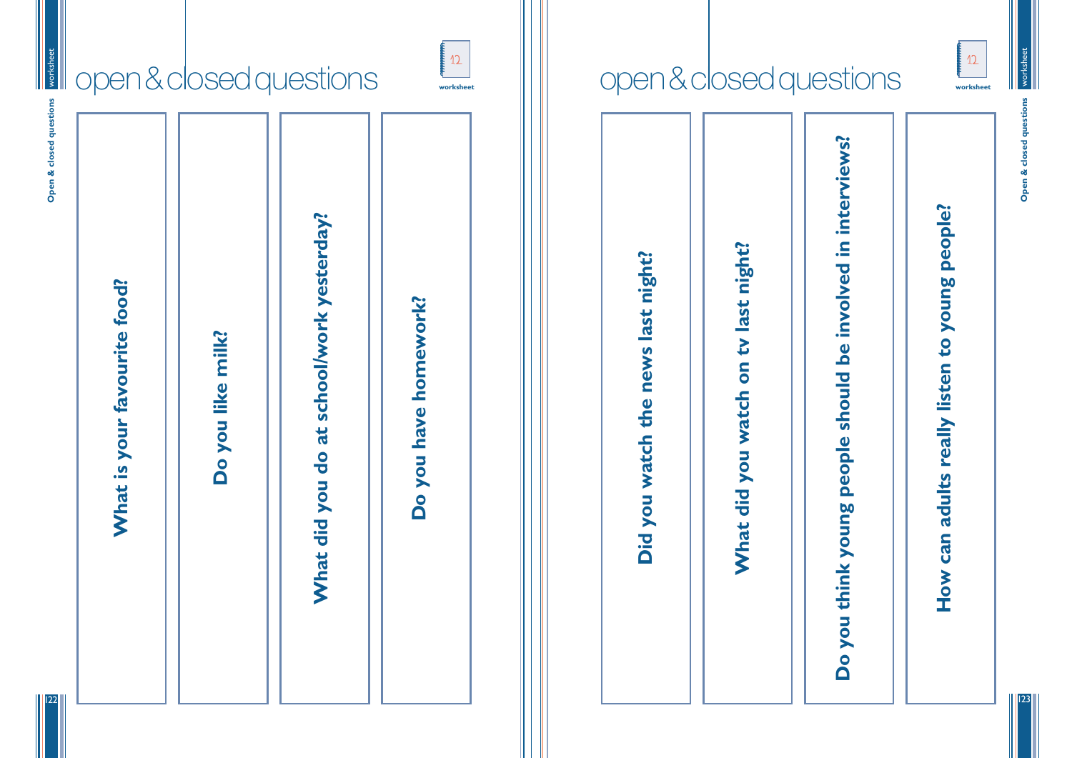# open & closed questions

What is your favourite food?

Do you like milk?

What did you do at school/work yesterday?

Do you have homework?

# open & closed questions

Did you watch the news last night?

What did you watch on tv last night?

Do you think young people should be involved in interviews?

How can adults really listen to young people?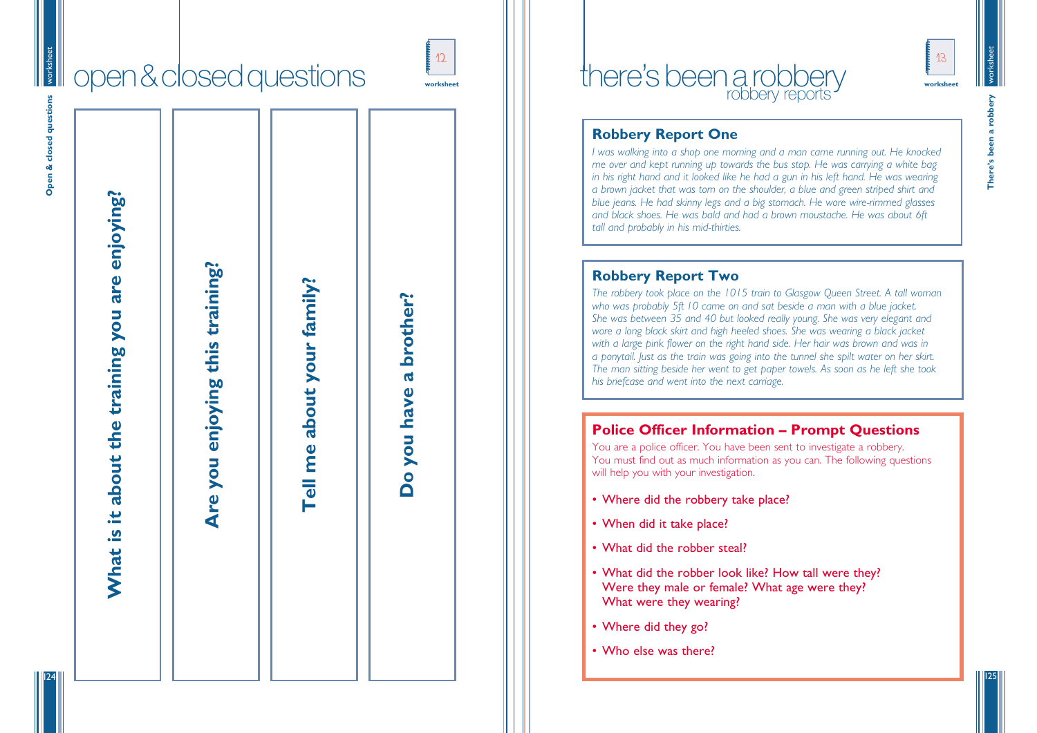# open & closed questions

worksheet 12

What is it about the training you are enjoying?

Are you enjoying this training?

Tell me about your family?

Do you have a brother?

# there's been a robbery

## robbery reports

worksheet 13

### Robbery Report One

*I was walking into a shop one morning and a man came running out. He knocked me over and kept running up towards the bus stop. He was carrying a white bag in his right hand and it looked like he had a gun in his left hand. He was wearing a brown jacket that was torn on the shoulder, a blue and green striped shirt and blue jeans. He had skinny legs and a big stomach. He wore wire-rimmed glasses and black shoes. He was bald and had a brown moustache. He was about 6ft tall and probably in his mid-thirties.*

### Robbery Report Two

*The robbery took place on the 1015 train to Glasgow Queen Street. A tall woman who was probably 5ft 10 came on and sat beside a man with a blue jacket. She was between 35 and 40 but looked really young. She was very elegant and wore a long black skirt and high heeled shoes. She was wearing a black jacket with a large pink flower on the right hand side. Her hair was brown and was in a ponytail. Just as the train was going into the tunnel she spilt water on her skirt. The man sitting beside her went to get paper towels. As soon as he left she took his briefcase and went into the next carriage.*

### Police Officer Information – Prompt Questions

You are a police officer. You have been sent to investigate a robbery. You must find out as much information as you can. The following questions will help you with your investigation.

- Where did the robbery take place?
- When did it take place?
- What did the robber steal?
- What did the robber look like? How tall were they? Were they male or female? What age were they? What were they wearing?
- Where did they go?
- Who else was there?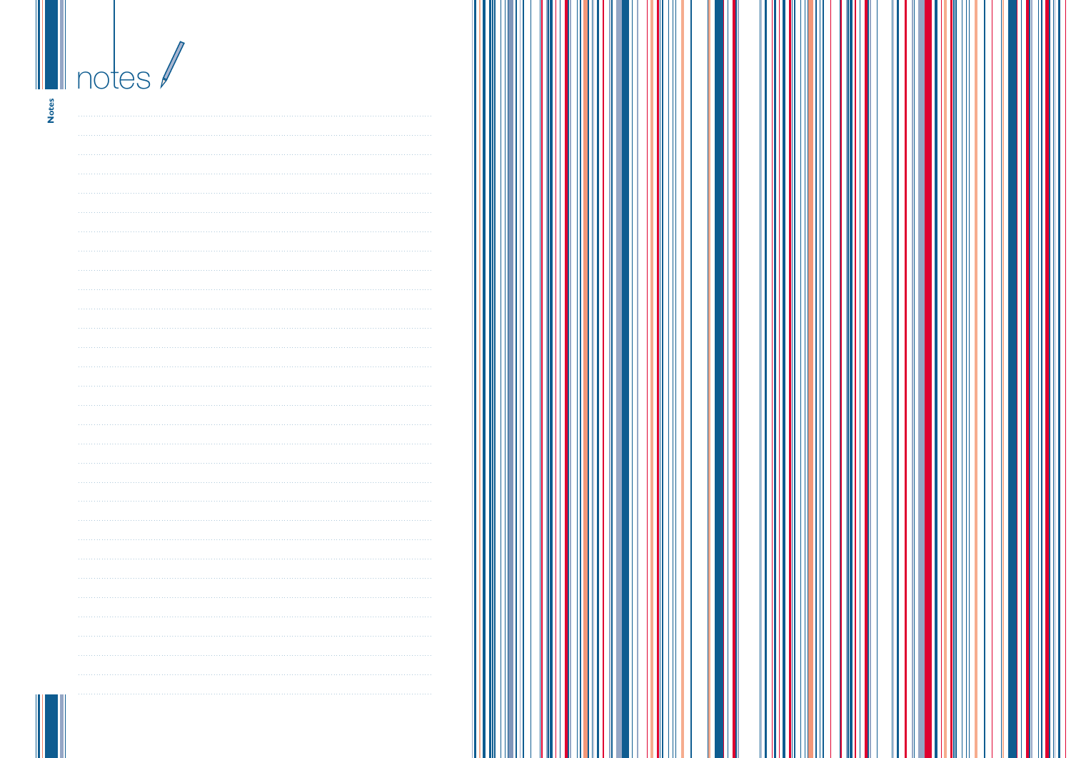# notes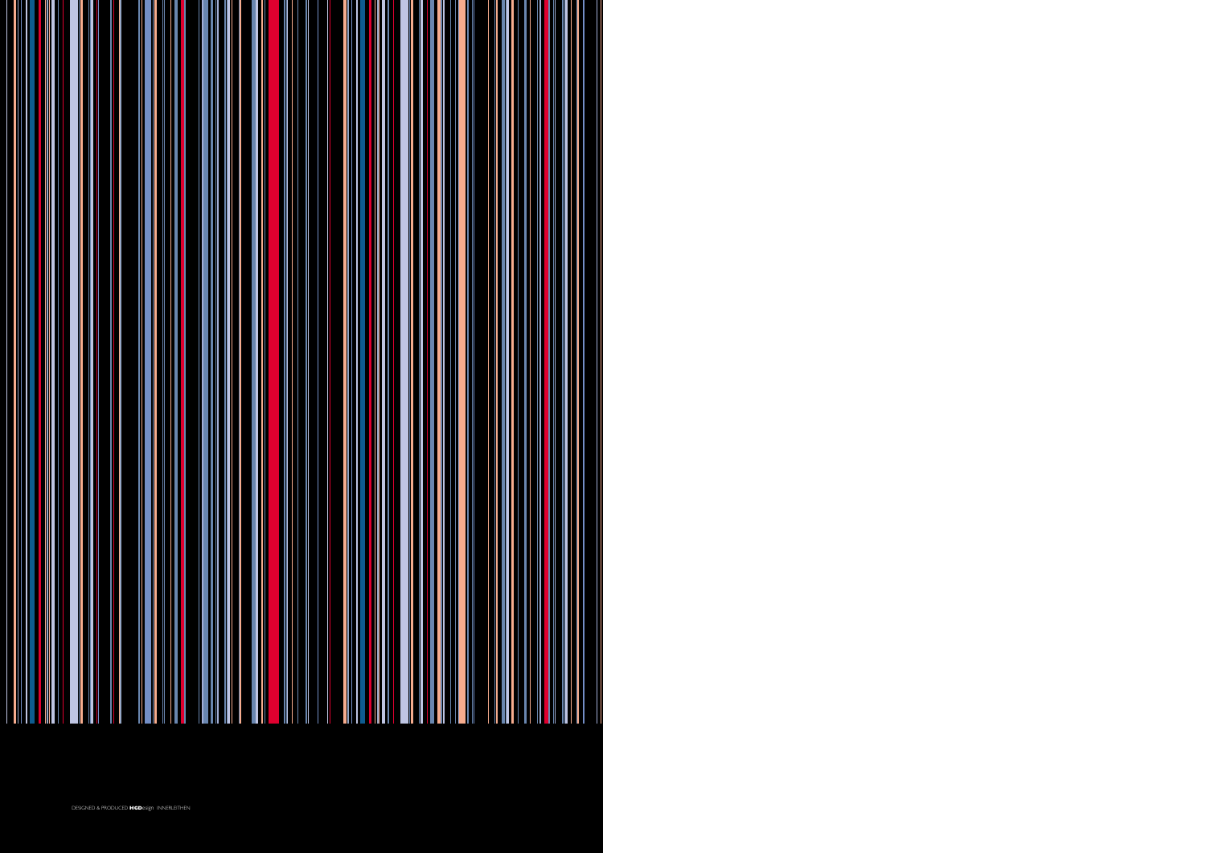DESIGNED & PRODUCED **HGD**esign INNERLEITHEN